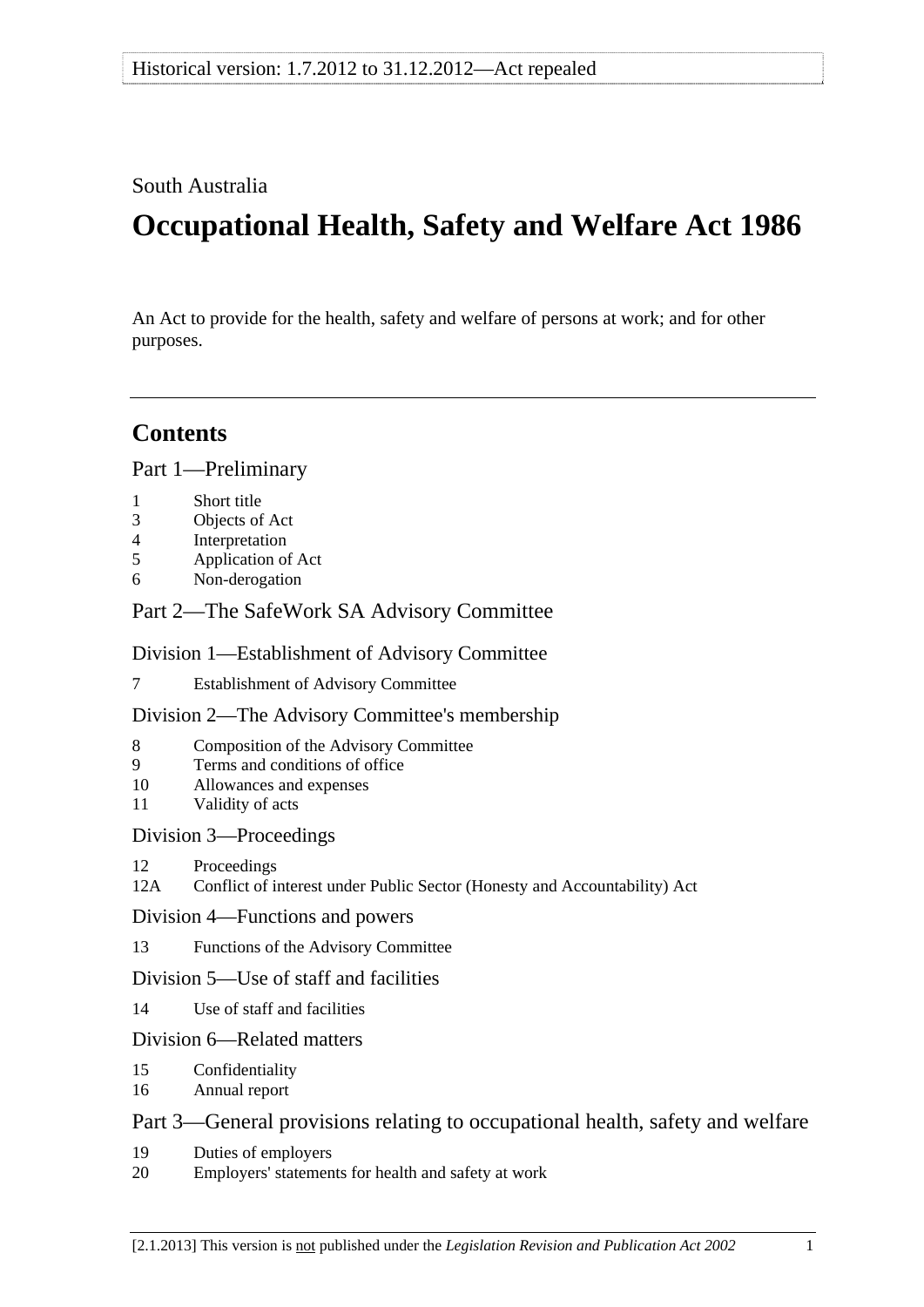Historical version: 1.7.2012 to 31.12.2012—Act repealed

South Australia

# Occupational Health, Safety and Welfare Act 1986

An Act to provide for the health, safety and welfare of persons at work; and for other purposes.

---

## Contents

### Part 1—Preliminary

1 Short title
3 Objects of Act
4 Interpretation
5 Application of Act
6 Non-derogation

### Part 2—The SafeWork SA Advisory Committee

#### Division 1—Establishment of Advisory Committee

7 Establishment of Advisory Committee

#### Division 2—The Advisory Committee's membership

8 Composition of the Advisory Committee
9 Terms and conditions of office
10 Allowances and expenses
11 Validity of acts

#### Division 3—Proceedings

12 Proceedings
12A Conflict of interest under Public Sector (Honesty and Accountability) Act

#### Division 4—Functions and powers

13 Functions of the Advisory Committee

#### Division 5—Use of staff and facilities

14 Use of staff and facilities

#### Division 6—Related matters

15 Confidentiality
16 Annual report

### Part 3—General provisions relating to occupational health, safety and welfare

19 Duties of employers
20 Employers' statements for health and safety at work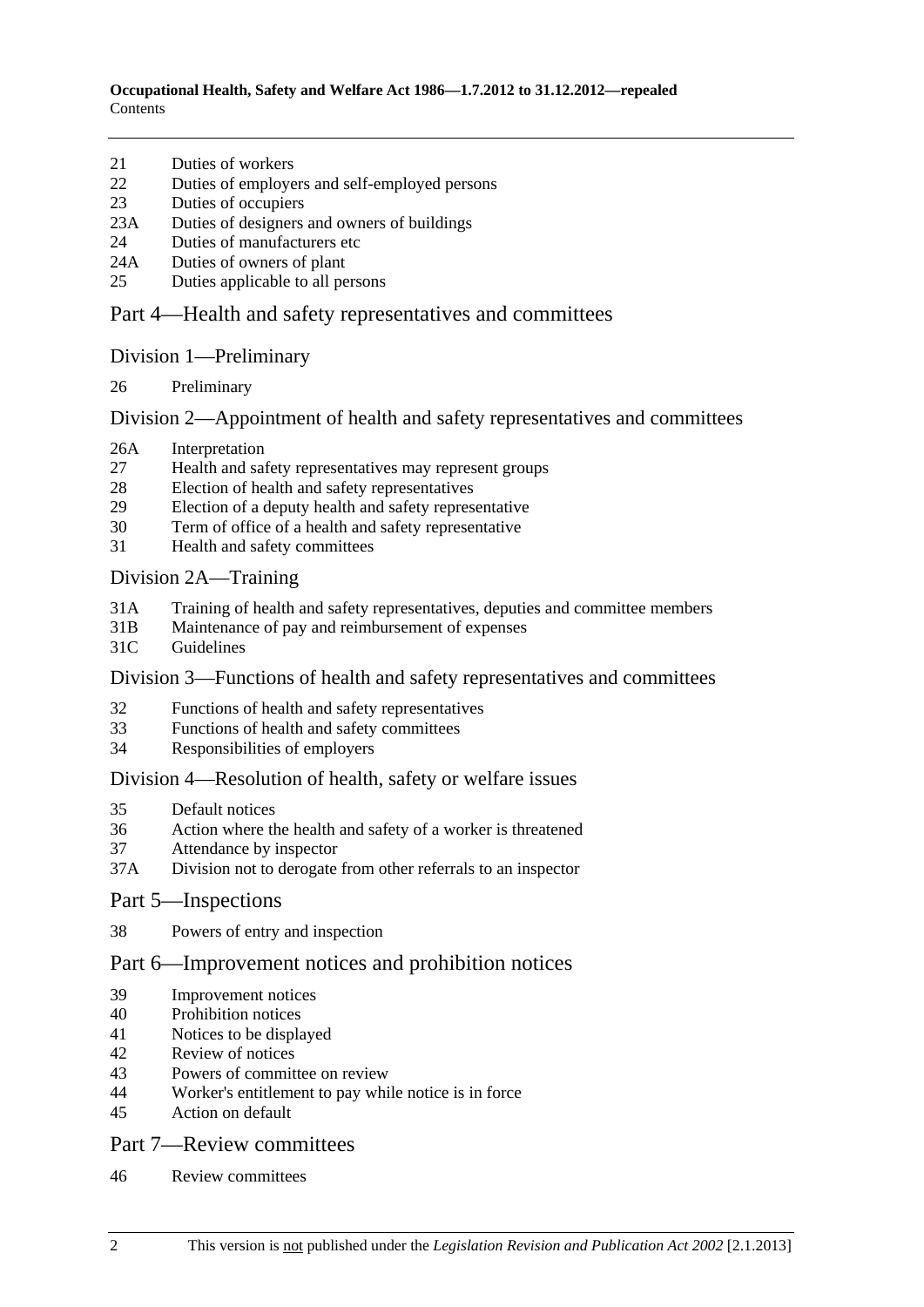21 Duties of workers
22 Duties of employers and self-employed persons
23 Duties of occupiers
23A Duties of designers and owners of buildings
24 Duties of manufacturers etc
24A Duties of owners of plant
25 Duties applicable to all persons

## Part 4—Health and safety representatives and committees

### Division 1—Preliminary

26 Preliminary

### Division 2—Appointment of health and safety representatives and committees

26A Interpretation
27 Health and safety representatives may represent groups
28 Election of health and safety representatives
29 Election of a deputy health and safety representative
30 Term of office of a health and safety representative
31 Health and safety committees

### Division 2A—Training

31A Training of health and safety representatives, deputies and committee members
31B Maintenance of pay and reimbursement of expenses
31C Guidelines

### Division 3—Functions of health and safety representatives and committees

32 Functions of health and safety representatives
33 Functions of health and safety committees
34 Responsibilities of employers

### Division 4—Resolution of health, safety or welfare issues

35 Default notices
36 Action where the health and safety of a worker is threatened
37 Attendance by inspector
37A Division not to derogate from other referrals to an inspector

## Part 5—Inspections

38 Powers of entry and inspection

## Part 6—Improvement notices and prohibition notices

39 Improvement notices
40 Prohibition notices
41 Notices to be displayed
42 Review of notices
43 Powers of committee on review
44 Worker's entitlement to pay while notice is in force
45 Action on default

## Part 7—Review committees

46 Review committees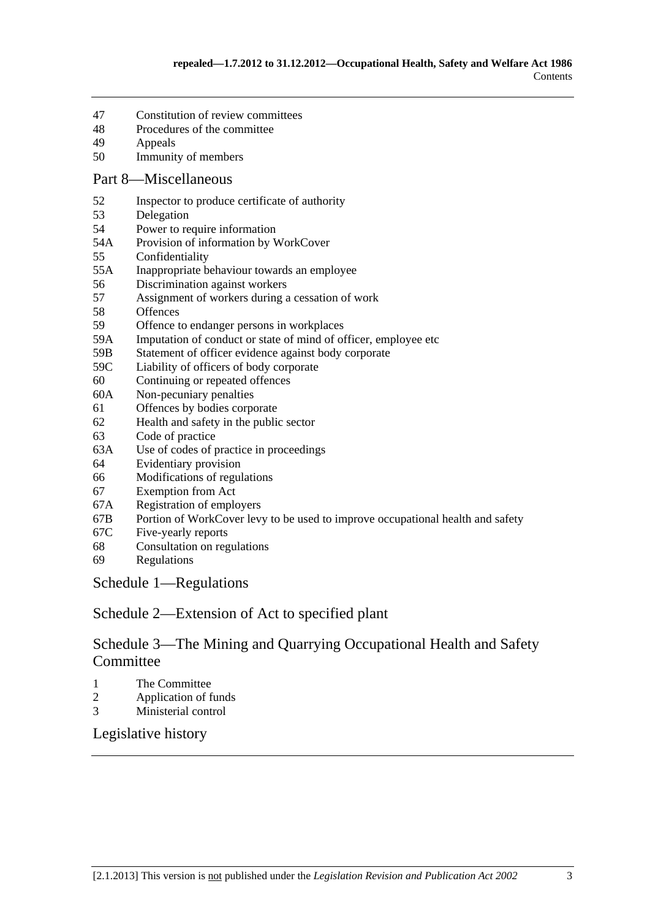47 Constitution of review committees
48 Procedures of the committee
49 Appeals
50 Immunity of members

## Part 8—Miscellaneous

52 Inspector to produce certificate of authority
53 Delegation
54 Power to require information
54A Provision of information by WorkCover
55 Confidentiality
55A Inappropriate behaviour towards an employee
56 Discrimination against workers
57 Assignment of workers during a cessation of work
58 Offences
59 Offence to endanger persons in workplaces
59A Imputation of conduct or state of mind of officer, employee etc
59B Statement of officer evidence against body corporate
59C Liability of officers of body corporate
60 Continuing or repeated offences
60A Non-pecuniary penalties
61 Offences by bodies corporate
62 Health and safety in the public sector
63 Code of practice
63A Use of codes of practice in proceedings
64 Evidentiary provision
66 Modifications of regulations
67 Exemption from Act
67A Registration of employers
67B Portion of WorkCover levy to be used to improve occupational health and safety
67C Five-yearly reports
68 Consultation on regulations
69 Regulations

## Schedule 1—Regulations

## Schedule 2—Extension of Act to specified plant

## Schedule 3—The Mining and Quarrying Occupational Health and Safety Committee

1 The Committee
2 Application of funds
3 Ministerial control

## Legislative history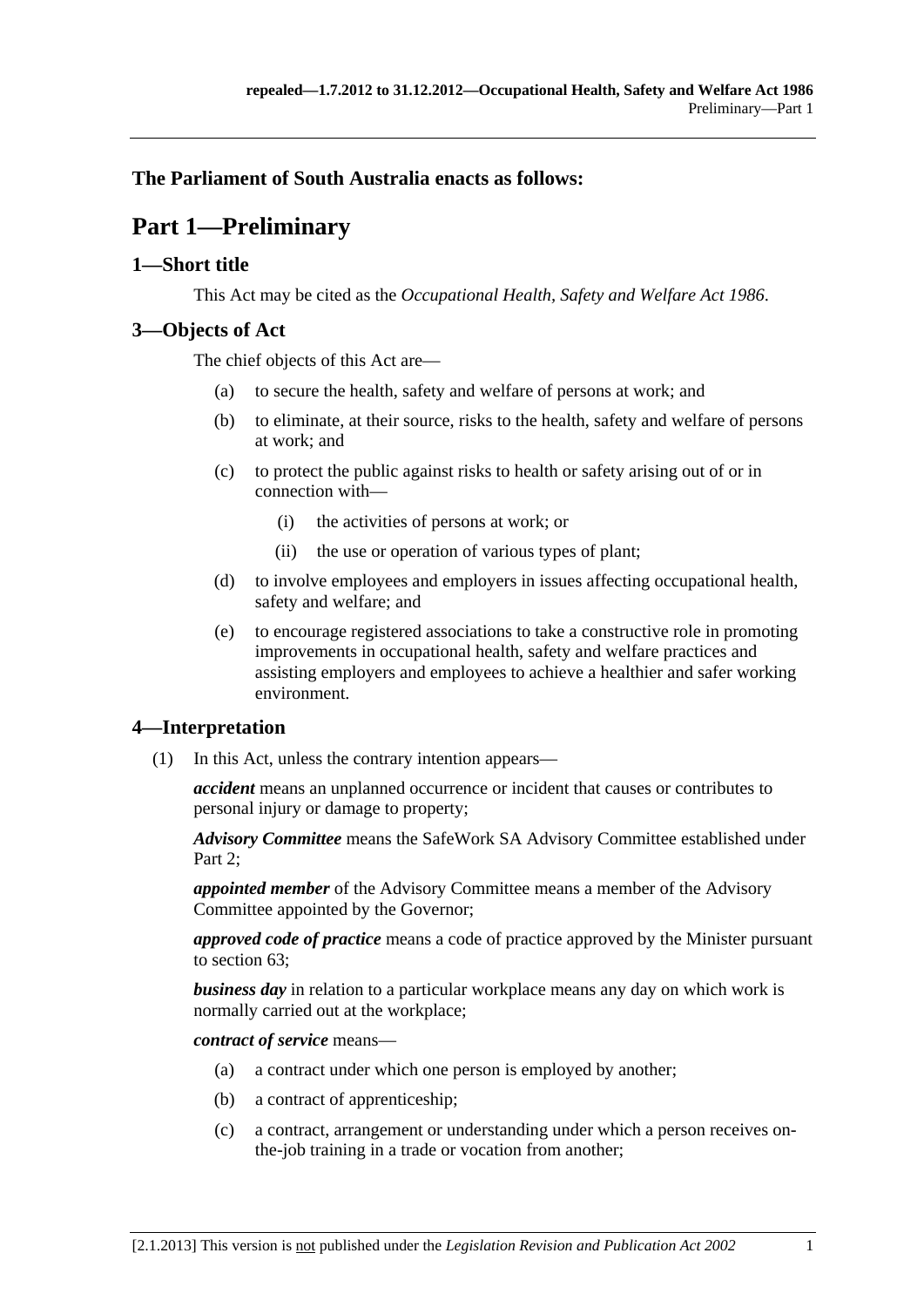## The Parliament of South Australia enacts as follows:

# Part 1—Preliminary

## 1—Short title

This Act may be cited as the *Occupational Health, Safety and Welfare Act 1986*.

## 3—Objects of Act

The chief objects of this Act are—

- (a) to secure the health, safety and welfare of persons at work; and
- (b) to eliminate, at their source, risks to the health, safety and welfare of persons at work; and
- (c) to protect the public against risks to health or safety arising out of or in connection with—
  - (i) the activities of persons at work; or
  - (ii) the use or operation of various types of plant;
- (d) to involve employees and employers in issues affecting occupational health, safety and welfare; and
- (e) to encourage registered associations to take a constructive role in promoting improvements in occupational health, safety and welfare practices and assisting employers and employees to achieve a healthier and safer working environment.

## 4—Interpretation

(1) In this Act, unless the contrary intention appears—

***accident*** means an unplanned occurrence or incident that causes or contributes to personal injury or damage to property;

***Advisory Committee*** means the SafeWork SA Advisory Committee established under Part 2;

***appointed member*** of the Advisory Committee means a member of the Advisory Committee appointed by the Governor;

***approved code of practice*** means a code of practice approved by the Minister pursuant to section 63;

***business day*** in relation to a particular workplace means any day on which work is normally carried out at the workplace;

***contract of service*** means—

- (a) a contract under which one person is employed by another;
- (b) a contract of apprenticeship;
- (c) a contract, arrangement or understanding under which a person receives on-the-job training in a trade or vocation from another;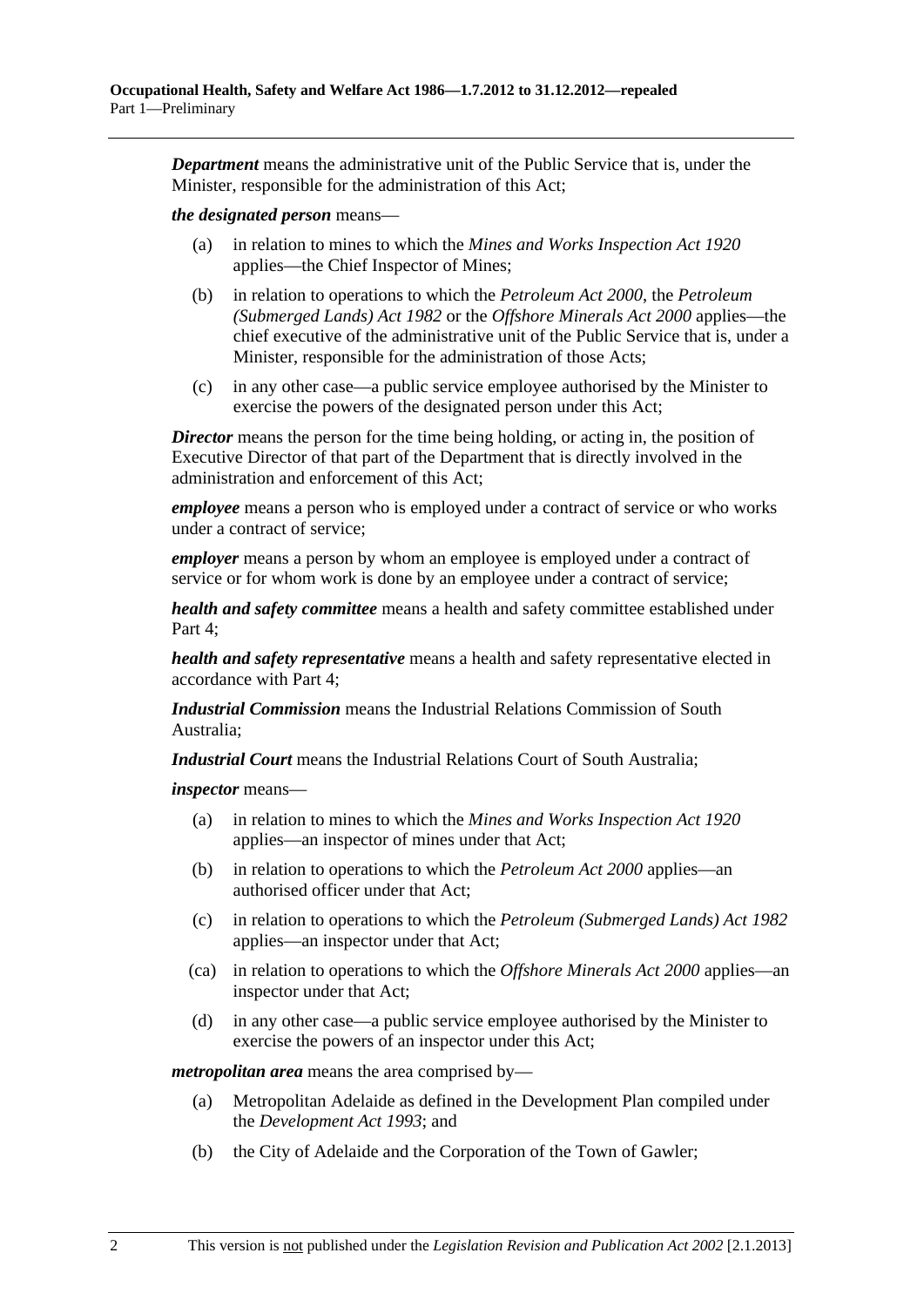***Department*** means the administrative unit of the Public Service that is, under the Minister, responsible for the administration of this Act;

***the designated person*** means—

(a) in relation to mines to which the *Mines and Works Inspection Act 1920* applies—the Chief Inspector of Mines;

(b) in relation to operations to which the *Petroleum Act 2000*, the *Petroleum (Submerged Lands) Act 1982* or the *Offshore Minerals Act 2000* applies—the chief executive of the administrative unit of the Public Service that is, under a Minister, responsible for the administration of those Acts;

(c) in any other case—a public service employee authorised by the Minister to exercise the powers of the designated person under this Act;

***Director*** means the person for the time being holding, or acting in, the position of Executive Director of that part of the Department that is directly involved in the administration and enforcement of this Act;

***employee*** means a person who is employed under a contract of service or who works under a contract of service;

***employer*** means a person by whom an employee is employed under a contract of service or for whom work is done by an employee under a contract of service;

***health and safety committee*** means a health and safety committee established under Part 4;

***health and safety representative*** means a health and safety representative elected in accordance with Part 4;

***Industrial Commission*** means the Industrial Relations Commission of South Australia;

***Industrial Court*** means the Industrial Relations Court of South Australia;

***inspector*** means—

(a) in relation to mines to which the *Mines and Works Inspection Act 1920* applies—an inspector of mines under that Act;

(b) in relation to operations to which the *Petroleum Act 2000* applies—an authorised officer under that Act;

(c) in relation to operations to which the *Petroleum (Submerged Lands) Act 1982* applies—an inspector under that Act;

(ca) in relation to operations to which the *Offshore Minerals Act 2000* applies—an inspector under that Act;

(d) in any other case—a public service employee authorised by the Minister to exercise the powers of an inspector under this Act;

***metropolitan area*** means the area comprised by—

(a) Metropolitan Adelaide as defined in the Development Plan compiled under the *Development Act 1993*; and

(b) the City of Adelaide and the Corporation of the Town of Gawler;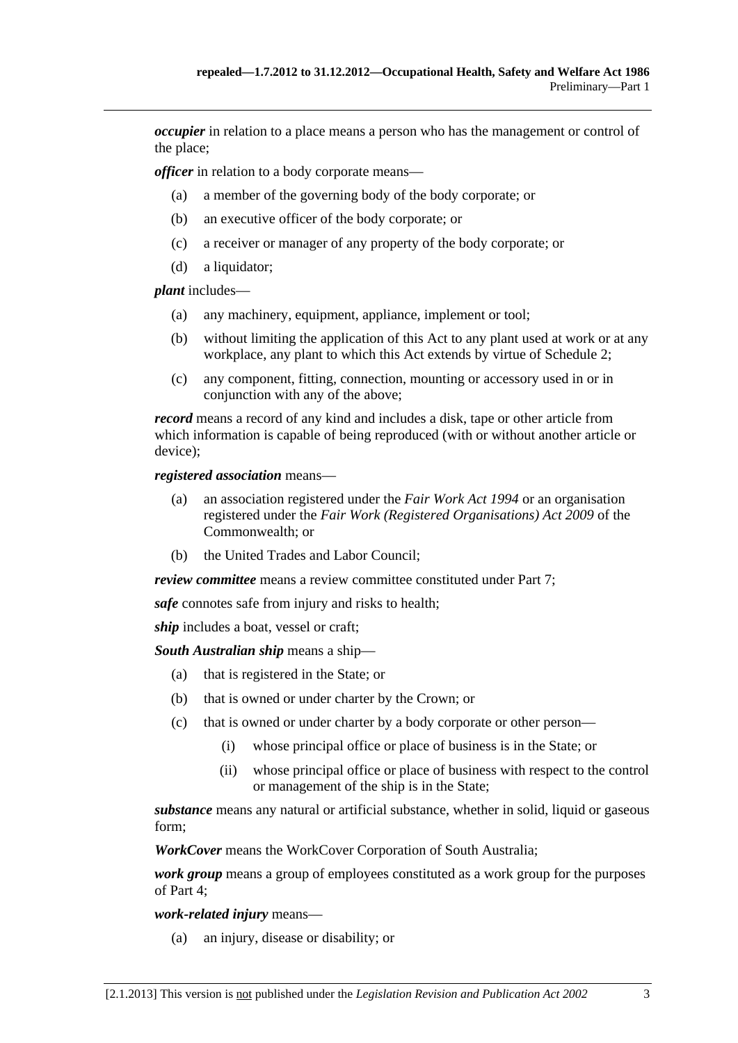***occupier*** in relation to a place means a person who has the management or control of the place;

***officer*** in relation to a body corporate means—

(a) a member of the governing body of the body corporate; or

(b) an executive officer of the body corporate; or

(c) a receiver or manager of any property of the body corporate; or

(d) a liquidator;

***plant*** includes—

(a) any machinery, equipment, appliance, implement or tool;

(b) without limiting the application of this Act to any plant used at work or at any workplace, any plant to which this Act extends by virtue of Schedule 2;

(c) any component, fitting, connection, mounting or accessory used in or in conjunction with any of the above;

***record*** means a record of any kind and includes a disk, tape or other article from which information is capable of being reproduced (with or without another article or device);

***registered association*** means—

(a) an association registered under the *Fair Work Act 1994* or an organisation registered under the *Fair Work (Registered Organisations) Act 2009* of the Commonwealth; or

(b) the United Trades and Labor Council;

***review committee*** means a review committee constituted under Part 7;

***safe*** connotes safe from injury and risks to health;

***ship*** includes a boat, vessel or craft;

***South Australian ship*** means a ship—

(a) that is registered in the State; or

(b) that is owned or under charter by the Crown; or

(c) that is owned or under charter by a body corporate or other person—

(i) whose principal office or place of business is in the State; or

(ii) whose principal office or place of business with respect to the control or management of the ship is in the State;

***substance*** means any natural or artificial substance, whether in solid, liquid or gaseous form;

***WorkCover*** means the WorkCover Corporation of South Australia;

***work group*** means a group of employees constituted as a work group for the purposes of Part 4;

***work-related injury*** means—

(a) an injury, disease or disability; or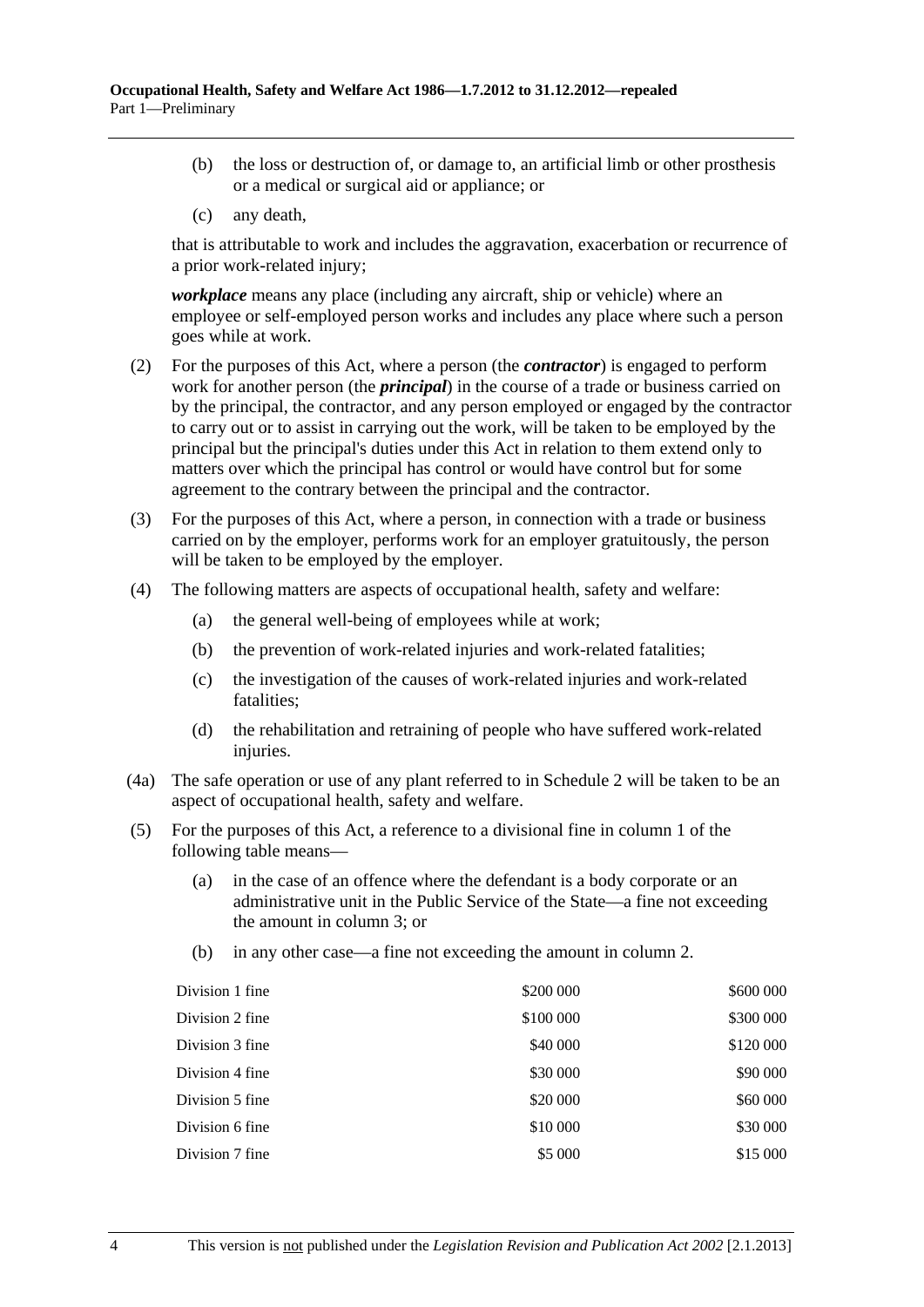(b) the loss or destruction of, or damage to, an artificial limb or other prosthesis or a medical or surgical aid or appliance; or

(c) any death,

that is attributable to work and includes the aggravation, exacerbation or recurrence of a prior work-related injury;

***workplace*** means any place (including any aircraft, ship or vehicle) where an employee or self-employed person works and includes any place where such a person goes while at work.

(2) For the purposes of this Act, where a person (the ***contractor***) is engaged to perform work for another person (the ***principal***) in the course of a trade or business carried on by the principal, the contractor, and any person employed or engaged by the contractor to carry out or to assist in carrying out the work, will be taken to be employed by the principal but the principal's duties under this Act in relation to them extend only to matters over which the principal has control or would have control but for some agreement to the contrary between the principal and the contractor.

(3) For the purposes of this Act, where a person, in connection with a trade or business carried on by the employer, performs work for an employer gratuitously, the person will be taken to be employed by the employer.

(4) The following matters are aspects of occupational health, safety and welfare:

(a) the general well-being of employees while at work;

(b) the prevention of work-related injuries and work-related fatalities;

(c) the investigation of the causes of work-related injuries and work-related fatalities;

(d) the rehabilitation and retraining of people who have suffered work-related injuries.

(4a) The safe operation or use of any plant referred to in Schedule 2 will be taken to be an aspect of occupational health, safety and welfare.

(5) For the purposes of this Act, a reference to a divisional fine in column 1 of the following table means—

(a) in the case of an offence where the defendant is a body corporate or an administrative unit in the Public Service of the State—a fine not exceeding the amount in column 3; or

(b) in any other case—a fine not exceeding the amount in column 2.

| | | |
|---|---|---|
| Division 1 fine | \$200 000 | \$600 000 |
| Division 2 fine | \$100 000 | \$300 000 |
| Division 3 fine | \$40 000 | \$120 000 |
| Division 4 fine | \$30 000 | \$90 000 |
| Division 5 fine | \$20 000 | \$60 000 |
| Division 6 fine | \$10 000 | \$30 000 |
| Division 7 fine | \$5 000 | \$15 000 |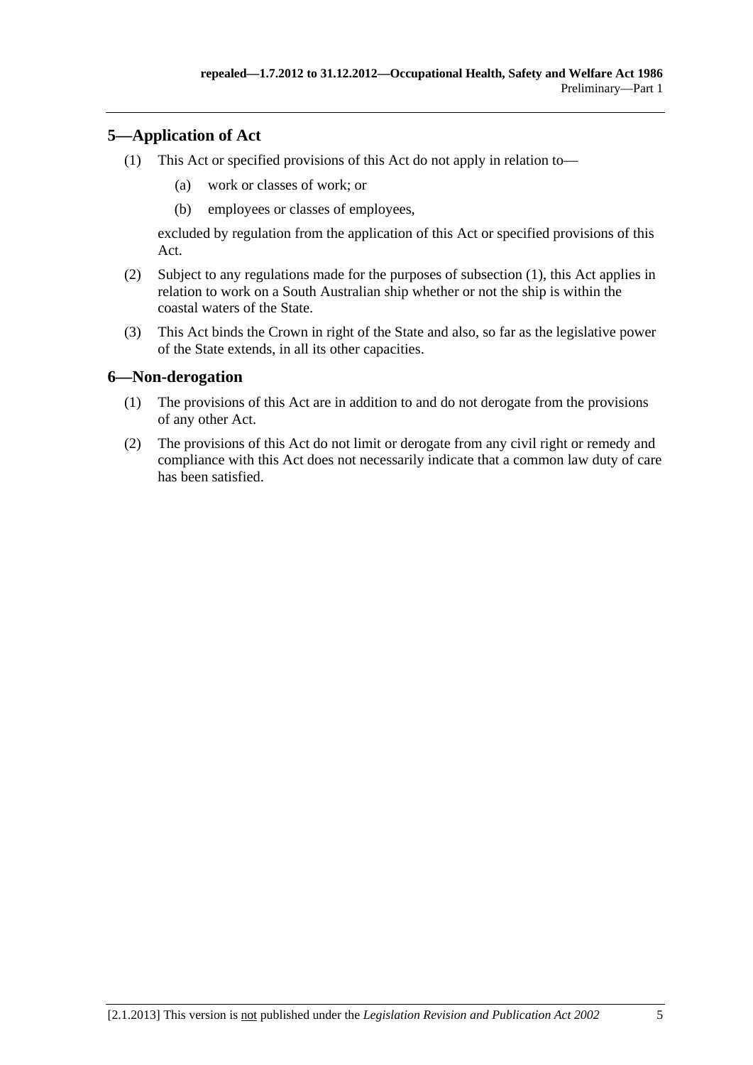## 5—Application of Act

(1) This Act or specified provisions of this Act do not apply in relation to—

(a) work or classes of work; or

(b) employees or classes of employees,

excluded by regulation from the application of this Act or specified provisions of this Act.

(2) Subject to any regulations made for the purposes of subsection (1), this Act applies in relation to work on a South Australian ship whether or not the ship is within the coastal waters of the State.

(3) This Act binds the Crown in right of the State and also, so far as the legislative power of the State extends, in all its other capacities.

## 6—Non-derogation

(1) The provisions of this Act are in addition to and do not derogate from the provisions of any other Act.

(2) The provisions of this Act do not limit or derogate from any civil right or remedy and compliance with this Act does not necessarily indicate that a common law duty of care has been satisfied.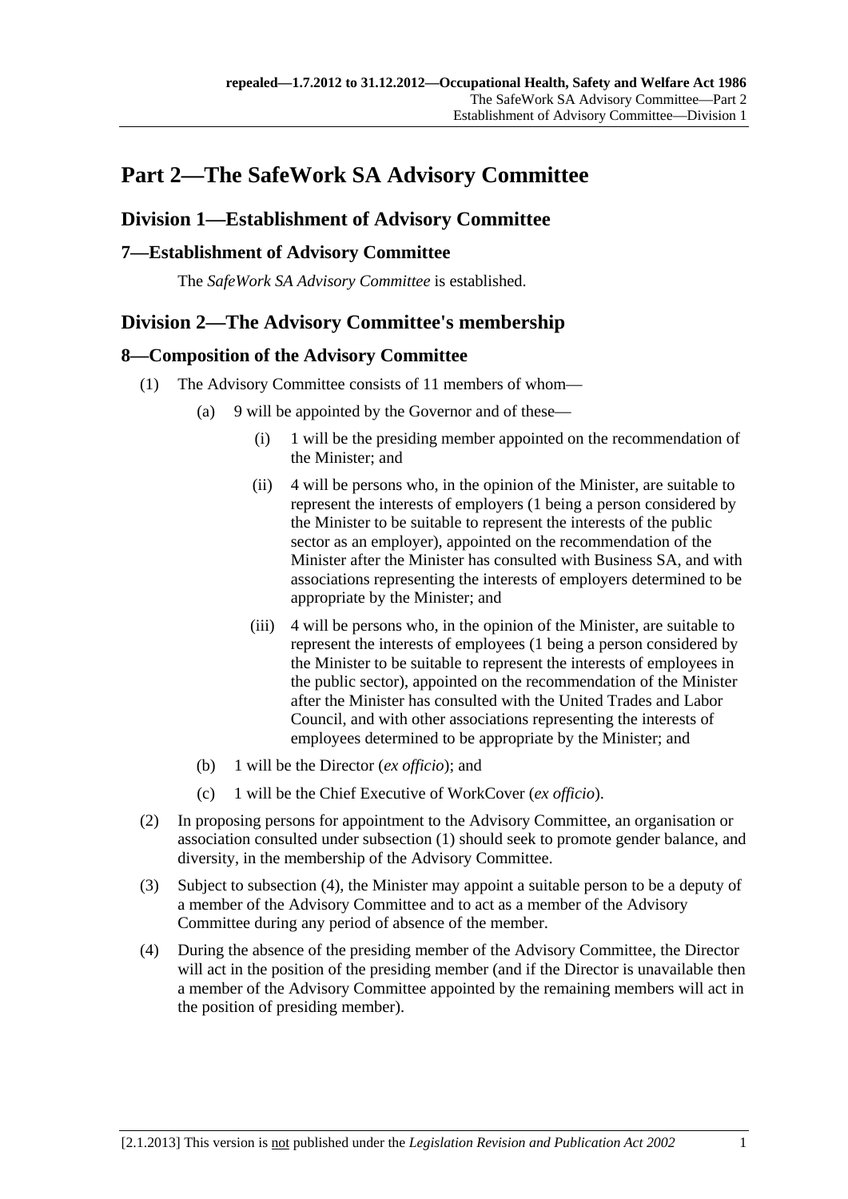# Part 2—The SafeWork SA Advisory Committee

## Division 1—Establishment of Advisory Committee

### 7—Establishment of Advisory Committee

The *SafeWork SA Advisory Committee* is established.

## Division 2—The Advisory Committee's membership

### 8—Composition of the Advisory Committee

(1) The Advisory Committee consists of 11 members of whom—

(a) 9 will be appointed by the Governor and of these—

(i) 1 will be the presiding member appointed on the recommendation of the Minister; and

(ii) 4 will be persons who, in the opinion of the Minister, are suitable to represent the interests of employers (1 being a person considered by the Minister to be suitable to represent the interests of the public sector as an employer), appointed on the recommendation of the Minister after the Minister has consulted with Business SA, and with associations representing the interests of employers determined to be appropriate by the Minister; and

(iii) 4 will be persons who, in the opinion of the Minister, are suitable to represent the interests of employees (1 being a person considered by the Minister to be suitable to represent the interests of employees in the public sector), appointed on the recommendation of the Minister after the Minister has consulted with the United Trades and Labor Council, and with other associations representing the interests of employees determined to be appropriate by the Minister; and

(b) 1 will be the Director (*ex officio*); and

(c) 1 will be the Chief Executive of WorkCover (*ex officio*).

(2) In proposing persons for appointment to the Advisory Committee, an organisation or association consulted under subsection (1) should seek to promote gender balance, and diversity, in the membership of the Advisory Committee.

(3) Subject to subsection (4), the Minister may appoint a suitable person to be a deputy of a member of the Advisory Committee and to act as a member of the Advisory Committee during any period of absence of the member.

(4) During the absence of the presiding member of the Advisory Committee, the Director will act in the position of the presiding member (and if the Director is unavailable then a member of the Advisory Committee appointed by the remaining members will act in the position of presiding member).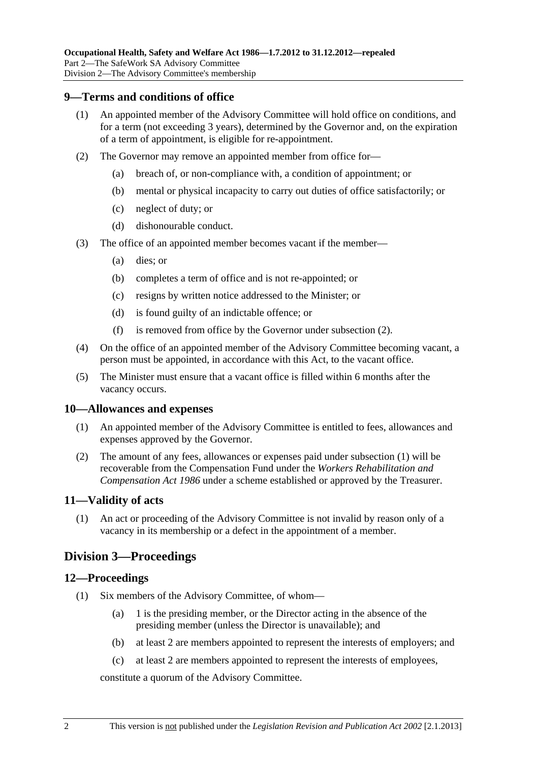## 9—Terms and conditions of office

(1) An appointed member of the Advisory Committee will hold office on conditions, and for a term (not exceeding 3 years), determined by the Governor and, on the expiration of a term of appointment, is eligible for re-appointment.

(2) The Governor may remove an appointed member from office for—

(a) breach of, or non-compliance with, a condition of appointment; or

(b) mental or physical incapacity to carry out duties of office satisfactorily; or

(c) neglect of duty; or

(d) dishonourable conduct.

(3) The office of an appointed member becomes vacant if the member—

(a) dies; or

(b) completes a term of office and is not re-appointed; or

(c) resigns by written notice addressed to the Minister; or

(d) is found guilty of an indictable offence; or

(f) is removed from office by the Governor under subsection (2).

(4) On the office of an appointed member of the Advisory Committee becoming vacant, a person must be appointed, in accordance with this Act, to the vacant office.

(5) The Minister must ensure that a vacant office is filled within 6 months after the vacancy occurs.

## 10—Allowances and expenses

(1) An appointed member of the Advisory Committee is entitled to fees, allowances and expenses approved by the Governor.

(2) The amount of any fees, allowances or expenses paid under subsection (1) will be recoverable from the Compensation Fund under the *Workers Rehabilitation and Compensation Act 1986* under a scheme established or approved by the Treasurer.

## 11—Validity of acts

(1) An act or proceeding of the Advisory Committee is not invalid by reason only of a vacancy in its membership or a defect in the appointment of a member.

# Division 3—Proceedings

## 12—Proceedings

(1) Six members of the Advisory Committee, of whom—

(a) 1 is the presiding member, or the Director acting in the absence of the presiding member (unless the Director is unavailable); and

(b) at least 2 are members appointed to represent the interests of employers; and

(c) at least 2 are members appointed to represent the interests of employees,

constitute a quorum of the Advisory Committee.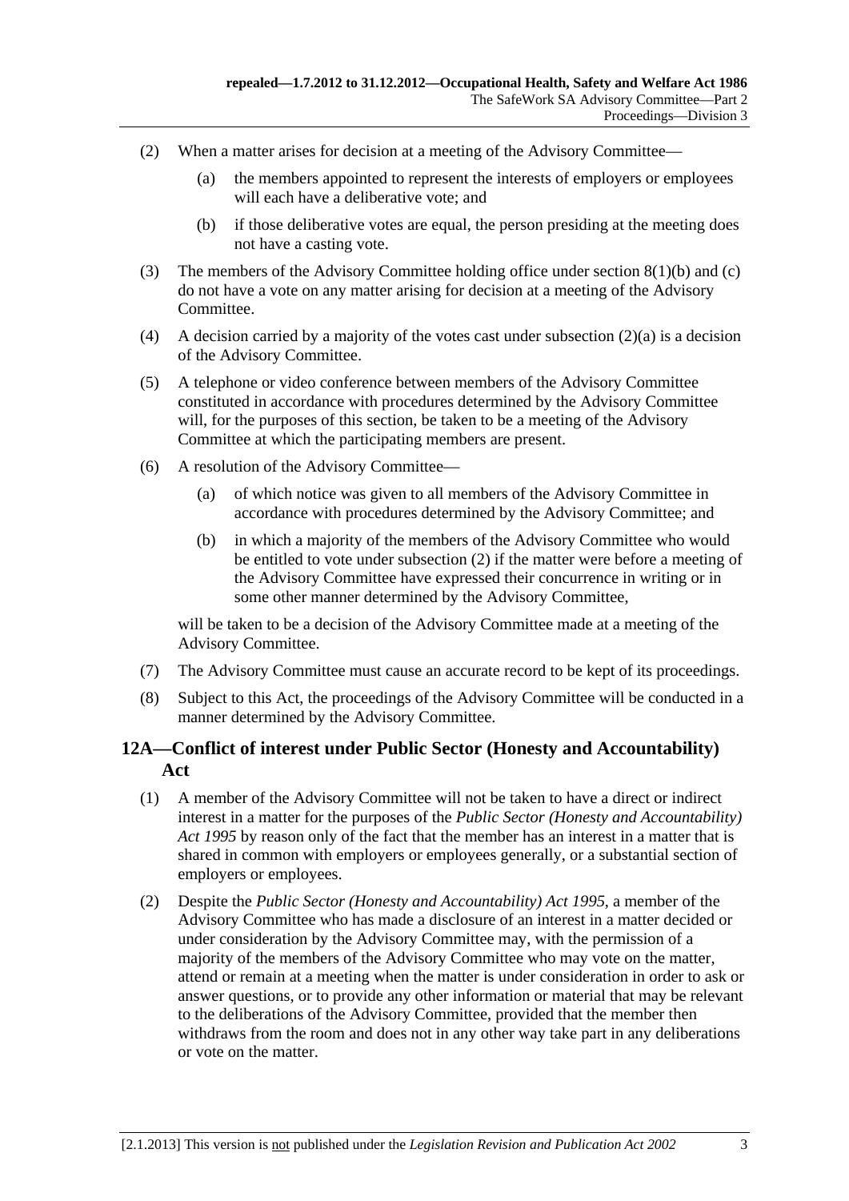(2) When a matter arises for decision at a meeting of the Advisory Committee—

(a) the members appointed to represent the interests of employers or employees will each have a deliberative vote; and

(b) if those deliberative votes are equal, the person presiding at the meeting does not have a casting vote.

(3) The members of the Advisory Committee holding office under section 8(1)(b) and (c) do not have a vote on any matter arising for decision at a meeting of the Advisory Committee.

(4) A decision carried by a majority of the votes cast under subsection (2)(a) is a decision of the Advisory Committee.

(5) A telephone or video conference between members of the Advisory Committee constituted in accordance with procedures determined by the Advisory Committee will, for the purposes of this section, be taken to be a meeting of the Advisory Committee at which the participating members are present.

(6) A resolution of the Advisory Committee—

(a) of which notice was given to all members of the Advisory Committee in accordance with procedures determined by the Advisory Committee; and

(b) in which a majority of the members of the Advisory Committee who would be entitled to vote under subsection (2) if the matter were before a meeting of the Advisory Committee have expressed their concurrence in writing or in some other manner determined by the Advisory Committee,

will be taken to be a decision of the Advisory Committee made at a meeting of the Advisory Committee.

(7) The Advisory Committee must cause an accurate record to be kept of its proceedings.

(8) Subject to this Act, the proceedings of the Advisory Committee will be conducted in a manner determined by the Advisory Committee.

## 12A—Conflict of interest under Public Sector (Honesty and Accountability) Act

(1) A member of the Advisory Committee will not be taken to have a direct or indirect interest in a matter for the purposes of the *Public Sector (Honesty and Accountability) Act 1995* by reason only of the fact that the member has an interest in a matter that is shared in common with employers or employees generally, or a substantial section of employers or employees.

(2) Despite the *Public Sector (Honesty and Accountability) Act 1995*, a member of the Advisory Committee who has made a disclosure of an interest in a matter decided or under consideration by the Advisory Committee may, with the permission of a majority of the members of the Advisory Committee who may vote on the matter, attend or remain at a meeting when the matter is under consideration in order to ask or answer questions, or to provide any other information or material that may be relevant to the deliberations of the Advisory Committee, provided that the member then withdraws from the room and does not in any other way take part in any deliberations or vote on the matter.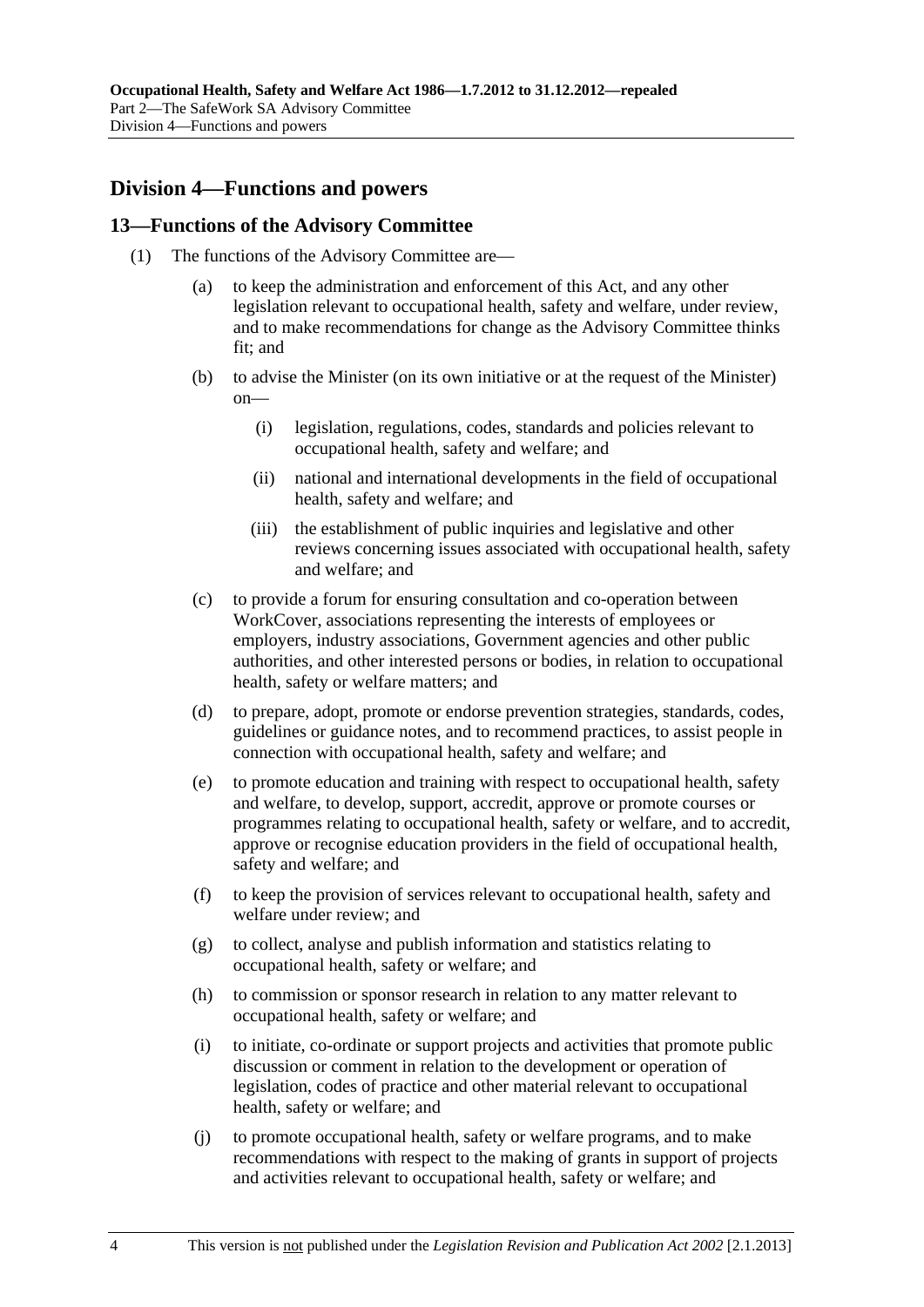## Division 4—Functions and powers

### 13—Functions of the Advisory Committee

(1) The functions of the Advisory Committee are—

(a) to keep the administration and enforcement of this Act, and any other legislation relevant to occupational health, safety and welfare, under review, and to make recommendations for change as the Advisory Committee thinks fit; and

(b) to advise the Minister (on its own initiative or at the request of the Minister) on—

(i) legislation, regulations, codes, standards and policies relevant to occupational health, safety and welfare; and

(ii) national and international developments in the field of occupational health, safety and welfare; and

(iii) the establishment of public inquiries and legislative and other reviews concerning issues associated with occupational health, safety and welfare; and

(c) to provide a forum for ensuring consultation and co-operation between WorkCover, associations representing the interests of employees or employers, industry associations, Government agencies and other public authorities, and other interested persons or bodies, in relation to occupational health, safety or welfare matters; and

(d) to prepare, adopt, promote or endorse prevention strategies, standards, codes, guidelines or guidance notes, and to recommend practices, to assist people in connection with occupational health, safety and welfare; and

(e) to promote education and training with respect to occupational health, safety and welfare, to develop, support, accredit, approve or promote courses or programmes relating to occupational health, safety or welfare, and to accredit, approve or recognise education providers in the field of occupational health, safety and welfare; and

(f) to keep the provision of services relevant to occupational health, safety and welfare under review; and

(g) to collect, analyse and publish information and statistics relating to occupational health, safety or welfare; and

(h) to commission or sponsor research in relation to any matter relevant to occupational health, safety or welfare; and

(i) to initiate, co-ordinate or support projects and activities that promote public discussion or comment in relation to the development or operation of legislation, codes of practice and other material relevant to occupational health, safety or welfare; and

(j) to promote occupational health, safety or welfare programs, and to make recommendations with respect to the making of grants in support of projects and activities relevant to occupational health, safety or welfare; and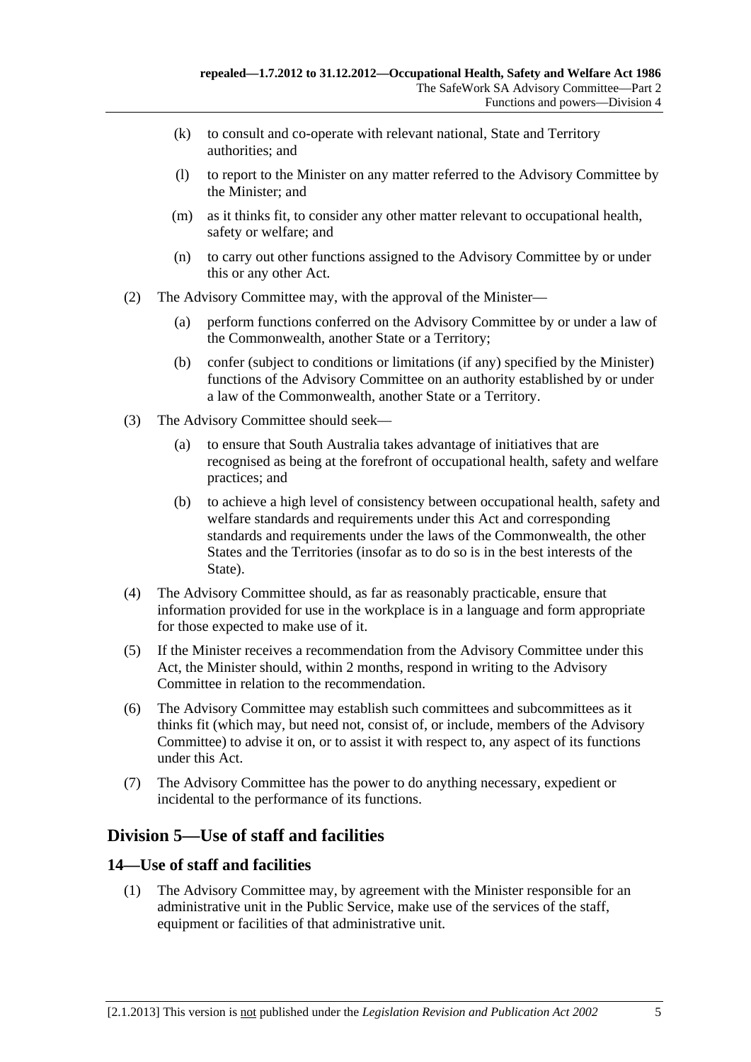(k) to consult and co-operate with relevant national, State and Territory authorities; and

(l) to report to the Minister on any matter referred to the Advisory Committee by the Minister; and

(m) as it thinks fit, to consider any other matter relevant to occupational health, safety or welfare; and

(n) to carry out other functions assigned to the Advisory Committee by or under this or any other Act.

(2) The Advisory Committee may, with the approval of the Minister—

(a) perform functions conferred on the Advisory Committee by or under a law of the Commonwealth, another State or a Territory;

(b) confer (subject to conditions or limitations (if any) specified by the Minister) functions of the Advisory Committee on an authority established by or under a law of the Commonwealth, another State or a Territory.

(3) The Advisory Committee should seek—

(a) to ensure that South Australia takes advantage of initiatives that are recognised as being at the forefront of occupational health, safety and welfare practices; and

(b) to achieve a high level of consistency between occupational health, safety and welfare standards and requirements under this Act and corresponding standards and requirements under the laws of the Commonwealth, the other States and the Territories (insofar as to do so is in the best interests of the State).

(4) The Advisory Committee should, as far as reasonably practicable, ensure that information provided for use in the workplace is in a language and form appropriate for those expected to make use of it.

(5) If the Minister receives a recommendation from the Advisory Committee under this Act, the Minister should, within 2 months, respond in writing to the Advisory Committee in relation to the recommendation.

(6) The Advisory Committee may establish such committees and subcommittees as it thinks fit (which may, but need not, consist of, or include, members of the Advisory Committee) to advise it on, or to assist it with respect to, any aspect of its functions under this Act.

(7) The Advisory Committee has the power to do anything necessary, expedient or incidental to the performance of its functions.

## Division 5—Use of staff and facilities

### 14—Use of staff and facilities

(1) The Advisory Committee may, by agreement with the Minister responsible for an administrative unit in the Public Service, make use of the services of the staff, equipment or facilities of that administrative unit.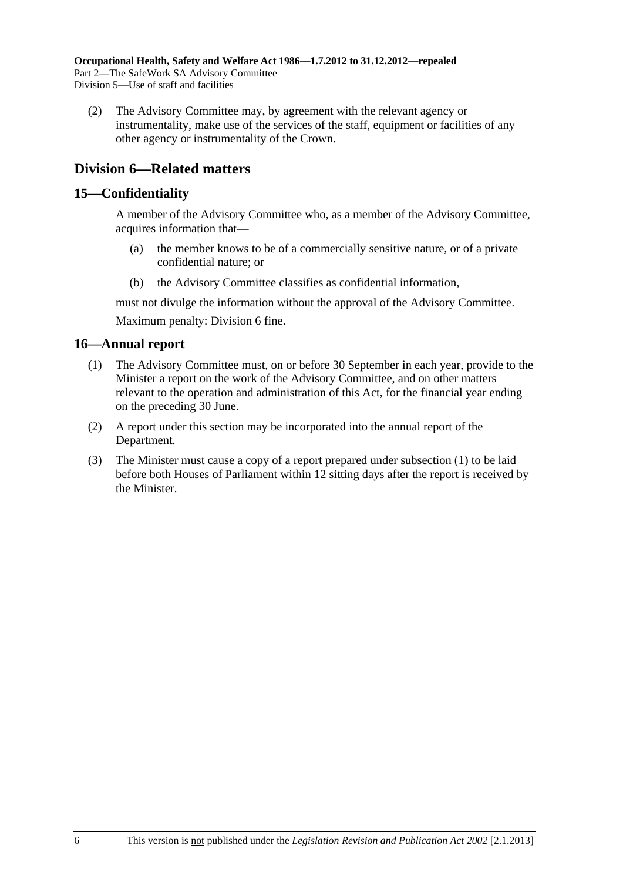(2) The Advisory Committee may, by agreement with the relevant agency or instrumentality, make use of the services of the staff, equipment or facilities of any other agency or instrumentality of the Crown.

## Division 6—Related matters

### 15—Confidentiality

A member of the Advisory Committee who, as a member of the Advisory Committee, acquires information that—

(a) the member knows to be of a commercially sensitive nature, or of a private confidential nature; or

(b) the Advisory Committee classifies as confidential information,

must not divulge the information without the approval of the Advisory Committee.

Maximum penalty: Division 6 fine.

### 16—Annual report

(1) The Advisory Committee must, on or before 30 September in each year, provide to the Minister a report on the work of the Advisory Committee, and on other matters relevant to the operation and administration of this Act, for the financial year ending on the preceding 30 June.

(2) A report under this section may be incorporated into the annual report of the Department.

(3) The Minister must cause a copy of a report prepared under subsection (1) to be laid before both Houses of Parliament within 12 sitting days after the report is received by the Minister.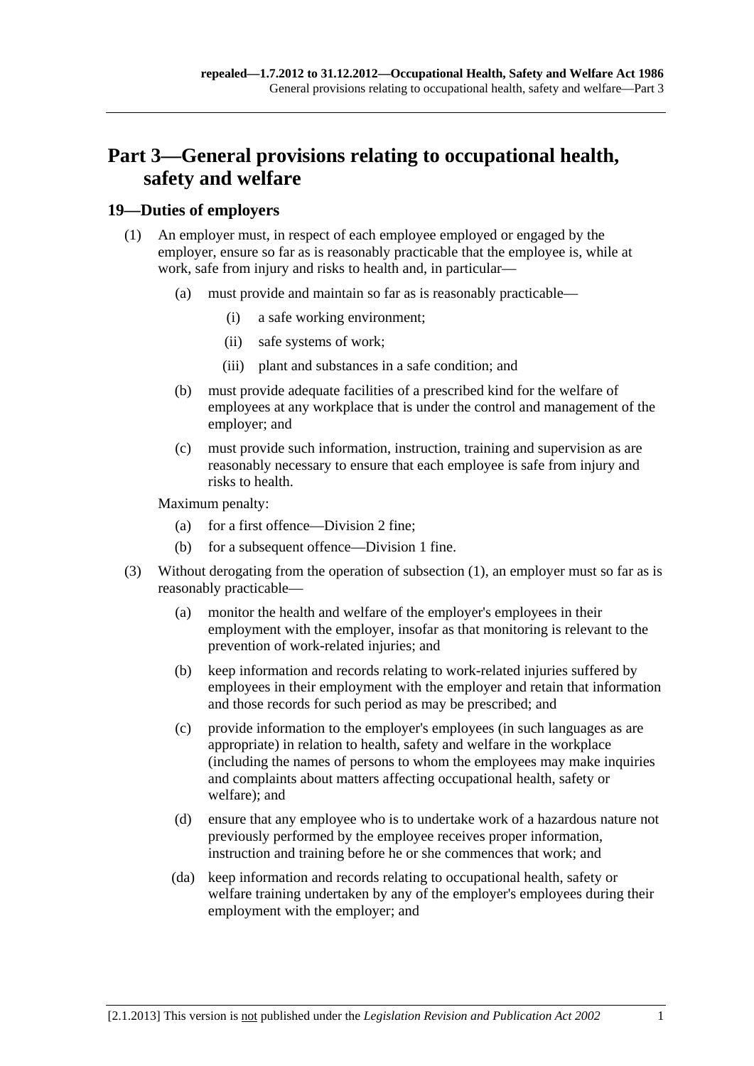# Part 3—General provisions relating to occupational health, safety and welfare

## 19—Duties of employers

(1) An employer must, in respect of each employee employed or engaged by the employer, ensure so far as is reasonably practicable that the employee is, while at work, safe from injury and risks to health and, in particular—

  (a) must provide and maintain so far as is reasonably practicable—

    (i) a safe working environment;

    (ii) safe systems of work;

    (iii) plant and substances in a safe condition; and

  (b) must provide adequate facilities of a prescribed kind for the welfare of employees at any workplace that is under the control and management of the employer; and

  (c) must provide such information, instruction, training and supervision as are reasonably necessary to ensure that each employee is safe from injury and risks to health.

Maximum penalty:

  (a) for a first offence—Division 2 fine;

  (b) for a subsequent offence—Division 1 fine.

(3) Without derogating from the operation of subsection (1), an employer must so far as is reasonably practicable—

  (a) monitor the health and welfare of the employer's employees in their employment with the employer, insofar as that monitoring is relevant to the prevention of work-related injuries; and

  (b) keep information and records relating to work-related injuries suffered by employees in their employment with the employer and retain that information and those records for such period as may be prescribed; and

  (c) provide information to the employer's employees (in such languages as are appropriate) in relation to health, safety and welfare in the workplace (including the names of persons to whom the employees may make inquiries and complaints about matters affecting occupational health, safety or welfare); and

  (d) ensure that any employee who is to undertake work of a hazardous nature not previously performed by the employee receives proper information, instruction and training before he or she commences that work; and

  (da) keep information and records relating to occupational health, safety or welfare training undertaken by any of the employer's employees during their employment with the employer; and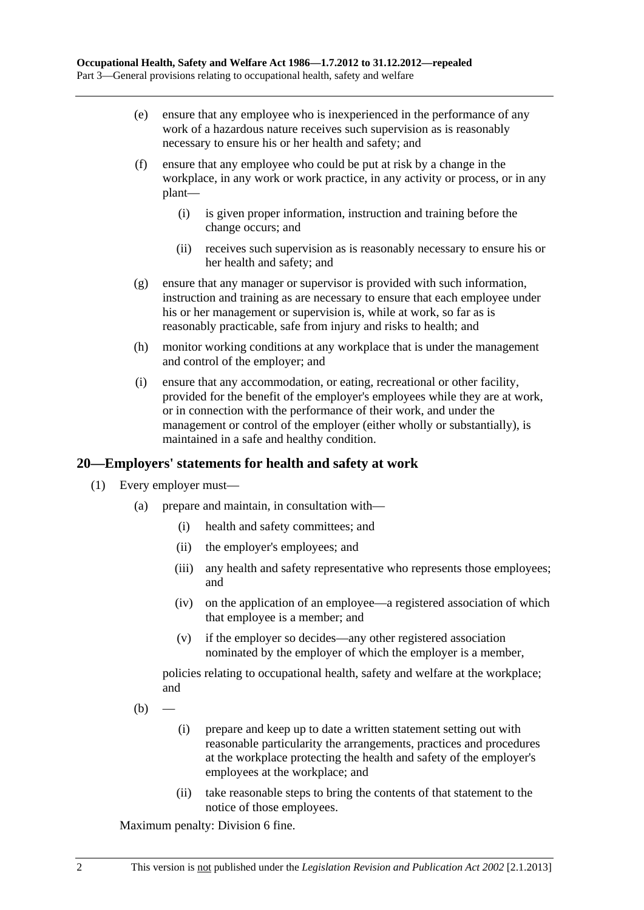(e) ensure that any employee who is inexperienced in the performance of any work of a hazardous nature receives such supervision as is reasonably necessary to ensure his or her health and safety; and

(f) ensure that any employee who could be put at risk by a change in the workplace, in any work or work practice, in any activity or process, or in any plant—

(i) is given proper information, instruction and training before the change occurs; and

(ii) receives such supervision as is reasonably necessary to ensure his or her health and safety; and

(g) ensure that any manager or supervisor is provided with such information, instruction and training as are necessary to ensure that each employee under his or her management or supervision is, while at work, so far as is reasonably practicable, safe from injury and risks to health; and

(h) monitor working conditions at any workplace that is under the management and control of the employer; and

(i) ensure that any accommodation, or eating, recreational or other facility, provided for the benefit of the employer's employees while they are at work, or in connection with the performance of their work, and under the management or control of the employer (either wholly or substantially), is maintained in a safe and healthy condition.

## 20—Employers' statements for health and safety at work

(1) Every employer must—

(a) prepare and maintain, in consultation with—

(i) health and safety committees; and

(ii) the employer's employees; and

(iii) any health and safety representative who represents those employees; and

(iv) on the application of an employee—a registered association of which that employee is a member; and

(v) if the employer so decides—any other registered association nominated by the employer of which the employer is a member,

policies relating to occupational health, safety and welfare at the workplace; and

(b) —

(i) prepare and keep up to date a written statement setting out with reasonable particularity the arrangements, practices and procedures at the workplace protecting the health and safety of the employer's employees at the workplace; and

(ii) take reasonable steps to bring the contents of that statement to the notice of those employees.

Maximum penalty: Division 6 fine.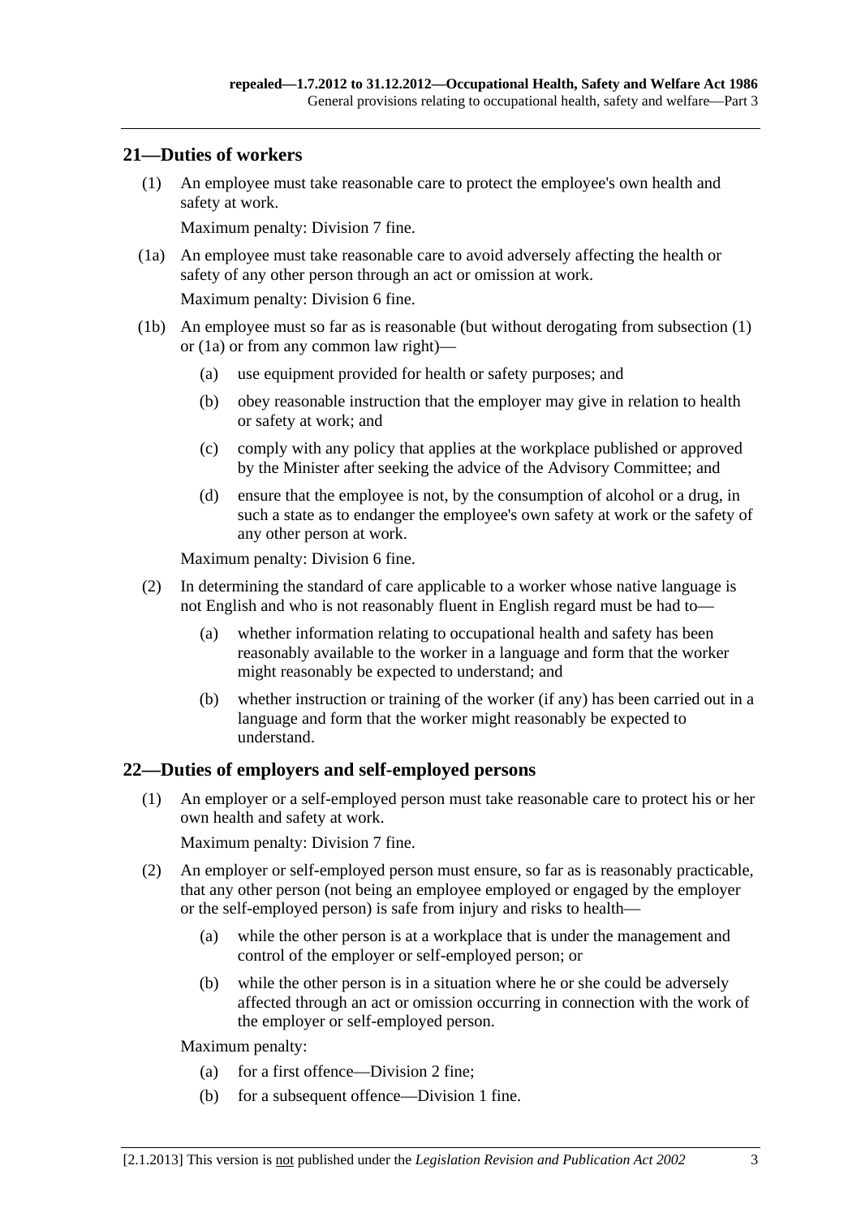## 21—Duties of workers

(1) An employee must take reasonable care to protect the employee's own health and safety at work.

Maximum penalty: Division 7 fine.

(1a) An employee must take reasonable care to avoid adversely affecting the health or safety of any other person through an act or omission at work.

Maximum penalty: Division 6 fine.

(1b) An employee must so far as is reasonable (but without derogating from subsection (1) or (1a) or from any common law right)—

- (a) use equipment provided for health or safety purposes; and
- (b) obey reasonable instruction that the employer may give in relation to health or safety at work; and
- (c) comply with any policy that applies at the workplace published or approved by the Minister after seeking the advice of the Advisory Committee; and
- (d) ensure that the employee is not, by the consumption of alcohol or a drug, in such a state as to endanger the employee's own safety at work or the safety of any other person at work.

Maximum penalty: Division 6 fine.

(2) In determining the standard of care applicable to a worker whose native language is not English and who is not reasonably fluent in English regard must be had to—

- (a) whether information relating to occupational health and safety has been reasonably available to the worker in a language and form that the worker might reasonably be expected to understand; and
- (b) whether instruction or training of the worker (if any) has been carried out in a language and form that the worker might reasonably be expected to understand.

## 22—Duties of employers and self-employed persons

(1) An employer or a self-employed person must take reasonable care to protect his or her own health and safety at work.

Maximum penalty: Division 7 fine.

(2) An employer or self-employed person must ensure, so far as is reasonably practicable, that any other person (not being an employee employed or engaged by the employer or the self-employed person) is safe from injury and risks to health—

- (a) while the other person is at a workplace that is under the management and control of the employer or self-employed person; or
- (b) while the other person is in a situation where he or she could be adversely affected through an act or omission occurring in connection with the work of the employer or self-employed person.

Maximum penalty:

- (a) for a first offence—Division 2 fine;
- (b) for a subsequent offence—Division 1 fine.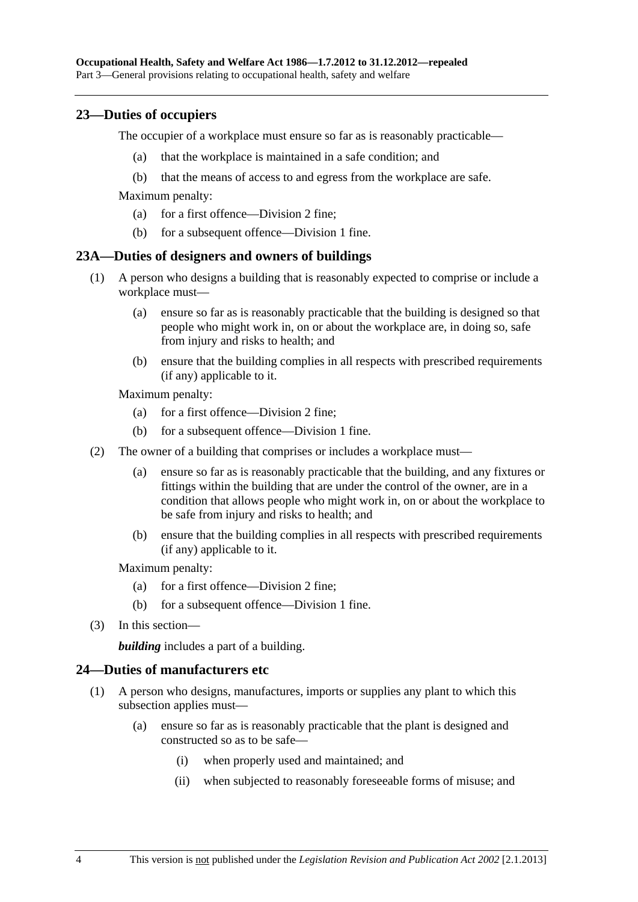## 23—Duties of occupiers

The occupier of a workplace must ensure so far as is reasonably practicable—

(a) that the workplace is maintained in a safe condition; and

(b) that the means of access to and egress from the workplace are safe.

Maximum penalty:

(a) for a first offence—Division 2 fine;

(b) for a subsequent offence—Division 1 fine.

## 23A—Duties of designers and owners of buildings

(1) A person who designs a building that is reasonably expected to comprise or include a workplace must—

(a) ensure so far as is reasonably practicable that the building is designed so that people who might work in, on or about the workplace are, in doing so, safe from injury and risks to health; and

(b) ensure that the building complies in all respects with prescribed requirements (if any) applicable to it.

Maximum penalty:

(a) for a first offence—Division 2 fine;

(b) for a subsequent offence—Division 1 fine.

(2) The owner of a building that comprises or includes a workplace must—

(a) ensure so far as is reasonably practicable that the building, and any fixtures or fittings within the building that are under the control of the owner, are in a condition that allows people who might work in, on or about the workplace to be safe from injury and risks to health; and

(b) ensure that the building complies in all respects with prescribed requirements (if any) applicable to it.

Maximum penalty:

(a) for a first offence—Division 2 fine;

(b) for a subsequent offence—Division 1 fine.

(3) In this section—

***building*** includes a part of a building.

## 24—Duties of manufacturers etc

(1) A person who designs, manufactures, imports or supplies any plant to which this subsection applies must—

(a) ensure so far as is reasonably practicable that the plant is designed and constructed so as to be safe—

(i) when properly used and maintained; and

(ii) when subjected to reasonably foreseeable forms of misuse; and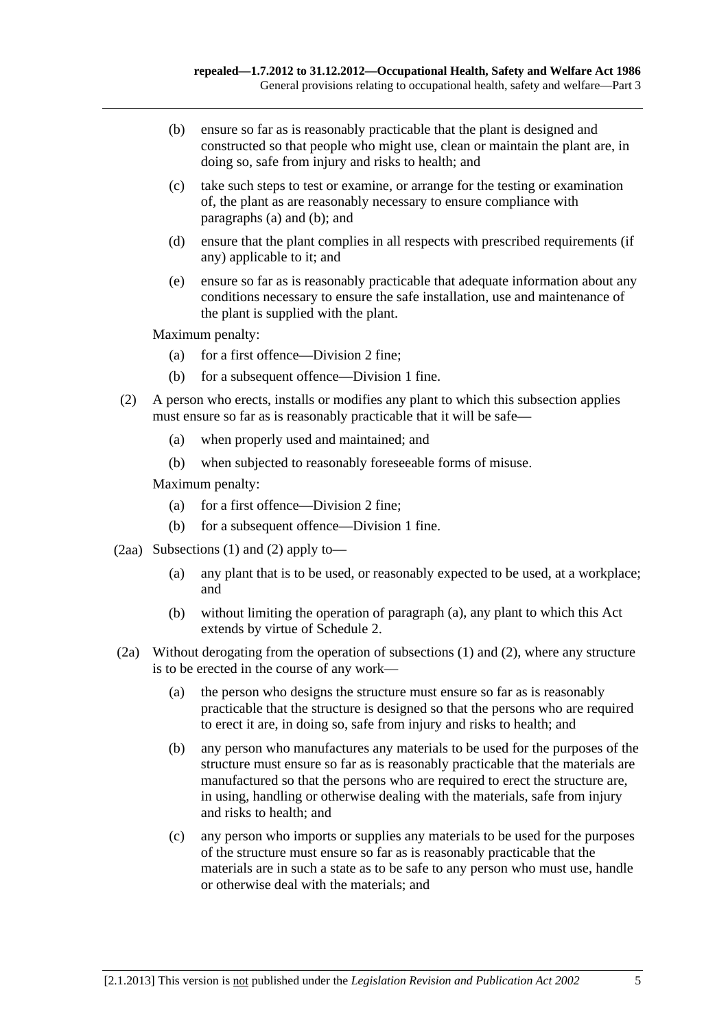(b) ensure so far as is reasonably practicable that the plant is designed and constructed so that people who might use, clean or maintain the plant are, in doing so, safe from injury and risks to health; and

(c) take such steps to test or examine, or arrange for the testing or examination of, the plant as are reasonably necessary to ensure compliance with paragraphs (a) and (b); and

(d) ensure that the plant complies in all respects with prescribed requirements (if any) applicable to it; and

(e) ensure so far as is reasonably practicable that adequate information about any conditions necessary to ensure the safe installation, use and maintenance of the plant is supplied with the plant.

Maximum penalty:

(a) for a first offence—Division 2 fine;

(b) for a subsequent offence—Division 1 fine.

(2) A person who erects, installs or modifies any plant to which this subsection applies must ensure so far as is reasonably practicable that it will be safe—

(a) when properly used and maintained; and

(b) when subjected to reasonably foreseeable forms of misuse.

Maximum penalty:

(a) for a first offence—Division 2 fine;

(b) for a subsequent offence—Division 1 fine.

(2aa) Subsections (1) and (2) apply to—

(a) any plant that is to be used, or reasonably expected to be used, at a workplace; and

(b) without limiting the operation of paragraph (a), any plant to which this Act extends by virtue of Schedule 2.

(2a) Without derogating from the operation of subsections (1) and (2), where any structure is to be erected in the course of any work—

(a) the person who designs the structure must ensure so far as is reasonably practicable that the structure is designed so that the persons who are required to erect it are, in doing so, safe from injury and risks to health; and

(b) any person who manufactures any materials to be used for the purposes of the structure must ensure so far as is reasonably practicable that the materials are manufactured so that the persons who are required to erect the structure are, in using, handling or otherwise dealing with the materials, safe from injury and risks to health; and

(c) any person who imports or supplies any materials to be used for the purposes of the structure must ensure so far as is reasonably practicable that the materials are in such a state as to be safe to any person who must use, handle or otherwise deal with the materials; and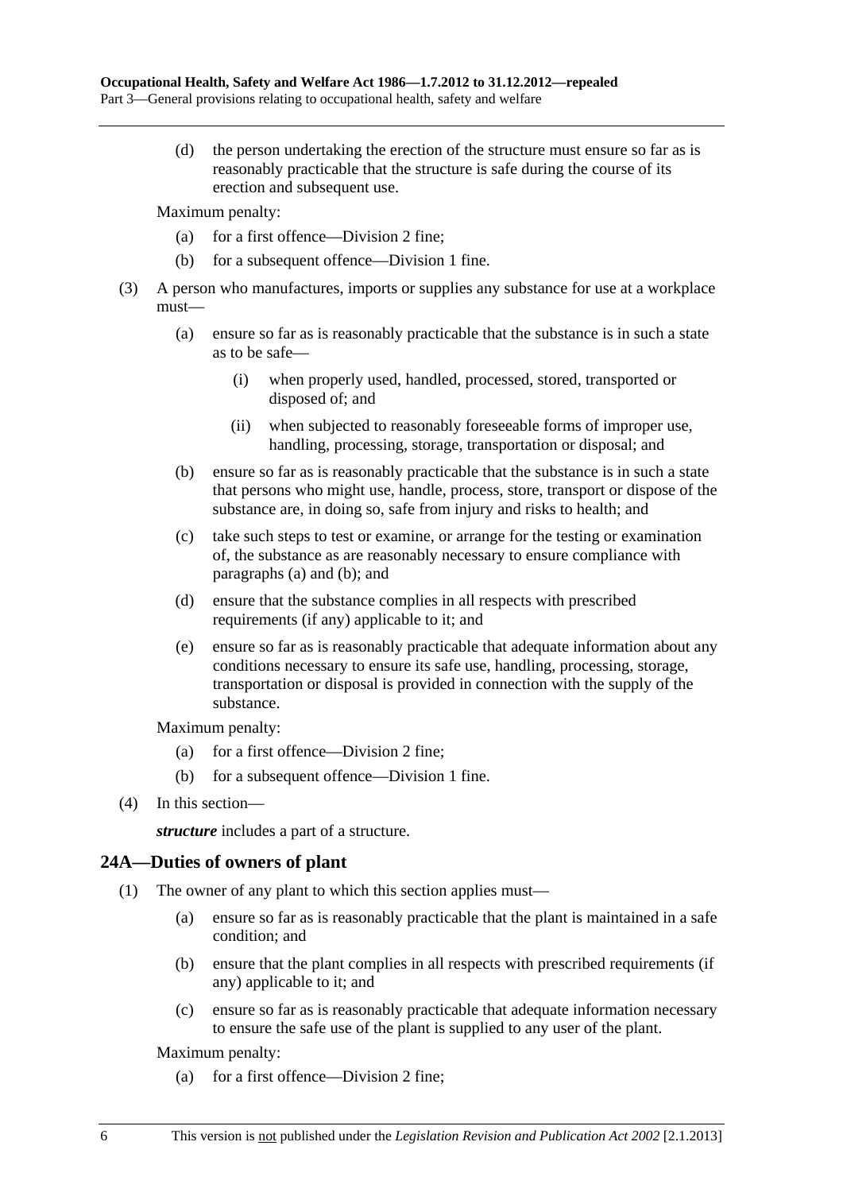(d) the person undertaking the erection of the structure must ensure so far as is reasonably practicable that the structure is safe during the course of its erection and subsequent use.

Maximum penalty:

(a) for a first offence—Division 2 fine;

(b) for a subsequent offence—Division 1 fine.

(3) A person who manufactures, imports or supplies any substance for use at a workplace must—

(a) ensure so far as is reasonably practicable that the substance is in such a state as to be safe—

(i) when properly used, handled, processed, stored, transported or disposed of; and

(ii) when subjected to reasonably foreseeable forms of improper use, handling, processing, storage, transportation or disposal; and

(b) ensure so far as is reasonably practicable that the substance is in such a state that persons who might use, handle, process, store, transport or dispose of the substance are, in doing so, safe from injury and risks to health; and

(c) take such steps to test or examine, or arrange for the testing or examination of, the substance as are reasonably necessary to ensure compliance with paragraphs (a) and (b); and

(d) ensure that the substance complies in all respects with prescribed requirements (if any) applicable to it; and

(e) ensure so far as is reasonably practicable that adequate information about any conditions necessary to ensure its safe use, handling, processing, storage, transportation or disposal is provided in connection with the supply of the substance.

Maximum penalty:

(a) for a first offence—Division 2 fine;

(b) for a subsequent offence—Division 1 fine.

(4) In this section—

***structure*** includes a part of a structure.

## 24A—Duties of owners of plant

(1) The owner of any plant to which this section applies must—

(a) ensure so far as is reasonably practicable that the plant is maintained in a safe condition; and

(b) ensure that the plant complies in all respects with prescribed requirements (if any) applicable to it; and

(c) ensure so far as is reasonably practicable that adequate information necessary to ensure the safe use of the plant is supplied to any user of the plant.

Maximum penalty:

(a) for a first offence—Division 2 fine;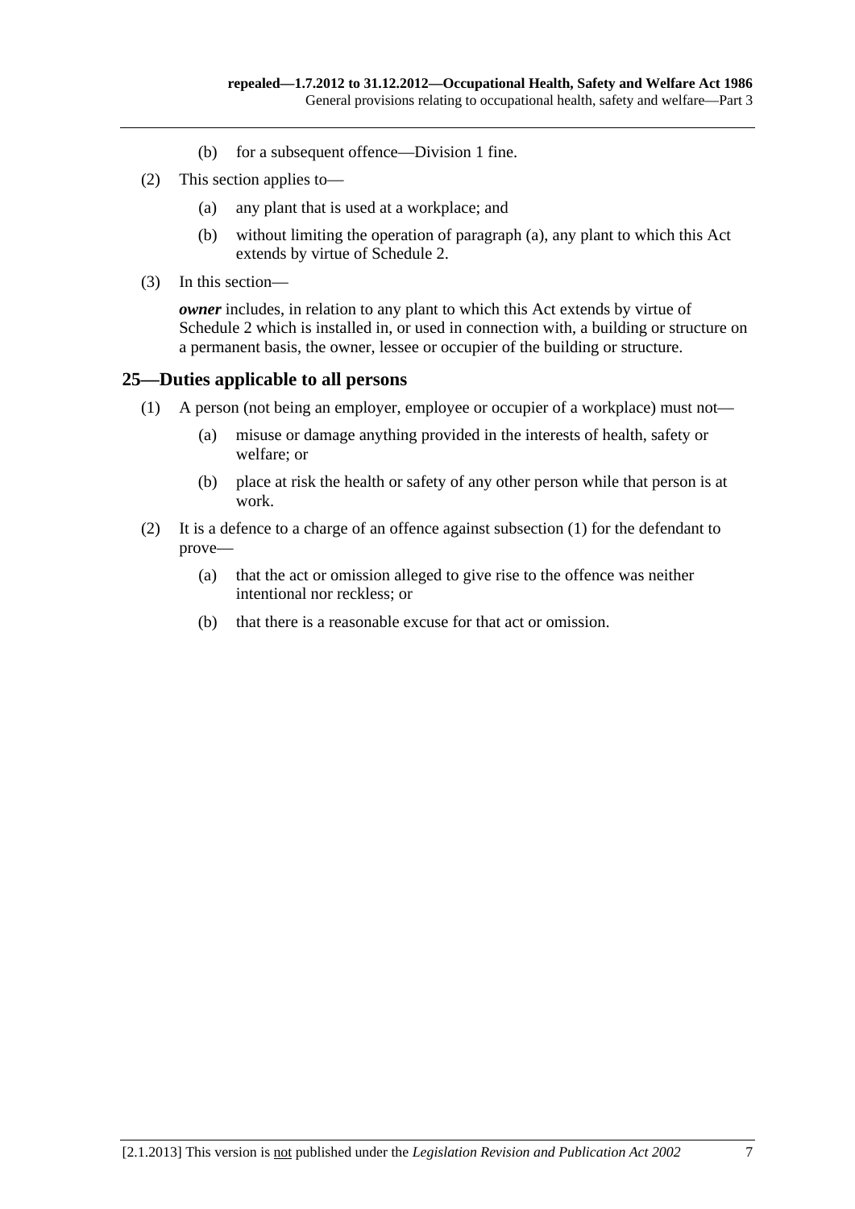(b) for a subsequent offence—Division 1 fine.

(2) This section applies to—

(a) any plant that is used at a workplace; and

(b) without limiting the operation of paragraph (a), any plant to which this Act extends by virtue of Schedule 2.

(3) In this section—

***owner*** includes, in relation to any plant to which this Act extends by virtue of Schedule 2 which is installed in, or used in connection with, a building or structure on a permanent basis, the owner, lessee or occupier of the building or structure.

## 25—Duties applicable to all persons

(1) A person (not being an employer, employee or occupier of a workplace) must not—

(a) misuse or damage anything provided in the interests of health, safety or welfare; or

(b) place at risk the health or safety of any other person while that person is at work.

(2) It is a defence to a charge of an offence against subsection (1) for the defendant to prove—

(a) that the act or omission alleged to give rise to the offence was neither intentional nor reckless; or

(b) that there is a reasonable excuse for that act or omission.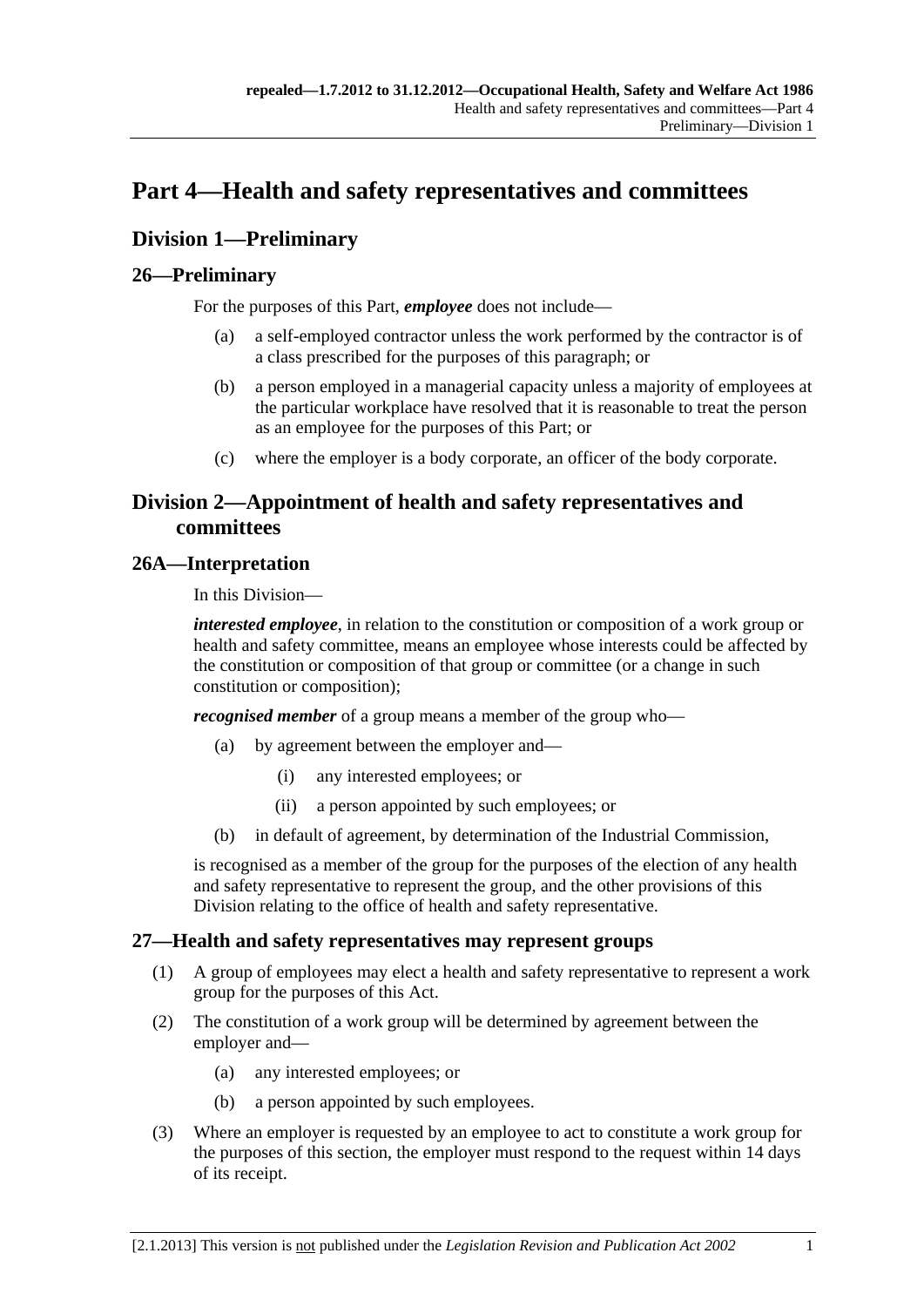# Part 4—Health and safety representatives and committees

## Division 1—Preliminary

### 26—Preliminary

For the purposes of this Part, ***employee*** does not include—

(a) a self-employed contractor unless the work performed by the contractor is of a class prescribed for the purposes of this paragraph; or

(b) a person employed in a managerial capacity unless a majority of employees at the particular workplace have resolved that it is reasonable to treat the person as an employee for the purposes of this Part; or

(c) where the employer is a body corporate, an officer of the body corporate.

## Division 2—Appointment of health and safety representatives and committees

### 26A—Interpretation

In this Division—

***interested employee***, in relation to the constitution or composition of a work group or health and safety committee, means an employee whose interests could be affected by the constitution or composition of that group or committee (or a change in such constitution or composition);

***recognised member*** of a group means a member of the group who—

(a) by agreement between the employer and—

  (i) any interested employees; or

  (ii) a person appointed by such employees; or

(b) in default of agreement, by determination of the Industrial Commission,

is recognised as a member of the group for the purposes of the election of any health and safety representative to represent the group, and the other provisions of this Division relating to the office of health and safety representative.

### 27—Health and safety representatives may represent groups

(1) A group of employees may elect a health and safety representative to represent a work group for the purposes of this Act.

(2) The constitution of a work group will be determined by agreement between the employer and—

  (a) any interested employees; or

  (b) a person appointed by such employees.

(3) Where an employer is requested by an employee to act to constitute a work group for the purposes of this section, the employer must respond to the request within 14 days of its receipt.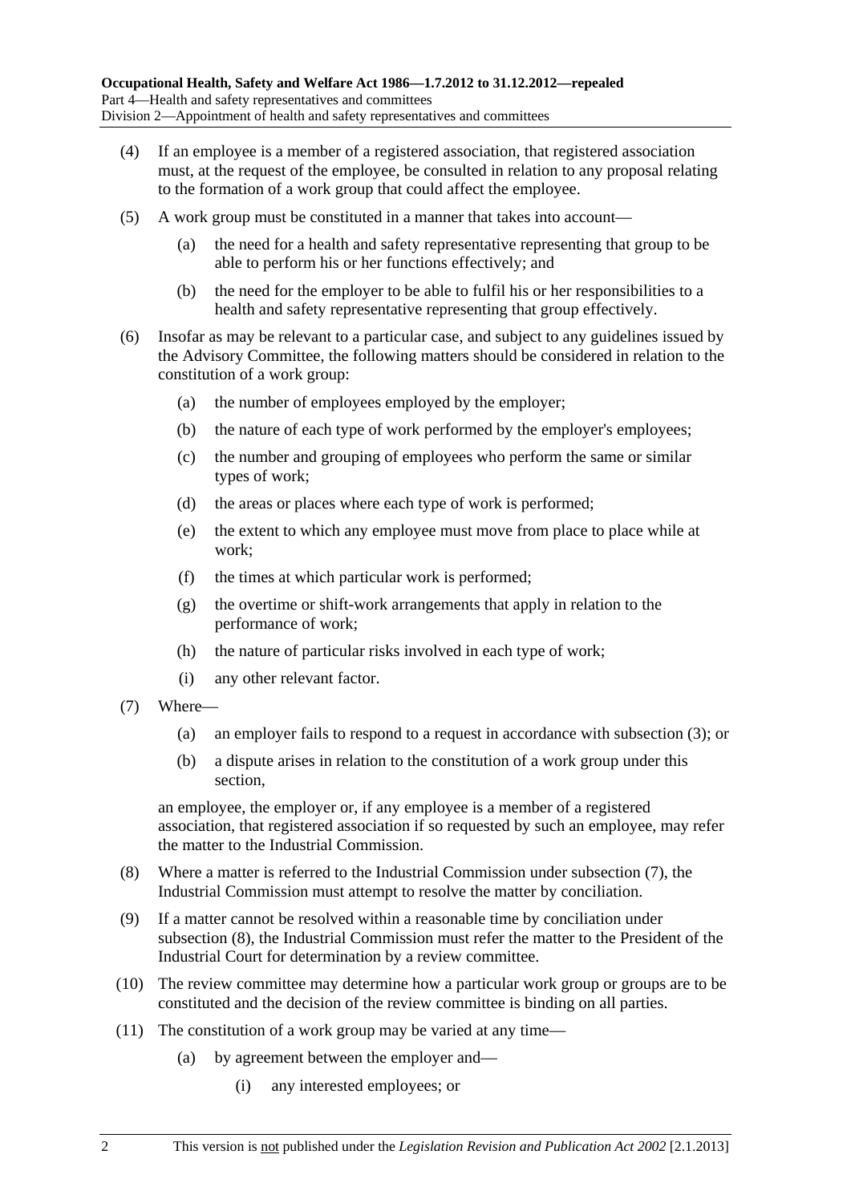(4) If an employee is a member of a registered association, that registered association must, at the request of the employee, be consulted in relation to any proposal relating to the formation of a work group that could affect the employee.

(5) A work group must be constituted in a manner that takes into account—

(a) the need for a health and safety representative representing that group to be able to perform his or her functions effectively; and

(b) the need for the employer to be able to fulfil his or her responsibilities to a health and safety representative representing that group effectively.

(6) Insofar as may be relevant to a particular case, and subject to any guidelines issued by the Advisory Committee, the following matters should be considered in relation to the constitution of a work group:

(a) the number of employees employed by the employer;

(b) the nature of each type of work performed by the employer's employees;

(c) the number and grouping of employees who perform the same or similar types of work;

(d) the areas or places where each type of work is performed;

(e) the extent to which any employee must move from place to place while at work;

(f) the times at which particular work is performed;

(g) the overtime or shift-work arrangements that apply in relation to the performance of work;

(h) the nature of particular risks involved in each type of work;

(i) any other relevant factor.

(7) Where—

(a) an employer fails to respond to a request in accordance with subsection (3); or

(b) a dispute arises in relation to the constitution of a work group under this section,

an employee, the employer or, if any employee is a member of a registered association, that registered association if so requested by such an employee, may refer the matter to the Industrial Commission.

(8) Where a matter is referred to the Industrial Commission under subsection (7), the Industrial Commission must attempt to resolve the matter by conciliation.

(9) If a matter cannot be resolved within a reasonable time by conciliation under subsection (8), the Industrial Commission must refer the matter to the President of the Industrial Court for determination by a review committee.

(10) The review committee may determine how a particular work group or groups are to be constituted and the decision of the review committee is binding on all parties.

(11) The constitution of a work group may be varied at any time—

(a) by agreement between the employer and—

(i) any interested employees; or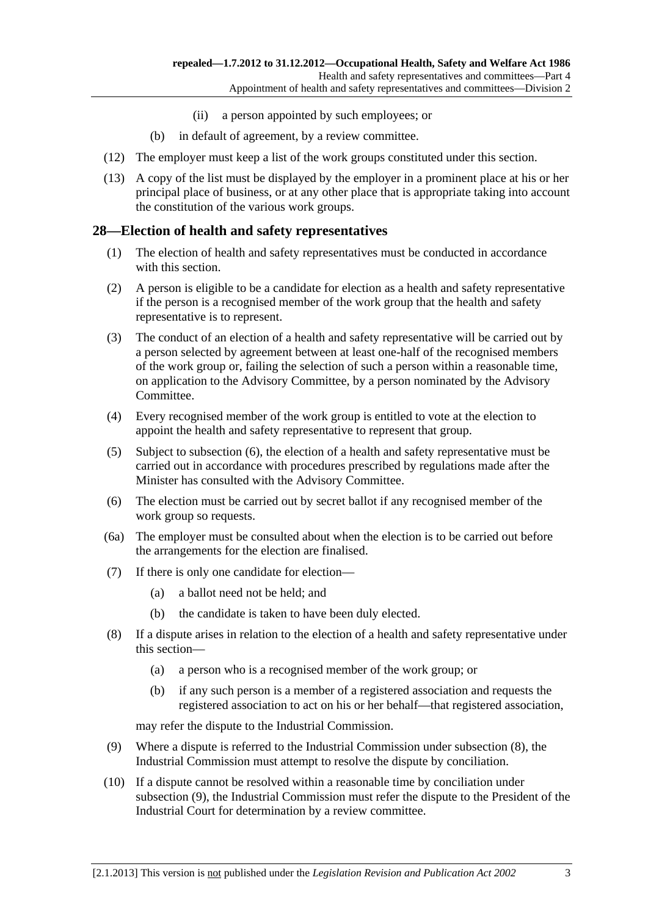(ii) a person appointed by such employees; or

(b) in default of agreement, by a review committee.

(12) The employer must keep a list of the work groups constituted under this section.

(13) A copy of the list must be displayed by the employer in a prominent place at his or her principal place of business, or at any other place that is appropriate taking into account the constitution of the various work groups.

## 28—Election of health and safety representatives

(1) The election of health and safety representatives must be conducted in accordance with this section.

(2) A person is eligible to be a candidate for election as a health and safety representative if the person is a recognised member of the work group that the health and safety representative is to represent.

(3) The conduct of an election of a health and safety representative will be carried out by a person selected by agreement between at least one-half of the recognised members of the work group or, failing the selection of such a person within a reasonable time, on application to the Advisory Committee, by a person nominated by the Advisory Committee.

(4) Every recognised member of the work group is entitled to vote at the election to appoint the health and safety representative to represent that group.

(5) Subject to subsection (6), the election of a health and safety representative must be carried out in accordance with procedures prescribed by regulations made after the Minister has consulted with the Advisory Committee.

(6) The election must be carried out by secret ballot if any recognised member of the work group so requests.

(6a) The employer must be consulted about when the election is to be carried out before the arrangements for the election are finalised.

(7) If there is only one candidate for election—

(a) a ballot need not be held; and

(b) the candidate is taken to have been duly elected.

(8) If a dispute arises in relation to the election of a health and safety representative under this section—

(a) a person who is a recognised member of the work group; or

(b) if any such person is a member of a registered association and requests the registered association to act on his or her behalf—that registered association,

may refer the dispute to the Industrial Commission.

(9) Where a dispute is referred to the Industrial Commission under subsection (8), the Industrial Commission must attempt to resolve the dispute by conciliation.

(10) If a dispute cannot be resolved within a reasonable time by conciliation under subsection (9), the Industrial Commission must refer the dispute to the President of the Industrial Court for determination by a review committee.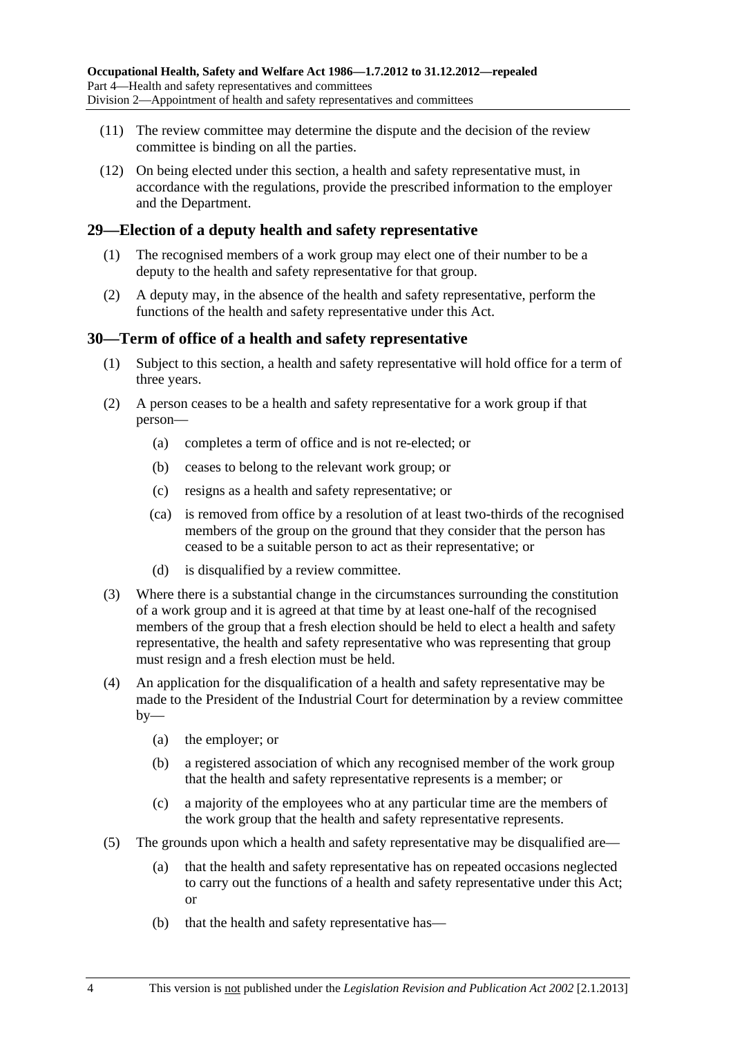(11) The review committee may determine the dispute and the decision of the review committee is binding on all the parties.

(12) On being elected under this section, a health and safety representative must, in accordance with the regulations, provide the prescribed information to the employer and the Department.

## 29—Election of a deputy health and safety representative

(1) The recognised members of a work group may elect one of their number to be a deputy to the health and safety representative for that group.

(2) A deputy may, in the absence of the health and safety representative, perform the functions of the health and safety representative under this Act.

## 30—Term of office of a health and safety representative

(1) Subject to this section, a health and safety representative will hold office for a term of three years.

(2) A person ceases to be a health and safety representative for a work group if that person—

- (a) completes a term of office and is not re-elected; or
- (b) ceases to belong to the relevant work group; or
- (c) resigns as a health and safety representative; or
- (ca) is removed from office by a resolution of at least two-thirds of the recognised members of the group on the ground that they consider that the person has ceased to be a suitable person to act as their representative; or
- (d) is disqualified by a review committee.

(3) Where there is a substantial change in the circumstances surrounding the constitution of a work group and it is agreed at that time by at least one-half of the recognised members of the group that a fresh election should be held to elect a health and safety representative, the health and safety representative who was representing that group must resign and a fresh election must be held.

(4) An application for the disqualification of a health and safety representative may be made to the President of the Industrial Court for determination by a review committee by—

- (a) the employer; or
- (b) a registered association of which any recognised member of the work group that the health and safety representative represents is a member; or
- (c) a majority of the employees who at any particular time are the members of the work group that the health and safety representative represents.

(5) The grounds upon which a health and safety representative may be disqualified are—

- (a) that the health and safety representative has on repeated occasions neglected to carry out the functions of a health and safety representative under this Act; or
- (b) that the health and safety representative has—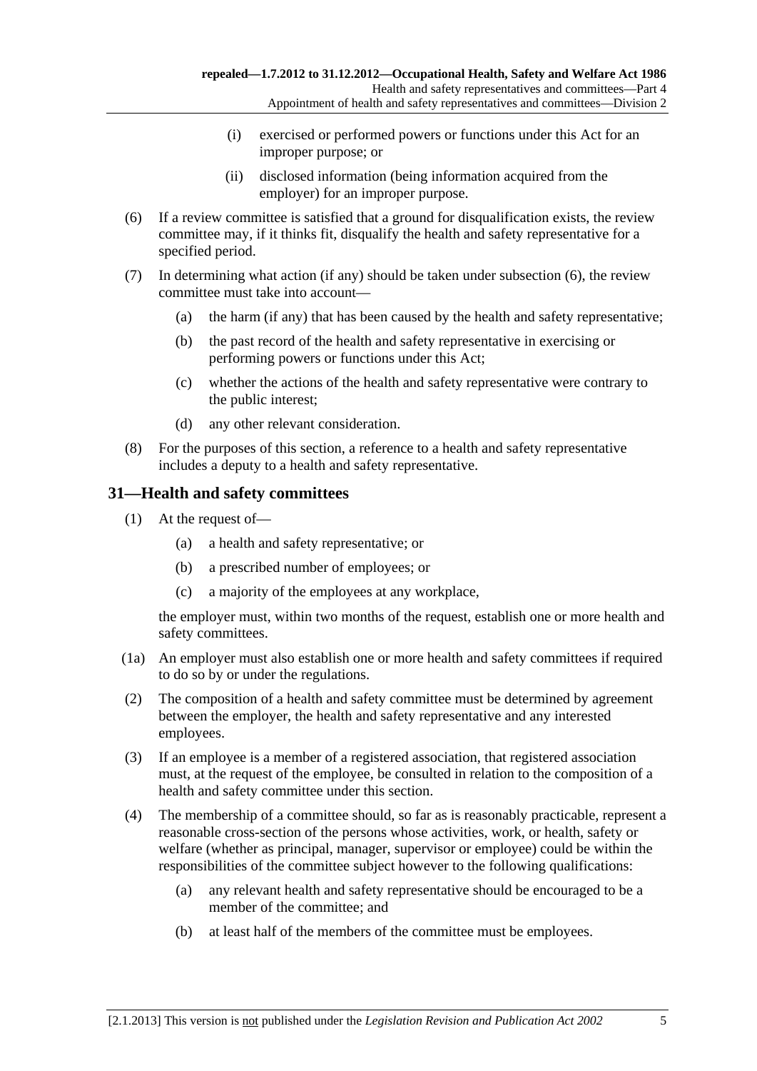(i) exercised or performed powers or functions under this Act for an improper purpose; or

(ii) disclosed information (being information acquired from the employer) for an improper purpose.

(6) If a review committee is satisfied that a ground for disqualification exists, the review committee may, if it thinks fit, disqualify the health and safety representative for a specified period.

(7) In determining what action (if any) should be taken under subsection (6), the review committee must take into account—

(a) the harm (if any) that has been caused by the health and safety representative;

(b) the past record of the health and safety representative in exercising or performing powers or functions under this Act;

(c) whether the actions of the health and safety representative were contrary to the public interest;

(d) any other relevant consideration.

(8) For the purposes of this section, a reference to a health and safety representative includes a deputy to a health and safety representative.

## 31—Health and safety committees

(1) At the request of—

(a) a health and safety representative; or

(b) a prescribed number of employees; or

(c) a majority of the employees at any workplace,

the employer must, within two months of the request, establish one or more health and safety committees.

(1a) An employer must also establish one or more health and safety committees if required to do so by or under the regulations.

(2) The composition of a health and safety committee must be determined by agreement between the employer, the health and safety representative and any interested employees.

(3) If an employee is a member of a registered association, that registered association must, at the request of the employee, be consulted in relation to the composition of a health and safety committee under this section.

(4) The membership of a committee should, so far as is reasonably practicable, represent a reasonable cross-section of the persons whose activities, work, or health, safety or welfare (whether as principal, manager, supervisor or employee) could be within the responsibilities of the committee subject however to the following qualifications:

(a) any relevant health and safety representative should be encouraged to be a member of the committee; and

(b) at least half of the members of the committee must be employees.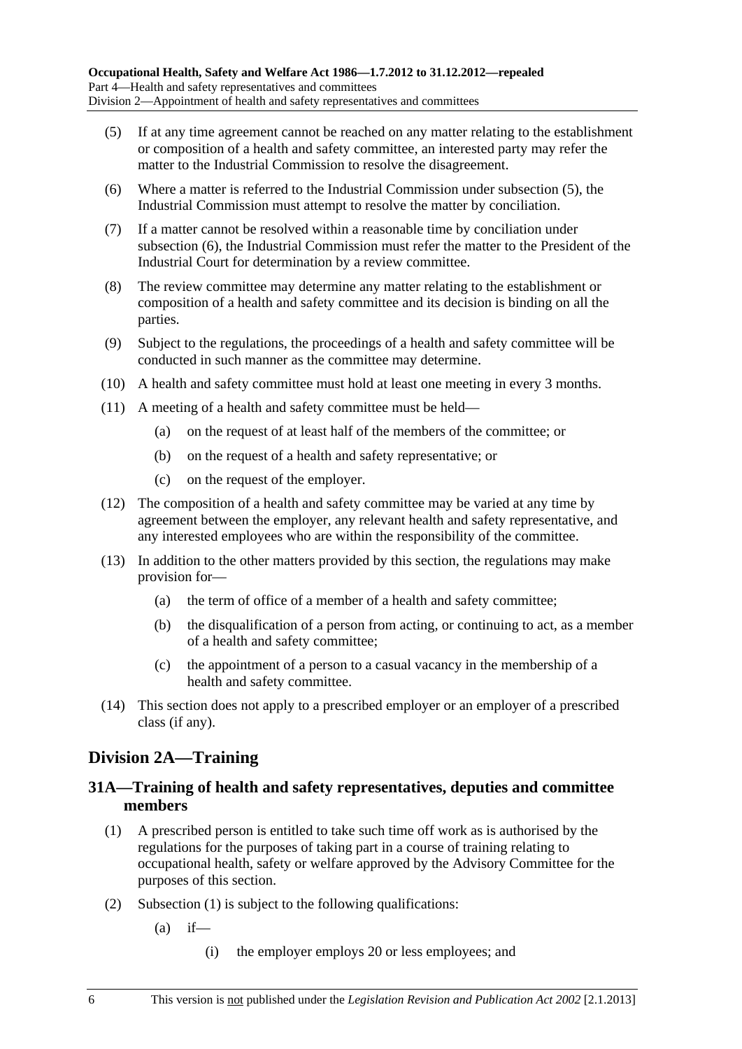(5) If at any time agreement cannot be reached on any matter relating to the establishment or composition of a health and safety committee, an interested party may refer the matter to the Industrial Commission to resolve the disagreement.

(6) Where a matter is referred to the Industrial Commission under subsection (5), the Industrial Commission must attempt to resolve the matter by conciliation.

(7) If a matter cannot be resolved within a reasonable time by conciliation under subsection (6), the Industrial Commission must refer the matter to the President of the Industrial Court for determination by a review committee.

(8) The review committee may determine any matter relating to the establishment or composition of a health and safety committee and its decision is binding on all the parties.

(9) Subject to the regulations, the proceedings of a health and safety committee will be conducted in such manner as the committee may determine.

(10) A health and safety committee must hold at least one meeting in every 3 months.

(11) A meeting of a health and safety committee must be held—

- (a) on the request of at least half of the members of the committee; or
- (b) on the request of a health and safety representative; or
- (c) on the request of the employer.

(12) The composition of a health and safety committee may be varied at any time by agreement between the employer, any relevant health and safety representative, and any interested employees who are within the responsibility of the committee.

(13) In addition to the other matters provided by this section, the regulations may make provision for—

- (a) the term of office of a member of a health and safety committee;
- (b) the disqualification of a person from acting, or continuing to act, as a member of a health and safety committee;
- (c) the appointment of a person to a casual vacancy in the membership of a health and safety committee.

(14) This section does not apply to a prescribed employer or an employer of a prescribed class (if any).

## Division 2A—Training

### 31A—Training of health and safety representatives, deputies and committee members

(1) A prescribed person is entitled to take such time off work as is authorised by the regulations for the purposes of taking part in a course of training relating to occupational health, safety or welfare approved by the Advisory Committee for the purposes of this section.

(2) Subsection (1) is subject to the following qualifications:

- (a) if—
  - (i) the employer employs 20 or less employees; and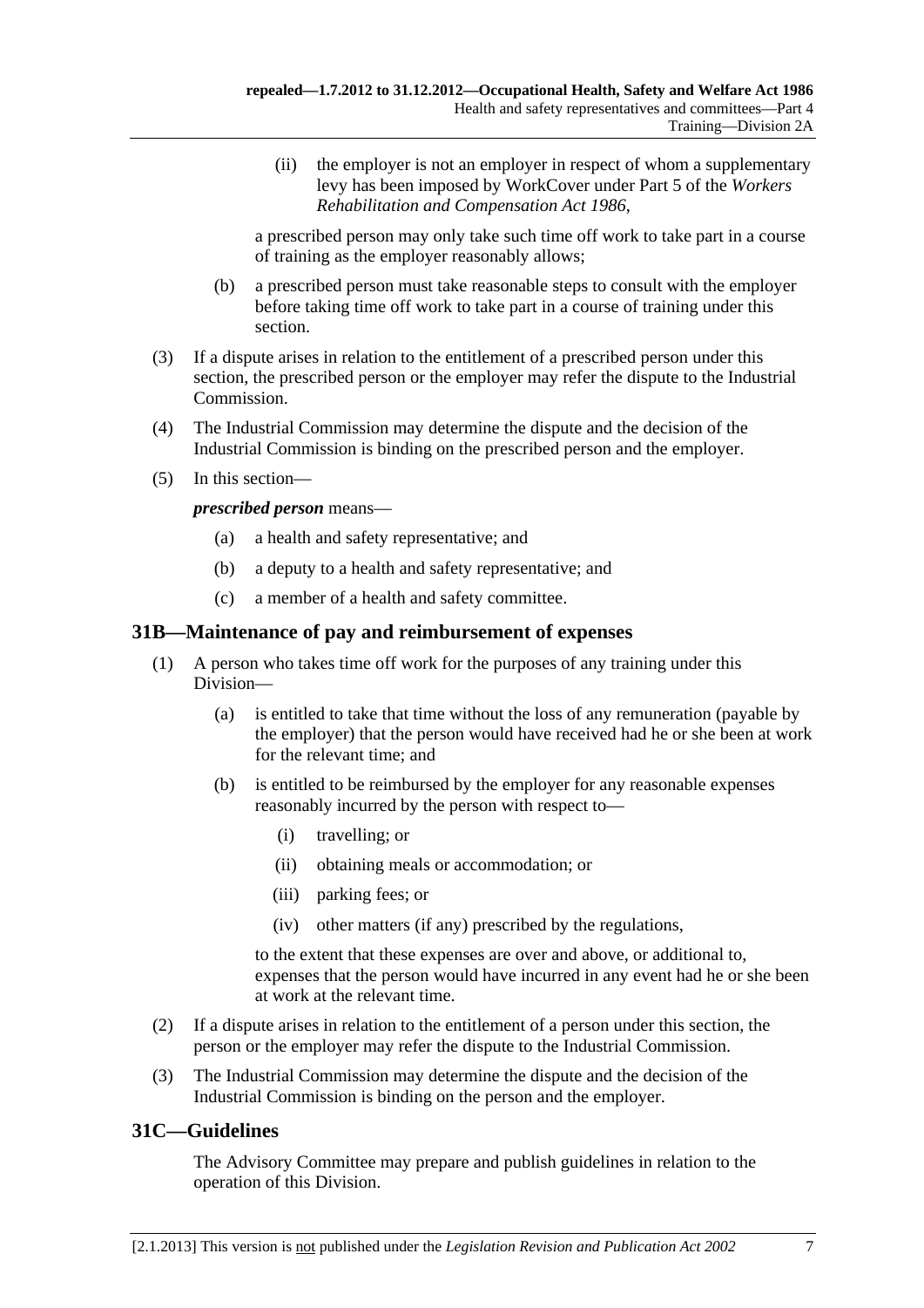(ii) the employer is not an employer in respect of whom a supplementary levy has been imposed by WorkCover under Part 5 of the *Workers Rehabilitation and Compensation Act 1986*,

a prescribed person may only take such time off work to take part in a course of training as the employer reasonably allows;

(b) a prescribed person must take reasonable steps to consult with the employer before taking time off work to take part in a course of training under this section.

(3) If a dispute arises in relation to the entitlement of a prescribed person under this section, the prescribed person or the employer may refer the dispute to the Industrial Commission.

(4) The Industrial Commission may determine the dispute and the decision of the Industrial Commission is binding on the prescribed person and the employer.

(5) In this section—

***prescribed person*** means—

(a) a health and safety representative; and

(b) a deputy to a health and safety representative; and

(c) a member of a health and safety committee.

## 31B—Maintenance of pay and reimbursement of expenses

(1) A person who takes time off work for the purposes of any training under this Division—

(a) is entitled to take that time without the loss of any remuneration (payable by the employer) that the person would have received had he or she been at work for the relevant time; and

(b) is entitled to be reimbursed by the employer for any reasonable expenses reasonably incurred by the person with respect to—

(i) travelling; or

(ii) obtaining meals or accommodation; or

(iii) parking fees; or

(iv) other matters (if any) prescribed by the regulations,

to the extent that these expenses are over and above, or additional to, expenses that the person would have incurred in any event had he or she been at work at the relevant time.

(2) If a dispute arises in relation to the entitlement of a person under this section, the person or the employer may refer the dispute to the Industrial Commission.

(3) The Industrial Commission may determine the dispute and the decision of the Industrial Commission is binding on the person and the employer.

## 31C—Guidelines

The Advisory Committee may prepare and publish guidelines in relation to the operation of this Division.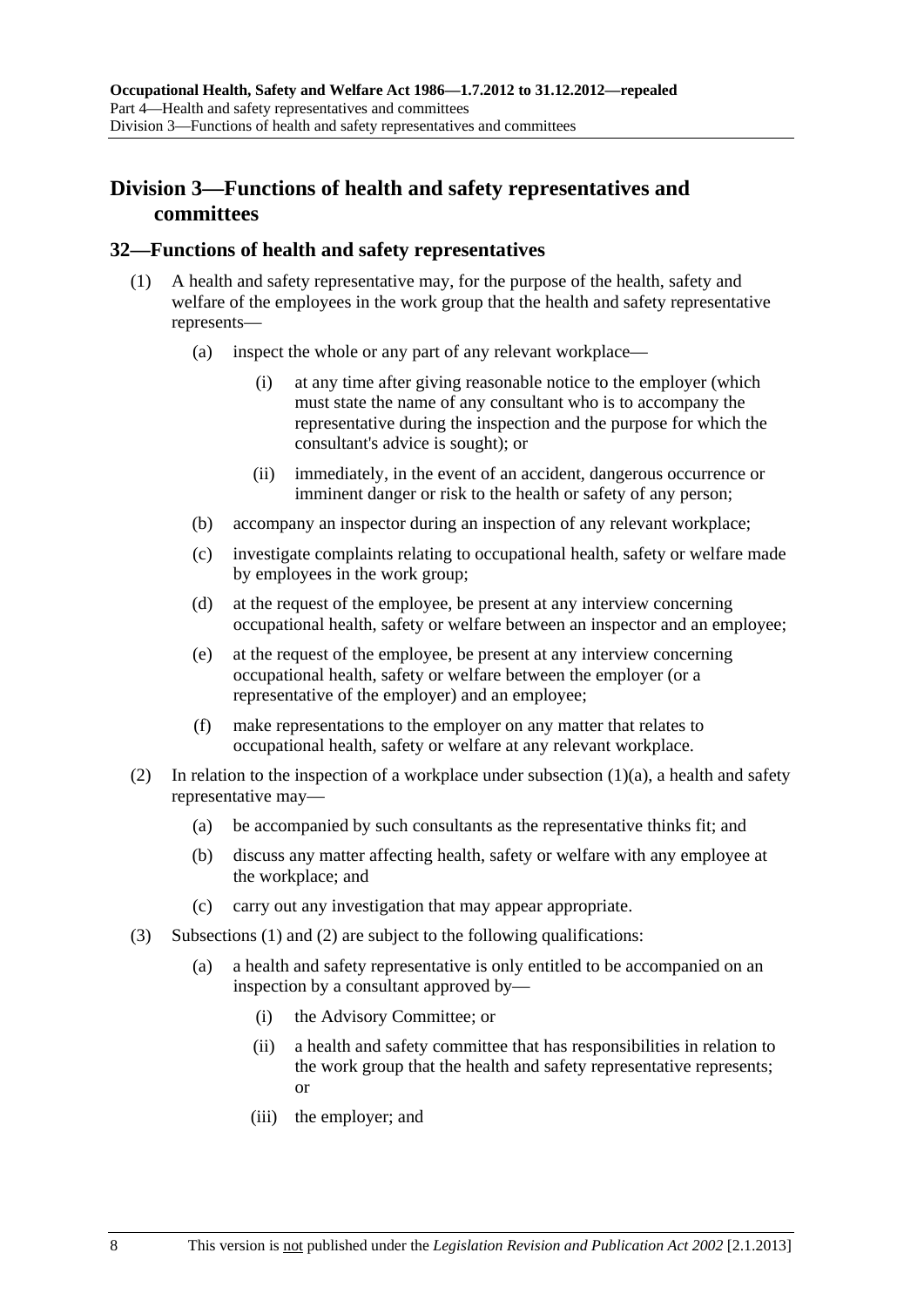## Division 3—Functions of health and safety representatives and committees

### 32—Functions of health and safety representatives

(1) A health and safety representative may, for the purpose of the health, safety and welfare of the employees in the work group that the health and safety representative represents—

- (a) inspect the whole or any part of any relevant workplace—
  - (i) at any time after giving reasonable notice to the employer (which must state the name of any consultant who is to accompany the representative during the inspection and the purpose for which the consultant's advice is sought); or
  - (ii) immediately, in the event of an accident, dangerous occurrence or imminent danger or risk to the health or safety of any person;
- (b) accompany an inspector during an inspection of any relevant workplace;
- (c) investigate complaints relating to occupational health, safety or welfare made by employees in the work group;
- (d) at the request of the employee, be present at any interview concerning occupational health, safety or welfare between an inspector and an employee;
- (e) at the request of the employee, be present at any interview concerning occupational health, safety or welfare between the employer (or a representative of the employer) and an employee;
- (f) make representations to the employer on any matter that relates to occupational health, safety or welfare at any relevant workplace.

(2) In relation to the inspection of a workplace under subsection (1)(a), a health and safety representative may—

- (a) be accompanied by such consultants as the representative thinks fit; and
- (b) discuss any matter affecting health, safety or welfare with any employee at the workplace; and
- (c) carry out any investigation that may appear appropriate.

(3) Subsections (1) and (2) are subject to the following qualifications:

- (a) a health and safety representative is only entitled to be accompanied on an inspection by a consultant approved by—
  - (i) the Advisory Committee; or
  - (ii) a health and safety committee that has responsibilities in relation to the work group that the health and safety representative represents; or
  - (iii) the employer; and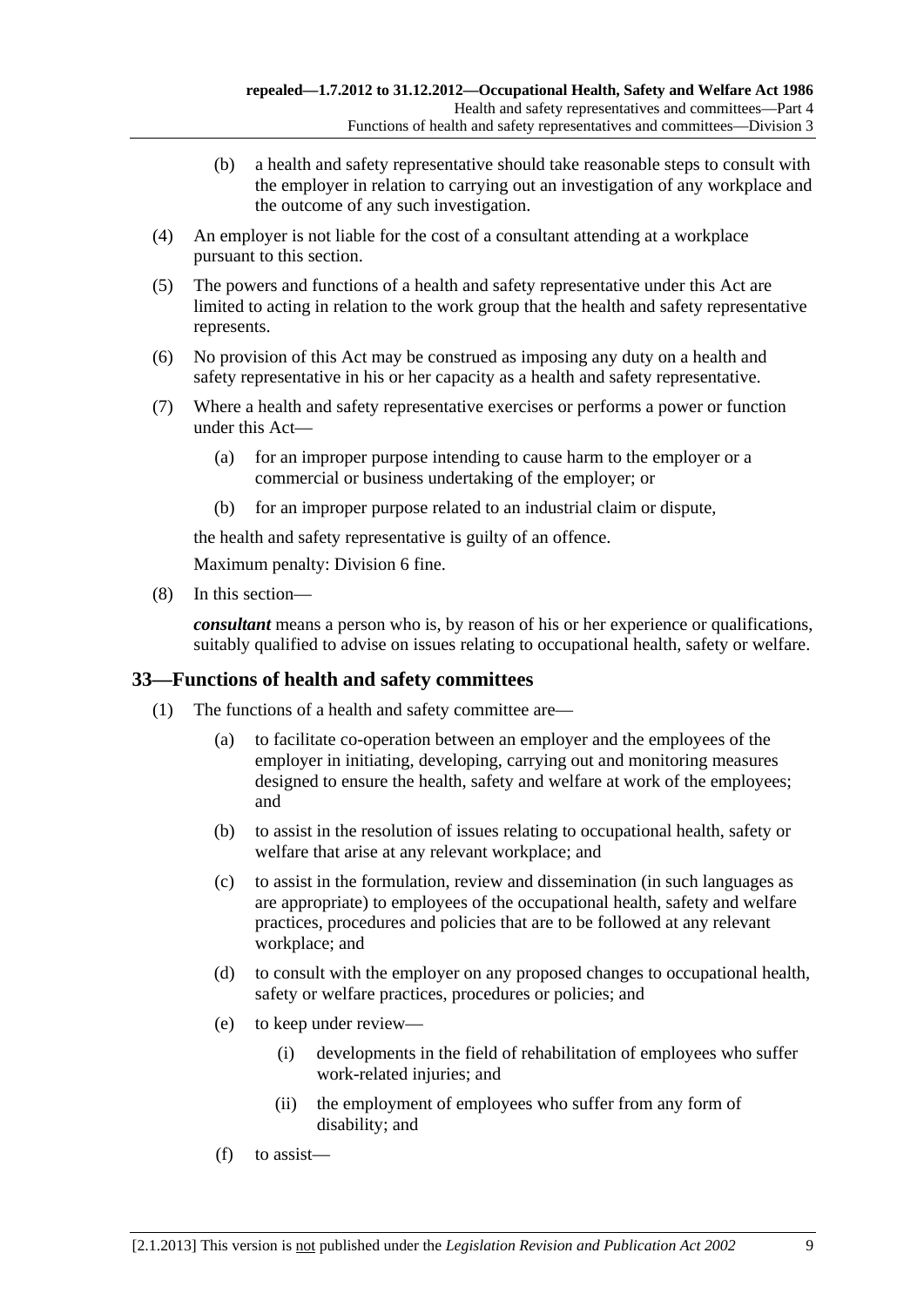(b) a health and safety representative should take reasonable steps to consult with the employer in relation to carrying out an investigation of any workplace and the outcome of any such investigation.

(4) An employer is not liable for the cost of a consultant attending at a workplace pursuant to this section.

(5) The powers and functions of a health and safety representative under this Act are limited to acting in relation to the work group that the health and safety representative represents.

(6) No provision of this Act may be construed as imposing any duty on a health and safety representative in his or her capacity as a health and safety representative.

(7) Where a health and safety representative exercises or performs a power or function under this Act—

(a) for an improper purpose intending to cause harm to the employer or a commercial or business undertaking of the employer; or

(b) for an improper purpose related to an industrial claim or dispute,

the health and safety representative is guilty of an offence.

Maximum penalty: Division 6 fine.

(8) In this section—

***consultant*** means a person who is, by reason of his or her experience or qualifications, suitably qualified to advise on issues relating to occupational health, safety or welfare.

## 33—Functions of health and safety committees

(1) The functions of a health and safety committee are—

(a) to facilitate co-operation between an employer and the employees of the employer in initiating, developing, carrying out and monitoring measures designed to ensure the health, safety and welfare at work of the employees; and

(b) to assist in the resolution of issues relating to occupational health, safety or welfare that arise at any relevant workplace; and

(c) to assist in the formulation, review and dissemination (in such languages as are appropriate) to employees of the occupational health, safety and welfare practices, procedures and policies that are to be followed at any relevant workplace; and

(d) to consult with the employer on any proposed changes to occupational health, safety or welfare practices, procedures or policies; and

(e) to keep under review—

(i) developments in the field of rehabilitation of employees who suffer work-related injuries; and

(ii) the employment of employees who suffer from any form of disability; and

(f) to assist—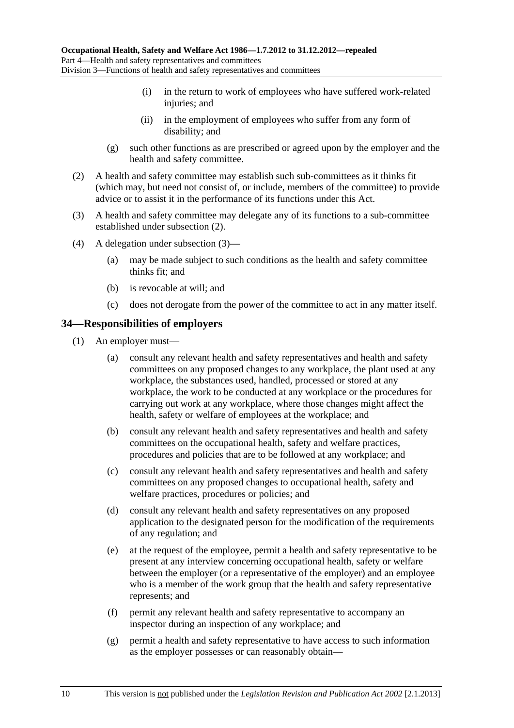(i) in the return to work of employees who have suffered work-related injuries; and

(ii) in the employment of employees who suffer from any form of disability; and

(g) such other functions as are prescribed or agreed upon by the employer and the health and safety committee.

(2) A health and safety committee may establish such sub-committees as it thinks fit (which may, but need not consist of, or include, members of the committee) to provide advice or to assist it in the performance of its functions under this Act.

(3) A health and safety committee may delegate any of its functions to a sub-committee established under subsection (2).

(4) A delegation under subsection (3)—

(a) may be made subject to such conditions as the health and safety committee thinks fit; and

(b) is revocable at will; and

(c) does not derogate from the power of the committee to act in any matter itself.

## 34—Responsibilities of employers

(1) An employer must—

(a) consult any relevant health and safety representatives and health and safety committees on any proposed changes to any workplace, the plant used at any workplace, the substances used, handled, processed or stored at any workplace, the work to be conducted at any workplace or the procedures for carrying out work at any workplace, where those changes might affect the health, safety or welfare of employees at the workplace; and

(b) consult any relevant health and safety representatives and health and safety committees on the occupational health, safety and welfare practices, procedures and policies that are to be followed at any workplace; and

(c) consult any relevant health and safety representatives and health and safety committees on any proposed changes to occupational health, safety and welfare practices, procedures or policies; and

(d) consult any relevant health and safety representatives on any proposed application to the designated person for the modification of the requirements of any regulation; and

(e) at the request of the employee, permit a health and safety representative to be present at any interview concerning occupational health, safety or welfare between the employer (or a representative of the employer) and an employee who is a member of the work group that the health and safety representative represents; and

(f) permit any relevant health and safety representative to accompany an inspector during an inspection of any workplace; and

(g) permit a health and safety representative to have access to such information as the employer possesses or can reasonably obtain—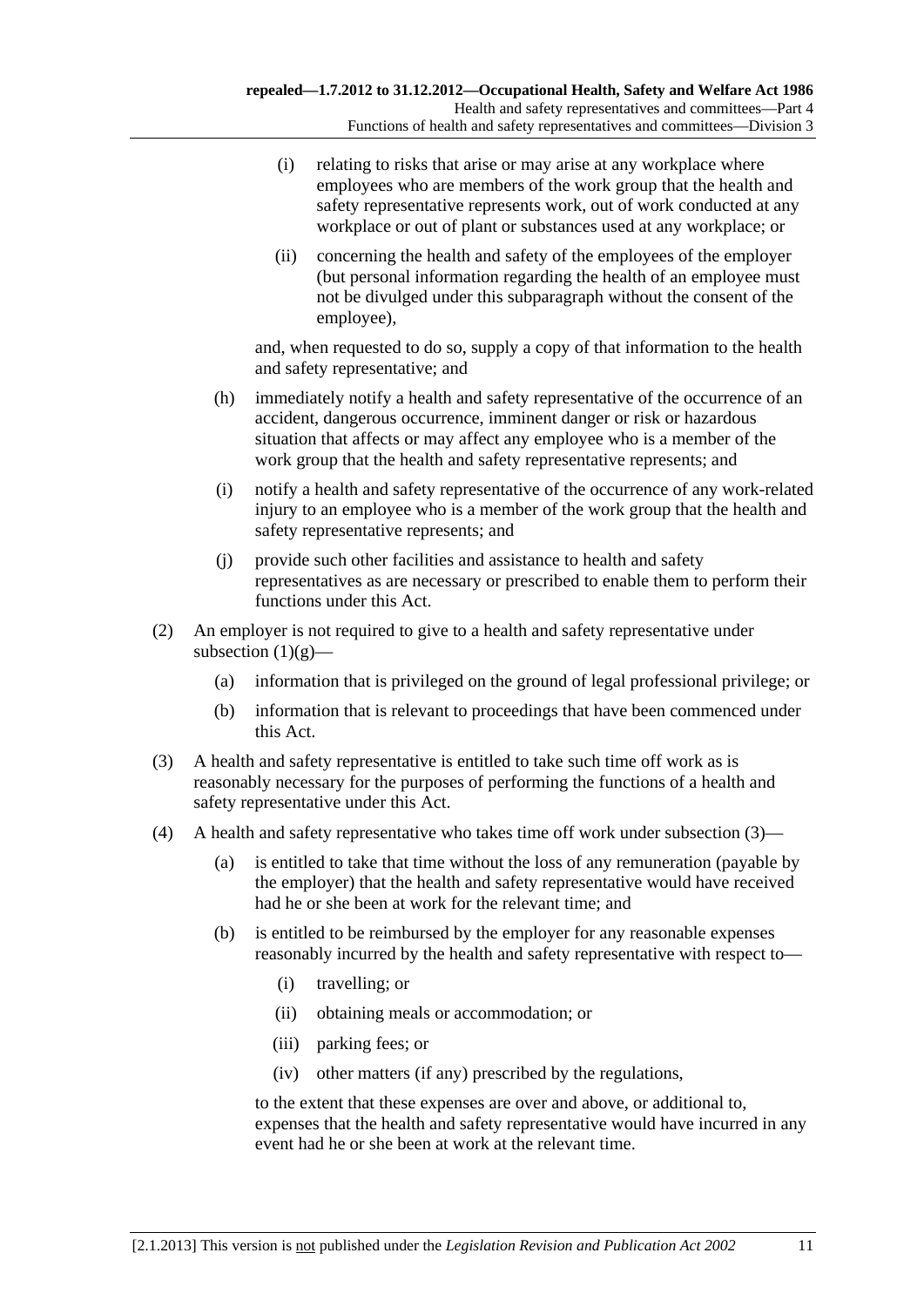(i) relating to risks that arise or may arise at any workplace where employees who are members of the work group that the health and safety representative represents work, out of work conducted at any workplace or out of plant or substances used at any workplace; or

(ii) concerning the health and safety of the employees of the employer (but personal information regarding the health of an employee must not be divulged under this subparagraph without the consent of the employee),

and, when requested to do so, supply a copy of that information to the health and safety representative; and

(h) immediately notify a health and safety representative of the occurrence of an accident, dangerous occurrence, imminent danger or risk or hazardous situation that affects or may affect any employee who is a member of the work group that the health and safety representative represents; and

(i) notify a health and safety representative of the occurrence of any work-related injury to an employee who is a member of the work group that the health and safety representative represents; and

(j) provide such other facilities and assistance to health and safety representatives as are necessary or prescribed to enable them to perform their functions under this Act.

(2) An employer is not required to give to a health and safety representative under subsection (1)(g)—

(a) information that is privileged on the ground of legal professional privilege; or

(b) information that is relevant to proceedings that have been commenced under this Act.

(3) A health and safety representative is entitled to take such time off work as is reasonably necessary for the purposes of performing the functions of a health and safety representative under this Act.

(4) A health and safety representative who takes time off work under subsection (3)—

(a) is entitled to take that time without the loss of any remuneration (payable by the employer) that the health and safety representative would have received had he or she been at work for the relevant time; and

(b) is entitled to be reimbursed by the employer for any reasonable expenses reasonably incurred by the health and safety representative with respect to—

(i) travelling; or

(ii) obtaining meals or accommodation; or

(iii) parking fees; or

(iv) other matters (if any) prescribed by the regulations,

to the extent that these expenses are over and above, or additional to, expenses that the health and safety representative would have incurred in any event had he or she been at work at the relevant time.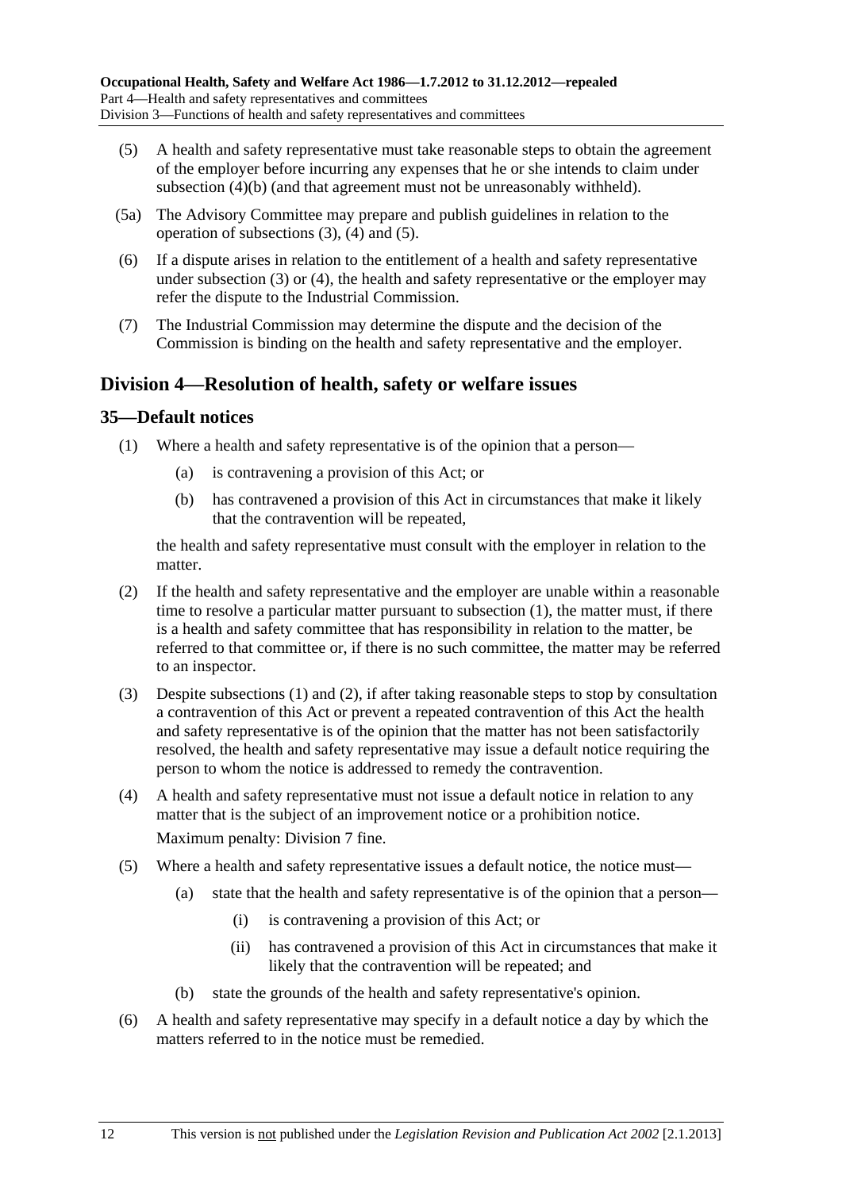(5) A health and safety representative must take reasonable steps to obtain the agreement of the employer before incurring any expenses that he or she intends to claim under subsection (4)(b) (and that agreement must not be unreasonably withheld).

(5a) The Advisory Committee may prepare and publish guidelines in relation to the operation of subsections (3), (4) and (5).

(6) If a dispute arises in relation to the entitlement of a health and safety representative under subsection (3) or (4), the health and safety representative or the employer may refer the dispute to the Industrial Commission.

(7) The Industrial Commission may determine the dispute and the decision of the Commission is binding on the health and safety representative and the employer.

## Division 4—Resolution of health, safety or welfare issues

### 35—Default notices

(1) Where a health and safety representative is of the opinion that a person—

(a) is contravening a provision of this Act; or

(b) has contravened a provision of this Act in circumstances that make it likely that the contravention will be repeated,

the health and safety representative must consult with the employer in relation to the matter.

(2) If the health and safety representative and the employer are unable within a reasonable time to resolve a particular matter pursuant to subsection (1), the matter must, if there is a health and safety committee that has responsibility in relation to the matter, be referred to that committee or, if there is no such committee, the matter may be referred to an inspector.

(3) Despite subsections (1) and (2), if after taking reasonable steps to stop by consultation a contravention of this Act or prevent a repeated contravention of this Act the health and safety representative is of the opinion that the matter has not been satisfactorily resolved, the health and safety representative may issue a default notice requiring the person to whom the notice is addressed to remedy the contravention.

(4) A health and safety representative must not issue a default notice in relation to any matter that is the subject of an improvement notice or a prohibition notice.

Maximum penalty: Division 7 fine.

(5) Where a health and safety representative issues a default notice, the notice must—

(a) state that the health and safety representative is of the opinion that a person—

(i) is contravening a provision of this Act; or

(ii) has contravened a provision of this Act in circumstances that make it likely that the contravention will be repeated; and

(b) state the grounds of the health and safety representative's opinion.

(6) A health and safety representative may specify in a default notice a day by which the matters referred to in the notice must be remedied.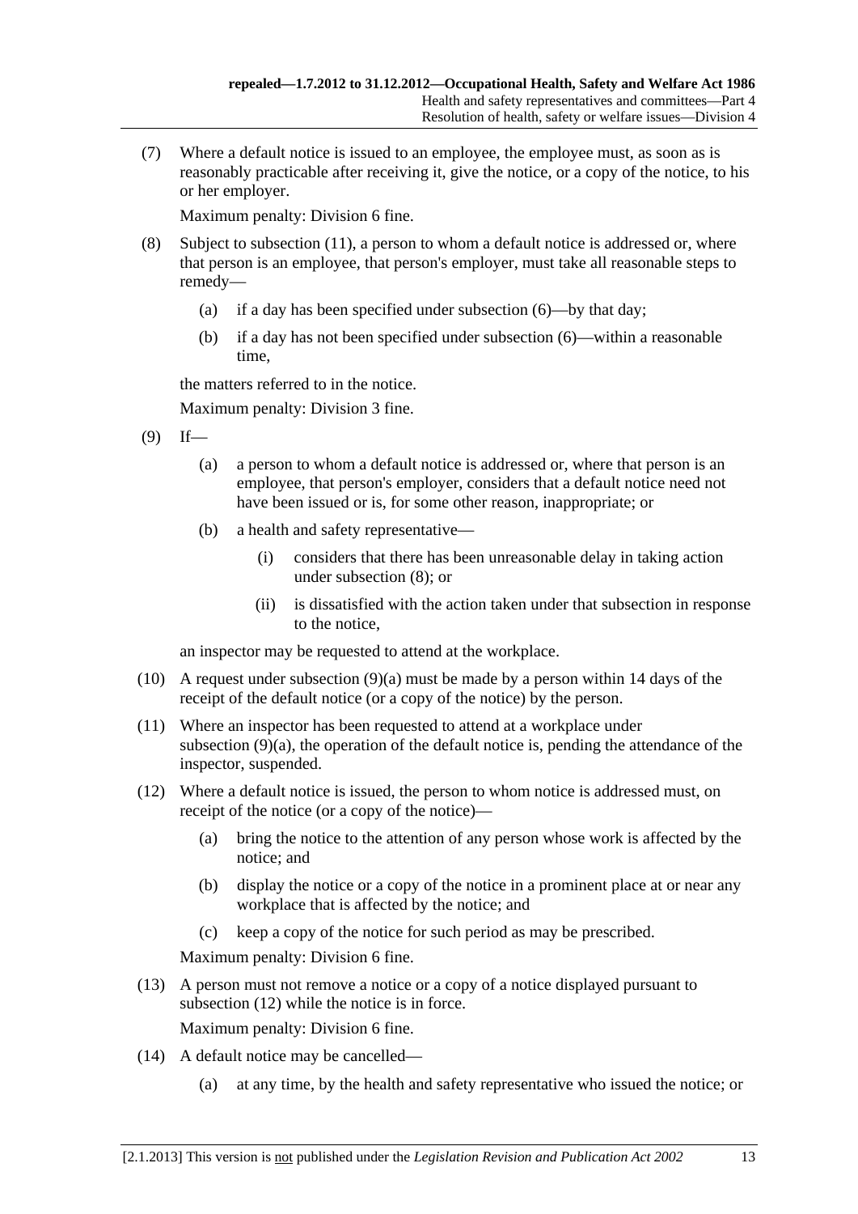(7) Where a default notice is issued to an employee, the employee must, as soon as is reasonably practicable after receiving it, give the notice, or a copy of the notice, to his or her employer.

Maximum penalty: Division 6 fine.

(8) Subject to subsection (11), a person to whom a default notice is addressed or, where that person is an employee, that person's employer, must take all reasonable steps to remedy—

(a) if a day has been specified under subsection (6)—by that day;

(b) if a day has not been specified under subsection (6)—within a reasonable time,

the matters referred to in the notice.

Maximum penalty: Division 3 fine.

(9) If—

(a) a person to whom a default notice is addressed or, where that person is an employee, that person's employer, considers that a default notice need not have been issued or is, for some other reason, inappropriate; or

(b) a health and safety representative—

(i) considers that there has been unreasonable delay in taking action under subsection (8); or

(ii) is dissatisfied with the action taken under that subsection in response to the notice,

an inspector may be requested to attend at the workplace.

(10) A request under subsection (9)(a) must be made by a person within 14 days of the receipt of the default notice (or a copy of the notice) by the person.

(11) Where an inspector has been requested to attend at a workplace under subsection (9)(a), the operation of the default notice is, pending the attendance of the inspector, suspended.

(12) Where a default notice is issued, the person to whom notice is addressed must, on receipt of the notice (or a copy of the notice)—

(a) bring the notice to the attention of any person whose work is affected by the notice; and

(b) display the notice or a copy of the notice in a prominent place at or near any workplace that is affected by the notice; and

(c) keep a copy of the notice for such period as may be prescribed.

Maximum penalty: Division 6 fine.

(13) A person must not remove a notice or a copy of a notice displayed pursuant to subsection (12) while the notice is in force.

Maximum penalty: Division 6 fine.

(14) A default notice may be cancelled—

(a) at any time, by the health and safety representative who issued the notice; or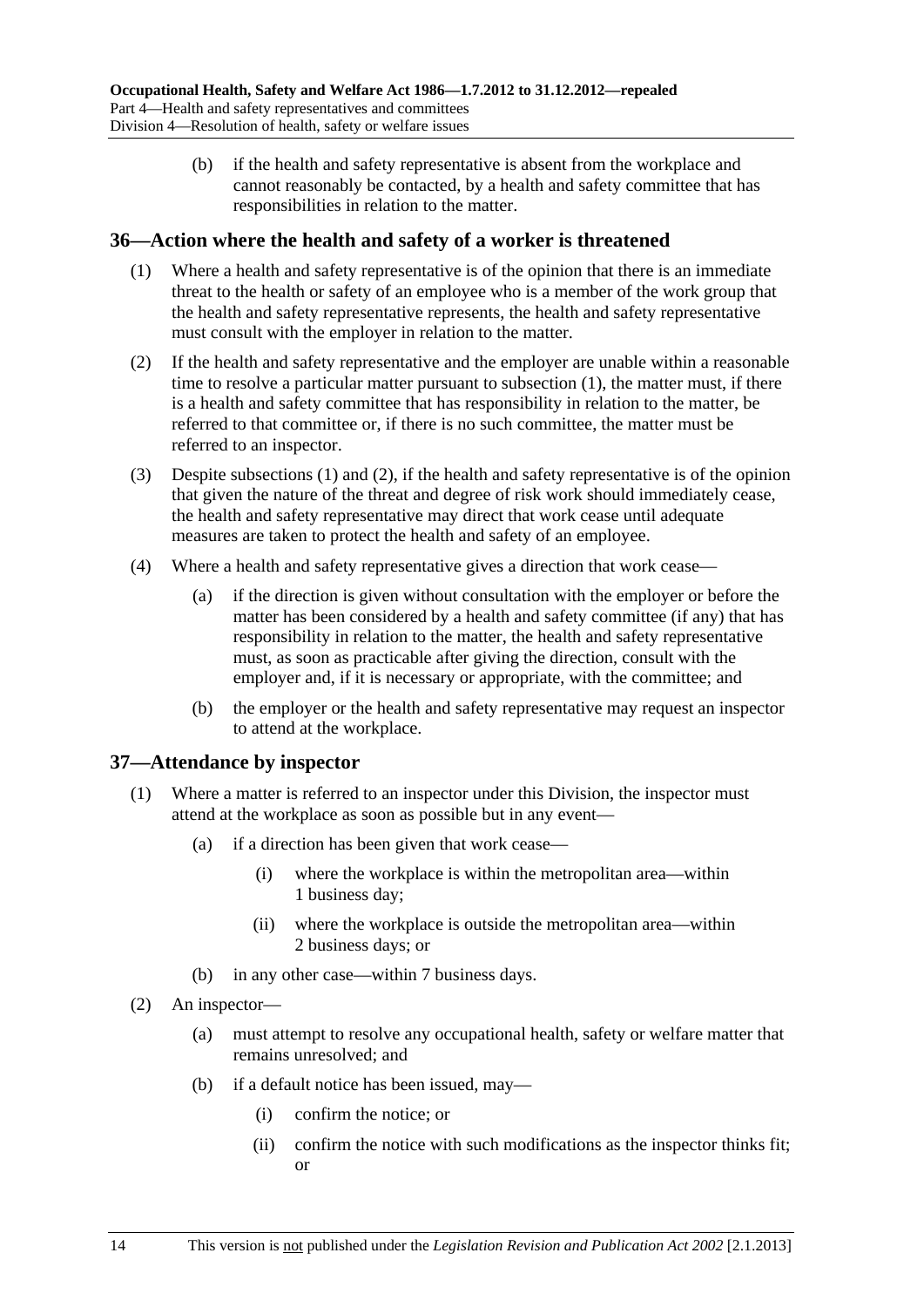(b) if the health and safety representative is absent from the workplace and cannot reasonably be contacted, by a health and safety committee that has responsibilities in relation to the matter.

## 36—Action where the health and safety of a worker is threatened

(1) Where a health and safety representative is of the opinion that there is an immediate threat to the health or safety of an employee who is a member of the work group that the health and safety representative represents, the health and safety representative must consult with the employer in relation to the matter.

(2) If the health and safety representative and the employer are unable within a reasonable time to resolve a particular matter pursuant to subsection (1), the matter must, if there is a health and safety committee that has responsibility in relation to the matter, be referred to that committee or, if there is no such committee, the matter must be referred to an inspector.

(3) Despite subsections (1) and (2), if the health and safety representative is of the opinion that given the nature of the threat and degree of risk work should immediately cease, the health and safety representative may direct that work cease until adequate measures are taken to protect the health and safety of an employee.

(4) Where a health and safety representative gives a direction that work cease—

(a) if the direction is given without consultation with the employer or before the matter has been considered by a health and safety committee (if any) that has responsibility in relation to the matter, the health and safety representative must, as soon as practicable after giving the direction, consult with the employer and, if it is necessary or appropriate, with the committee; and

(b) the employer or the health and safety representative may request an inspector to attend at the workplace.

## 37—Attendance by inspector

(1) Where a matter is referred to an inspector under this Division, the inspector must attend at the workplace as soon as possible but in any event—

(a) if a direction has been given that work cease—

(i) where the workplace is within the metropolitan area—within 1 business day;

(ii) where the workplace is outside the metropolitan area—within 2 business days; or

(b) in any other case—within 7 business days.

(2) An inspector—

(a) must attempt to resolve any occupational health, safety or welfare matter that remains unresolved; and

(b) if a default notice has been issued, may—

(i) confirm the notice; or

(ii) confirm the notice with such modifications as the inspector thinks fit; or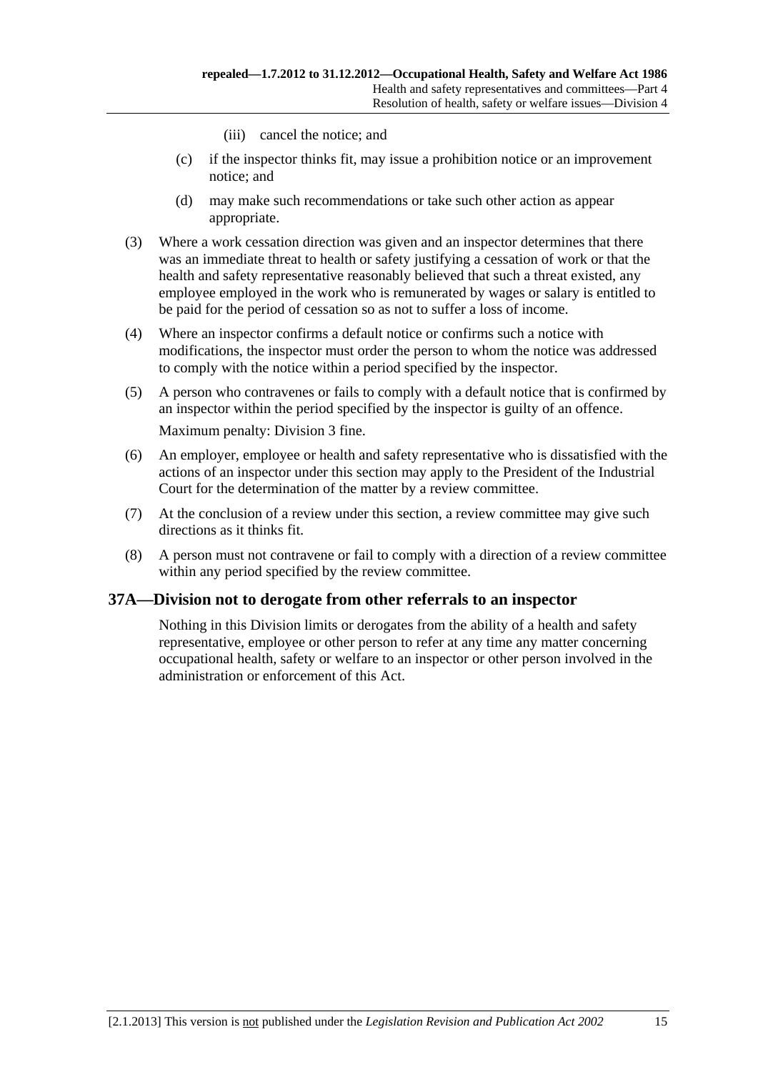(iii) cancel the notice; and

(c) if the inspector thinks fit, may issue a prohibition notice or an improvement notice; and

(d) may make such recommendations or take such other action as appear appropriate.

(3) Where a work cessation direction was given and an inspector determines that there was an immediate threat to health or safety justifying a cessation of work or that the health and safety representative reasonably believed that such a threat existed, any employee employed in the work who is remunerated by wages or salary is entitled to be paid for the period of cessation so as not to suffer a loss of income.

(4) Where an inspector confirms a default notice or confirms such a notice with modifications, the inspector must order the person to whom the notice was addressed to comply with the notice within a period specified by the inspector.

(5) A person who contravenes or fails to comply with a default notice that is confirmed by an inspector within the period specified by the inspector is guilty of an offence.

Maximum penalty: Division 3 fine.

(6) An employer, employee or health and safety representative who is dissatisfied with the actions of an inspector under this section may apply to the President of the Industrial Court for the determination of the matter by a review committee.

(7) At the conclusion of a review under this section, a review committee may give such directions as it thinks fit.

(8) A person must not contravene or fail to comply with a direction of a review committee within any period specified by the review committee.

## 37A—Division not to derogate from other referrals to an inspector

Nothing in this Division limits or derogates from the ability of a health and safety representative, employee or other person to refer at any time any matter concerning occupational health, safety or welfare to an inspector or other person involved in the administration or enforcement of this Act.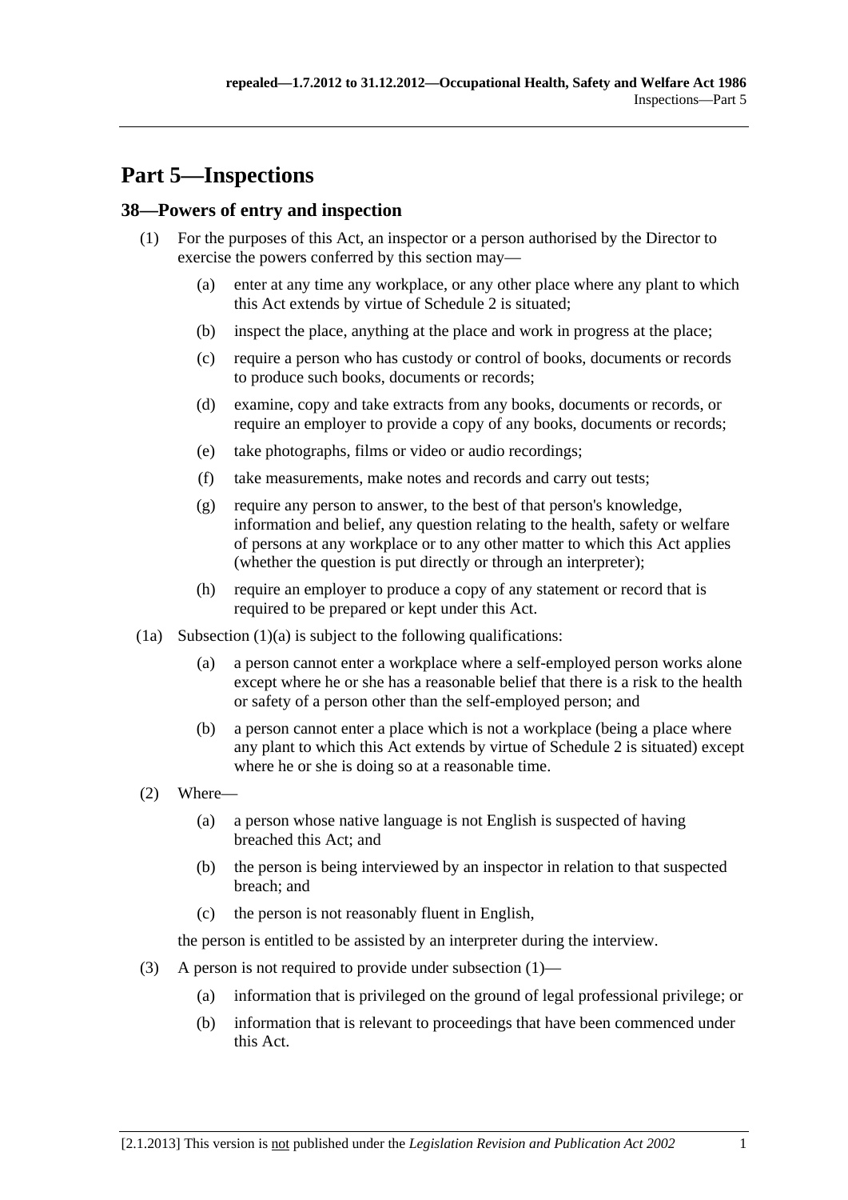# Part 5—Inspections

## 38—Powers of entry and inspection

(1) For the purposes of this Act, an inspector or a person authorised by the Director to exercise the powers conferred by this section may—

(a) enter at any time any workplace, or any other place where any plant to which this Act extends by virtue of Schedule 2 is situated;

(b) inspect the place, anything at the place and work in progress at the place;

(c) require a person who has custody or control of books, documents or records to produce such books, documents or records;

(d) examine, copy and take extracts from any books, documents or records, or require an employer to provide a copy of any books, documents or records;

(e) take photographs, films or video or audio recordings;

(f) take measurements, make notes and records and carry out tests;

(g) require any person to answer, to the best of that person's knowledge, information and belief, any question relating to the health, safety or welfare of persons at any workplace or to any other matter to which this Act applies (whether the question is put directly or through an interpreter);

(h) require an employer to produce a copy of any statement or record that is required to be prepared or kept under this Act.

(1a) Subsection (1)(a) is subject to the following qualifications:

(a) a person cannot enter a workplace where a self-employed person works alone except where he or she has a reasonable belief that there is a risk to the health or safety of a person other than the self-employed person; and

(b) a person cannot enter a place which is not a workplace (being a place where any plant to which this Act extends by virtue of Schedule 2 is situated) except where he or she is doing so at a reasonable time.

(2) Where—

(a) a person whose native language is not English is suspected of having breached this Act; and

(b) the person is being interviewed by an inspector in relation to that suspected breach; and

(c) the person is not reasonably fluent in English,

the person is entitled to be assisted by an interpreter during the interview.

(3) A person is not required to provide under subsection (1)—

(a) information that is privileged on the ground of legal professional privilege; or

(b) information that is relevant to proceedings that have been commenced under this Act.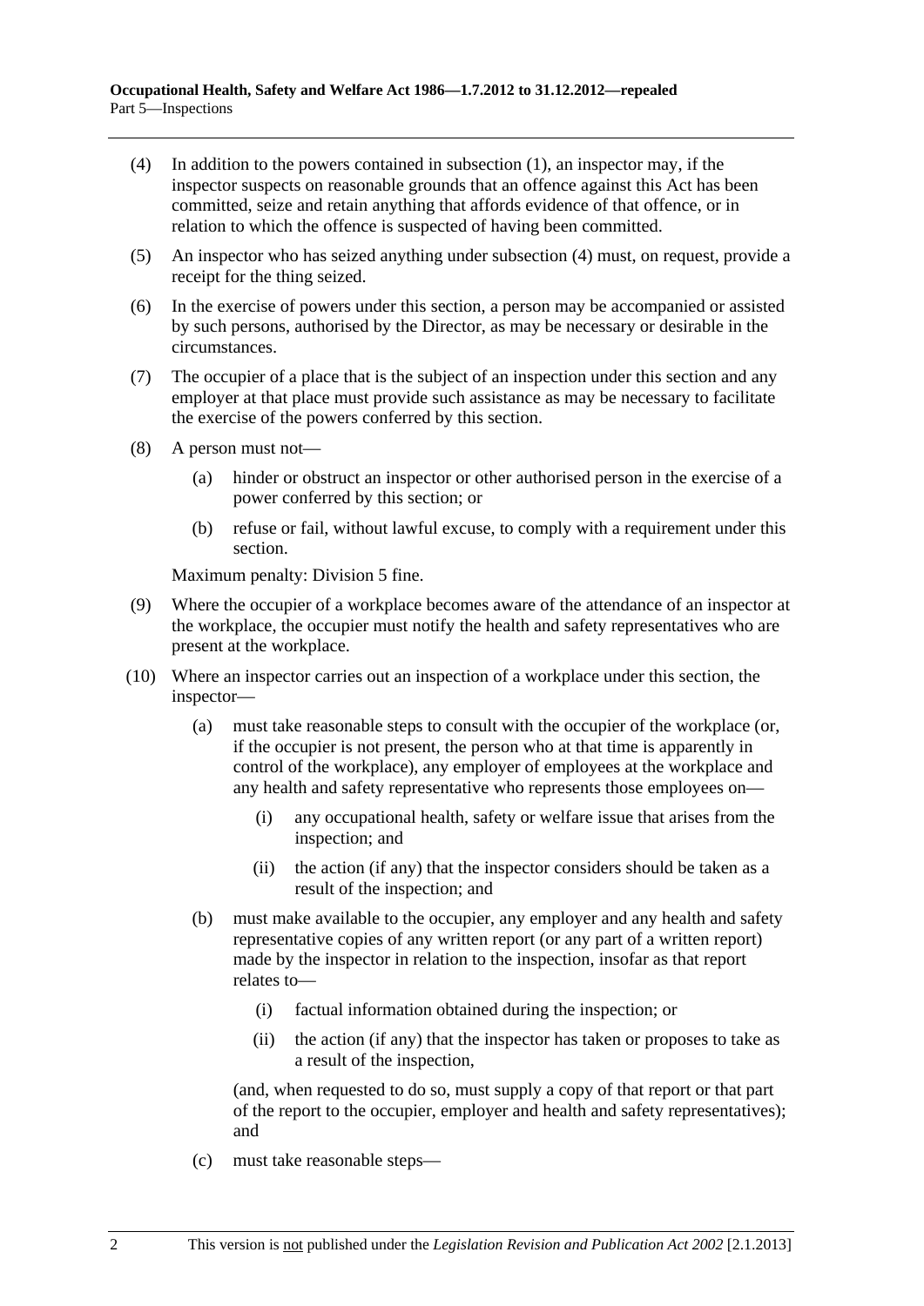(4) In addition to the powers contained in subsection (1), an inspector may, if the inspector suspects on reasonable grounds that an offence against this Act has been committed, seize and retain anything that affords evidence of that offence, or in relation to which the offence is suspected of having been committed.

(5) An inspector who has seized anything under subsection (4) must, on request, provide a receipt for the thing seized.

(6) In the exercise of powers under this section, a person may be accompanied or assisted by such persons, authorised by the Director, as may be necessary or desirable in the circumstances.

(7) The occupier of a place that is the subject of an inspection under this section and any employer at that place must provide such assistance as may be necessary to facilitate the exercise of the powers conferred by this section.

(8) A person must not—

(a) hinder or obstruct an inspector or other authorised person in the exercise of a power conferred by this section; or

(b) refuse or fail, without lawful excuse, to comply with a requirement under this section.

Maximum penalty: Division 5 fine.

(9) Where the occupier of a workplace becomes aware of the attendance of an inspector at the workplace, the occupier must notify the health and safety representatives who are present at the workplace.

(10) Where an inspector carries out an inspection of a workplace under this section, the inspector—

(a) must take reasonable steps to consult with the occupier of the workplace (or, if the occupier is not present, the person who at that time is apparently in control of the workplace), any employer of employees at the workplace and any health and safety representative who represents those employees on—

(i) any occupational health, safety or welfare issue that arises from the inspection; and

(ii) the action (if any) that the inspector considers should be taken as a result of the inspection; and

(b) must make available to the occupier, any employer and any health and safety representative copies of any written report (or any part of a written report) made by the inspector in relation to the inspection, insofar as that report relates to—

(i) factual information obtained during the inspection; or

(ii) the action (if any) that the inspector has taken or proposes to take as a result of the inspection,

(and, when requested to do so, must supply a copy of that report or that part of the report to the occupier, employer and health and safety representatives); and

(c) must take reasonable steps—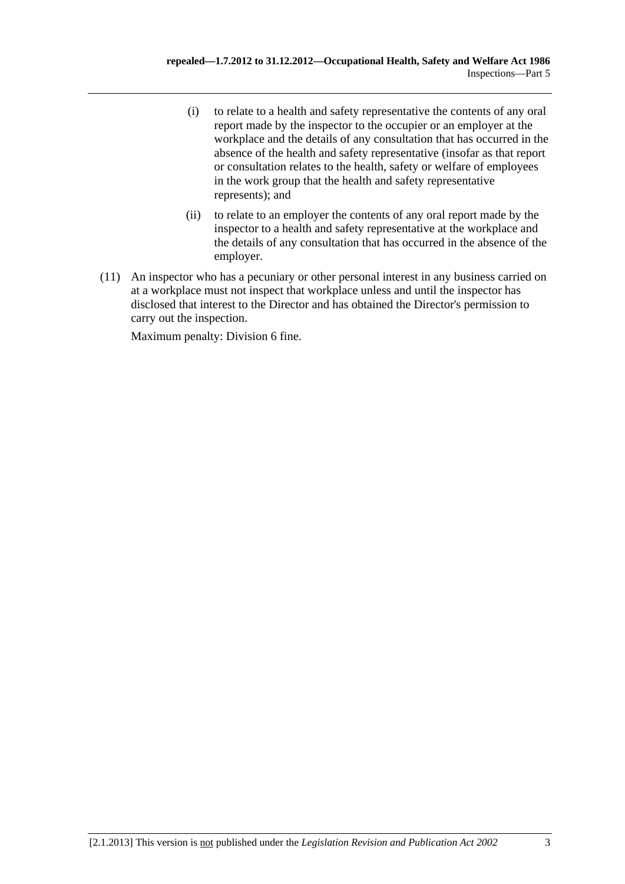(i) to relate to a health and safety representative the contents of any oral report made by the inspector to the occupier or an employer at the workplace and the details of any consultation that has occurred in the absence of the health and safety representative (insofar as that report or consultation relates to the health, safety or welfare of employees in the work group that the health and safety representative represents); and

(ii) to relate to an employer the contents of any oral report made by the inspector to a health and safety representative at the workplace and the details of any consultation that has occurred in the absence of the employer.

(11) An inspector who has a pecuniary or other personal interest in any business carried on at a workplace must not inspect that workplace unless and until the inspector has disclosed that interest to the Director and has obtained the Director's permission to carry out the inspection.

Maximum penalty: Division 6 fine.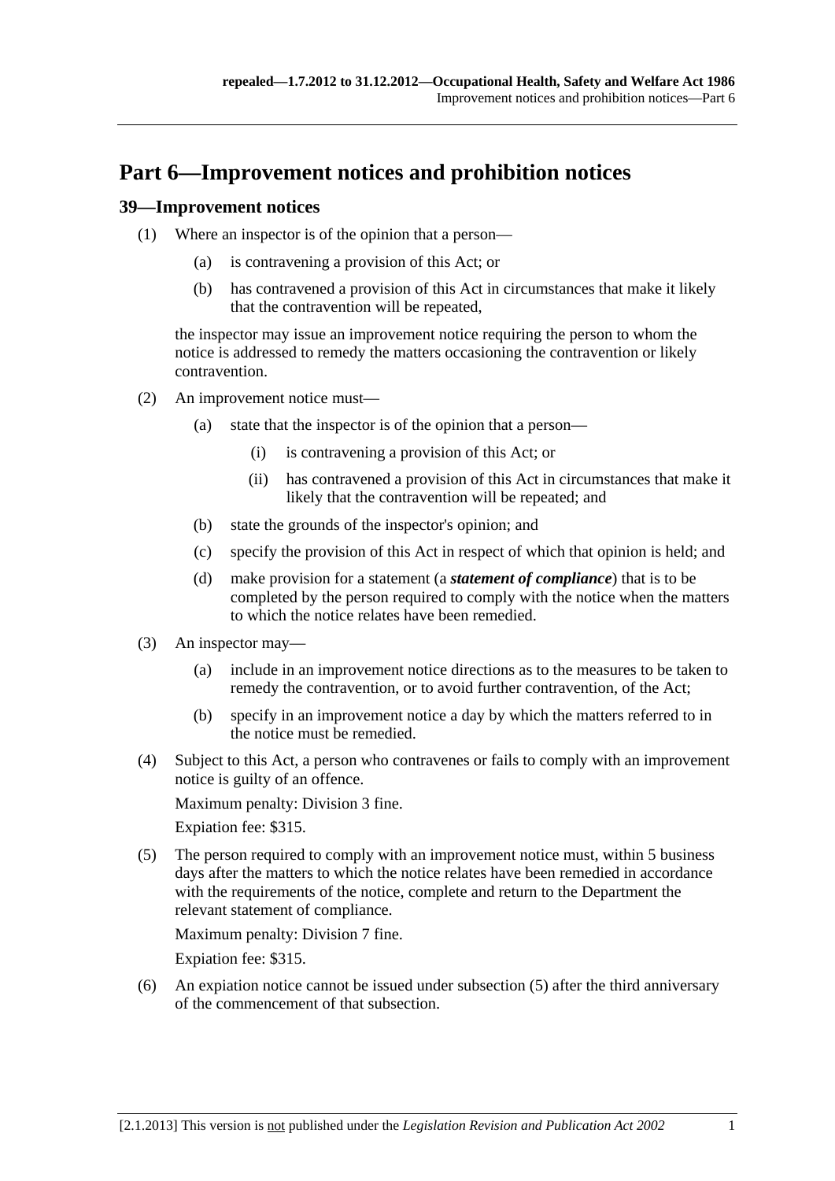# Part 6—Improvement notices and prohibition notices

## 39—Improvement notices

(1) Where an inspector is of the opinion that a person—

(a) is contravening a provision of this Act; or

(b) has contravened a provision of this Act in circumstances that make it likely that the contravention will be repeated,

the inspector may issue an improvement notice requiring the person to whom the notice is addressed to remedy the matters occasioning the contravention or likely contravention.

(2) An improvement notice must—

(a) state that the inspector is of the opinion that a person—

(i) is contravening a provision of this Act; or

(ii) has contravened a provision of this Act in circumstances that make it likely that the contravention will be repeated; and

(b) state the grounds of the inspector's opinion; and

(c) specify the provision of this Act in respect of which that opinion is held; and

(d) make provision for a statement (a ***statement of compliance***) that is to be completed by the person required to comply with the notice when the matters to which the notice relates have been remedied.

(3) An inspector may—

(a) include in an improvement notice directions as to the measures to be taken to remedy the contravention, or to avoid further contravention, of the Act;

(b) specify in an improvement notice a day by which the matters referred to in the notice must be remedied.

(4) Subject to this Act, a person who contravenes or fails to comply with an improvement notice is guilty of an offence.

Maximum penalty: Division 3 fine.

Expiation fee: $315.

(5) The person required to comply with an improvement notice must, within 5 business days after the matters to which the notice relates have been remedied in accordance with the requirements of the notice, complete and return to the Department the relevant statement of compliance.

Maximum penalty: Division 7 fine.

Expiation fee: $315.

(6) An expiation notice cannot be issued under subsection (5) after the third anniversary of the commencement of that subsection.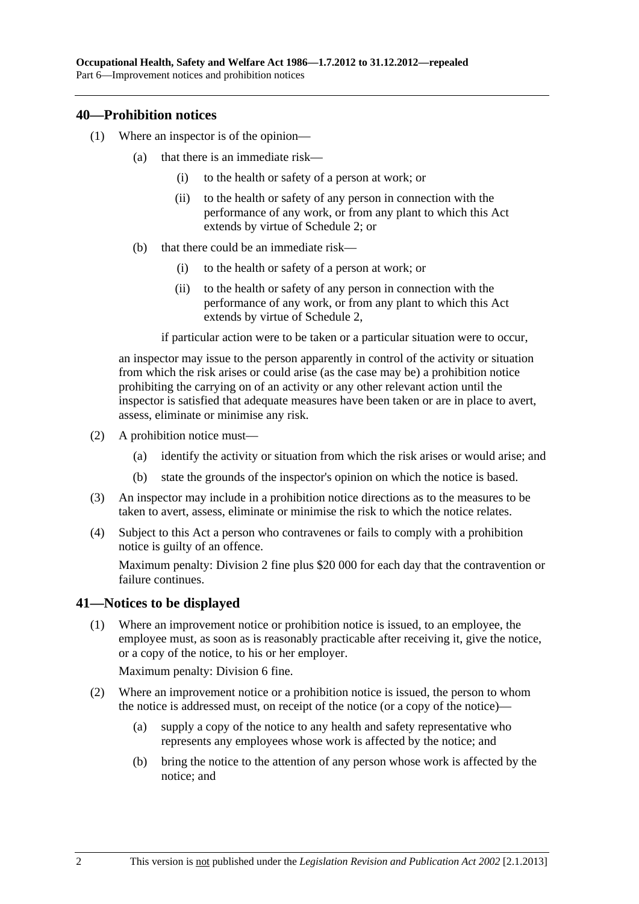## 40—Prohibition notices

(1) Where an inspector is of the opinion—

(a) that there is an immediate risk—

(i) to the health or safety of a person at work; or

(ii) to the health or safety of any person in connection with the performance of any work, or from any plant to which this Act extends by virtue of Schedule 2; or

(b) that there could be an immediate risk—

(i) to the health or safety of a person at work; or

(ii) to the health or safety of any person in connection with the performance of any work, or from any plant to which this Act extends by virtue of Schedule 2,

if particular action were to be taken or a particular situation were to occur,

an inspector may issue to the person apparently in control of the activity or situation from which the risk arises or could arise (as the case may be) a prohibition notice prohibiting the carrying on of an activity or any other relevant action until the inspector is satisfied that adequate measures have been taken or are in place to avert, assess, eliminate or minimise any risk.

(2) A prohibition notice must—

(a) identify the activity or situation from which the risk arises or would arise; and

(b) state the grounds of the inspector's opinion on which the notice is based.

(3) An inspector may include in a prohibition notice directions as to the measures to be taken to avert, assess, eliminate or minimise the risk to which the notice relates.

(4) Subject to this Act a person who contravenes or fails to comply with a prohibition notice is guilty of an offence.

Maximum penalty: Division 2 fine plus $20 000 for each day that the contravention or failure continues.

## 41—Notices to be displayed

(1) Where an improvement notice or prohibition notice is issued, to an employee, the employee must, as soon as is reasonably practicable after receiving it, give the notice, or a copy of the notice, to his or her employer.

Maximum penalty: Division 6 fine.

(2) Where an improvement notice or a prohibition notice is issued, the person to whom the notice is addressed must, on receipt of the notice (or a copy of the notice)—

(a) supply a copy of the notice to any health and safety representative who represents any employees whose work is affected by the notice; and

(b) bring the notice to the attention of any person whose work is affected by the notice; and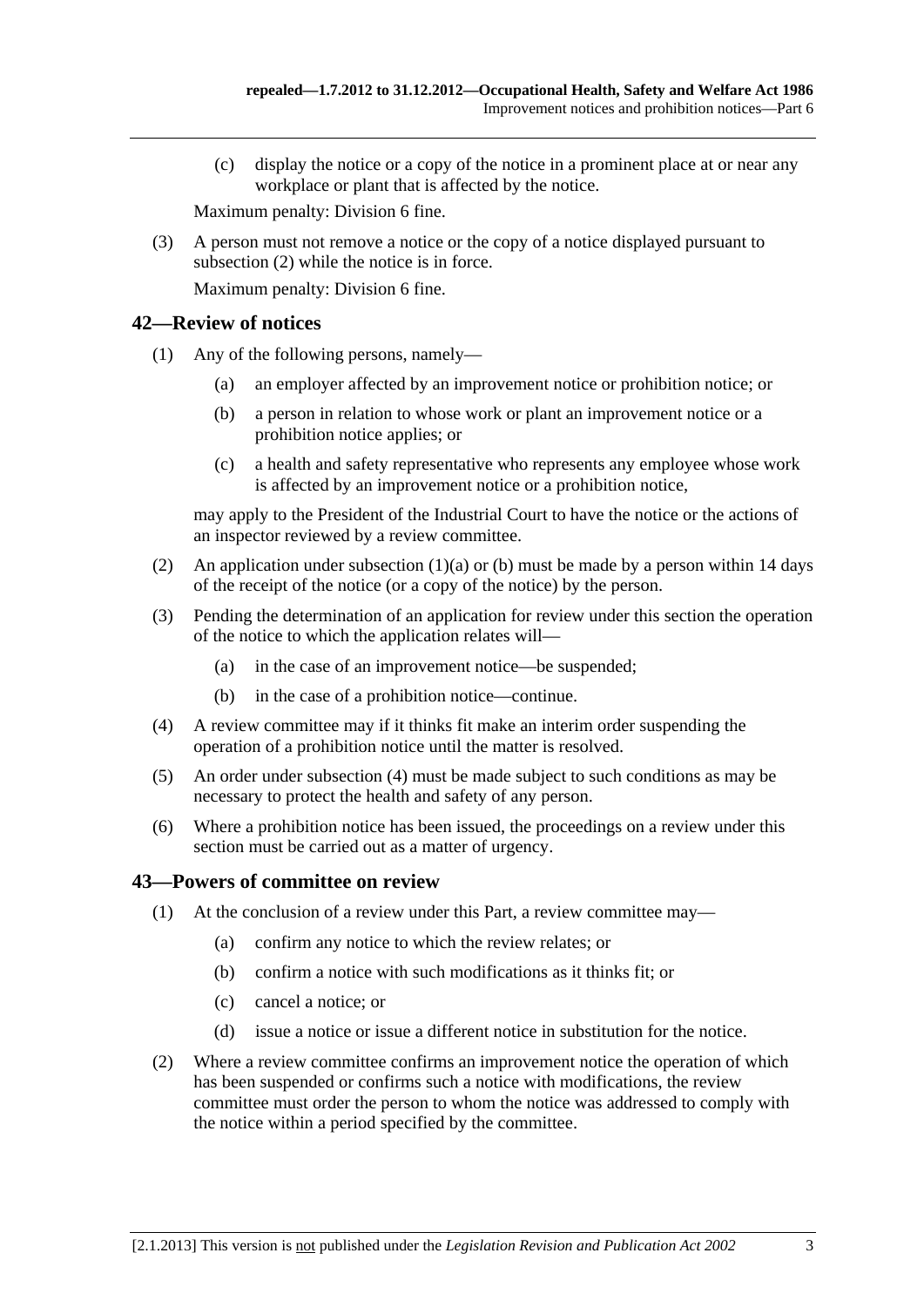(c) display the notice or a copy of the notice in a prominent place at or near any workplace or plant that is affected by the notice.

Maximum penalty: Division 6 fine.

(3) A person must not remove a notice or the copy of a notice displayed pursuant to subsection (2) while the notice is in force.

Maximum penalty: Division 6 fine.

## 42—Review of notices

(1) Any of the following persons, namely—

(a) an employer affected by an improvement notice or prohibition notice; or

(b) a person in relation to whose work or plant an improvement notice or a prohibition notice applies; or

(c) a health and safety representative who represents any employee whose work is affected by an improvement notice or a prohibition notice,

may apply to the President of the Industrial Court to have the notice or the actions of an inspector reviewed by a review committee.

(2) An application under subsection (1)(a) or (b) must be made by a person within 14 days of the receipt of the notice (or a copy of the notice) by the person.

(3) Pending the determination of an application for review under this section the operation of the notice to which the application relates will—

(a) in the case of an improvement notice—be suspended;

(b) in the case of a prohibition notice—continue.

(4) A review committee may if it thinks fit make an interim order suspending the operation of a prohibition notice until the matter is resolved.

(5) An order under subsection (4) must be made subject to such conditions as may be necessary to protect the health and safety of any person.

(6) Where a prohibition notice has been issued, the proceedings on a review under this section must be carried out as a matter of urgency.

## 43—Powers of committee on review

(1) At the conclusion of a review under this Part, a review committee may—

(a) confirm any notice to which the review relates; or

(b) confirm a notice with such modifications as it thinks fit; or

(c) cancel a notice; or

(d) issue a notice or issue a different notice in substitution for the notice.

(2) Where a review committee confirms an improvement notice the operation of which has been suspended or confirms such a notice with modifications, the review committee must order the person to whom the notice was addressed to comply with the notice within a period specified by the committee.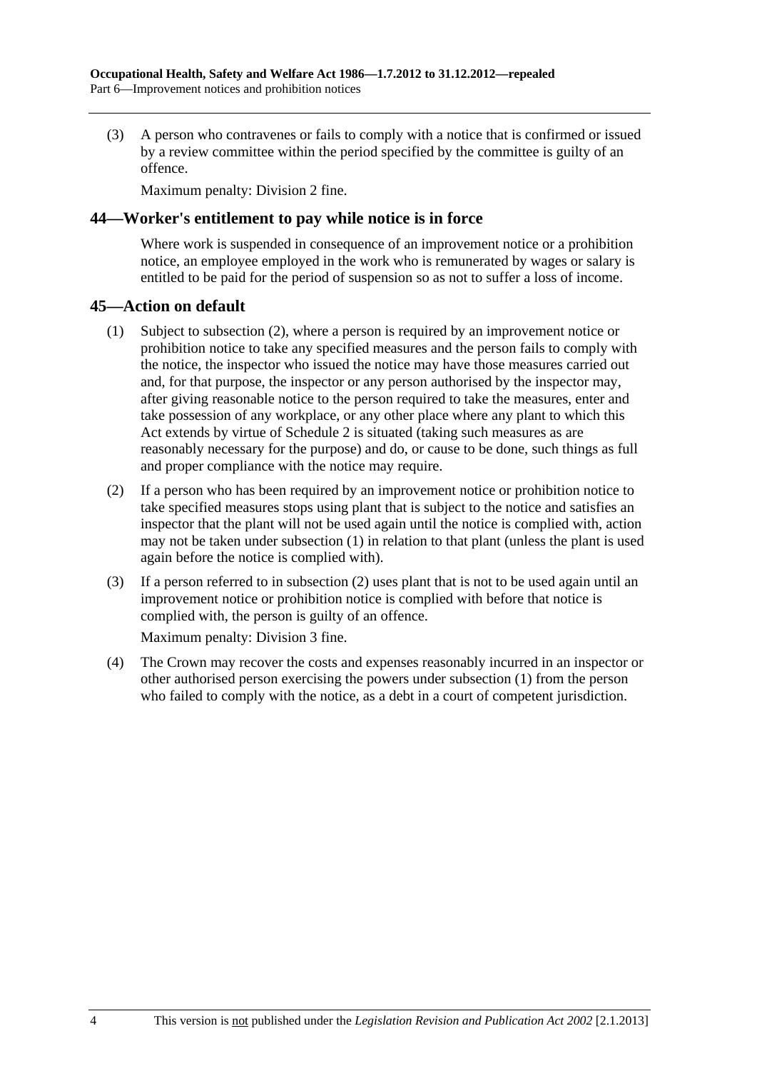(3) A person who contravenes or fails to comply with a notice that is confirmed or issued by a review committee within the period specified by the committee is guilty of an offence.

Maximum penalty: Division 2 fine.

## 44—Worker's entitlement to pay while notice is in force

Where work is suspended in consequence of an improvement notice or a prohibition notice, an employee employed in the work who is remunerated by wages or salary is entitled to be paid for the period of suspension so as not to suffer a loss of income.

## 45—Action on default

(1) Subject to subsection (2), where a person is required by an improvement notice or prohibition notice to take any specified measures and the person fails to comply with the notice, the inspector who issued the notice may have those measures carried out and, for that purpose, the inspector or any person authorised by the inspector may, after giving reasonable notice to the person required to take the measures, enter and take possession of any workplace, or any other place where any plant to which this Act extends by virtue of Schedule 2 is situated (taking such measures as are reasonably necessary for the purpose) and do, or cause to be done, such things as full and proper compliance with the notice may require.

(2) If a person who has been required by an improvement notice or prohibition notice to take specified measures stops using plant that is subject to the notice and satisfies an inspector that the plant will not be used again until the notice is complied with, action may not be taken under subsection (1) in relation to that plant (unless the plant is used again before the notice is complied with).

(3) If a person referred to in subsection (2) uses plant that is not to be used again until an improvement notice or prohibition notice is complied with before that notice is complied with, the person is guilty of an offence.

Maximum penalty: Division 3 fine.

(4) The Crown may recover the costs and expenses reasonably incurred in an inspector or other authorised person exercising the powers under subsection (1) from the person who failed to comply with the notice, as a debt in a court of competent jurisdiction.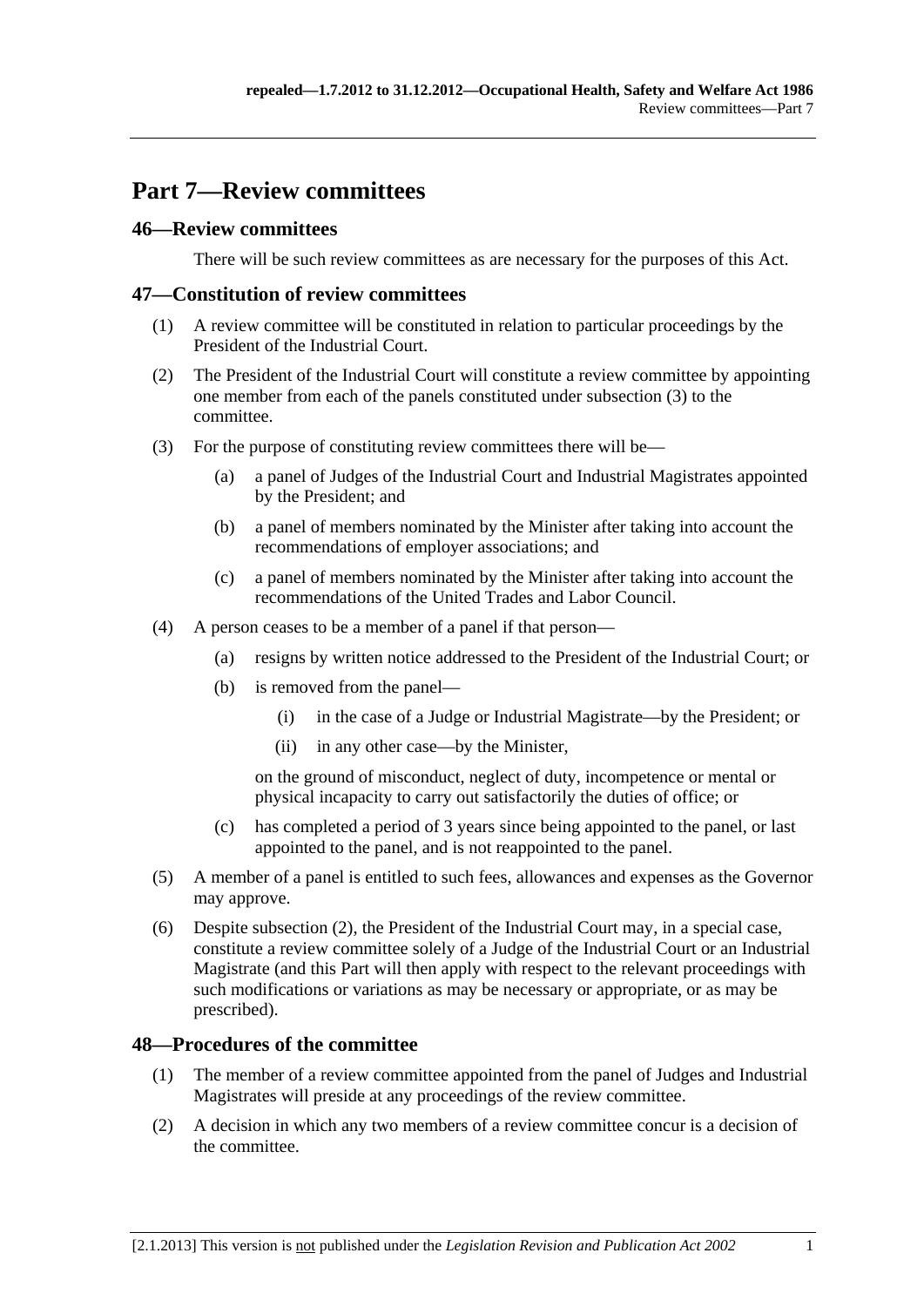# Part 7—Review committees

## 46—Review committees

There will be such review committees as are necessary for the purposes of this Act.

## 47—Constitution of review committees

(1) A review committee will be constituted in relation to particular proceedings by the President of the Industrial Court.

(2) The President of the Industrial Court will constitute a review committee by appointing one member from each of the panels constituted under subsection (3) to the committee.

(3) For the purpose of constituting review committees there will be—

(a) a panel of Judges of the Industrial Court and Industrial Magistrates appointed by the President; and

(b) a panel of members nominated by the Minister after taking into account the recommendations of employer associations; and

(c) a panel of members nominated by the Minister after taking into account the recommendations of the United Trades and Labor Council.

(4) A person ceases to be a member of a panel if that person—

(a) resigns by written notice addressed to the President of the Industrial Court; or

(b) is removed from the panel—

(i) in the case of a Judge or Industrial Magistrate—by the President; or

(ii) in any other case—by the Minister,

on the ground of misconduct, neglect of duty, incompetence or mental or physical incapacity to carry out satisfactorily the duties of office; or

(c) has completed a period of 3 years since being appointed to the panel, or last appointed to the panel, and is not reappointed to the panel.

(5) A member of a panel is entitled to such fees, allowances and expenses as the Governor may approve.

(6) Despite subsection (2), the President of the Industrial Court may, in a special case, constitute a review committee solely of a Judge of the Industrial Court or an Industrial Magistrate (and this Part will then apply with respect to the relevant proceedings with such modifications or variations as may be necessary or appropriate, or as may be prescribed).

## 48—Procedures of the committee

(1) The member of a review committee appointed from the panel of Judges and Industrial Magistrates will preside at any proceedings of the review committee.

(2) A decision in which any two members of a review committee concur is a decision of the committee.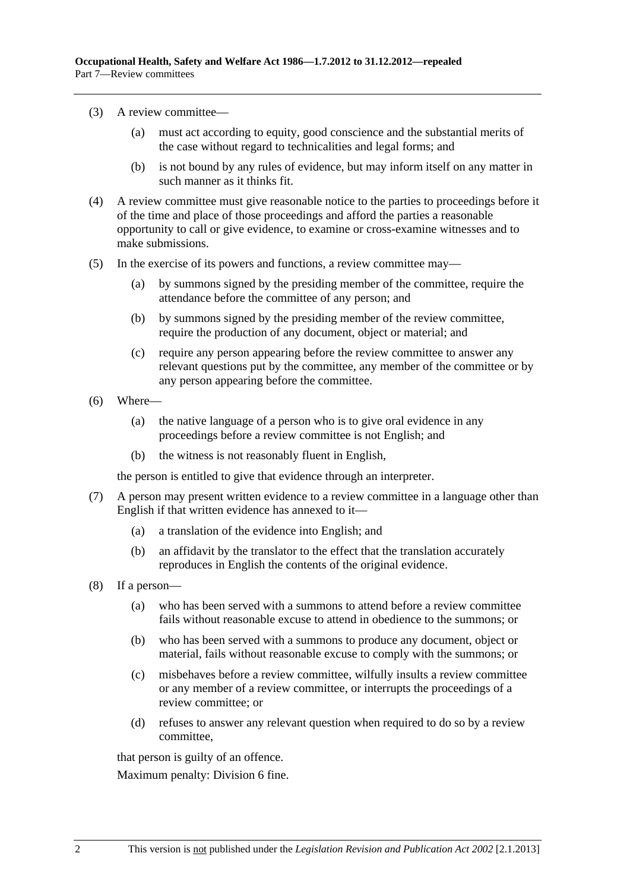(3) A review committee—

(a) must act according to equity, good conscience and the substantial merits of the case without regard to technicalities and legal forms; and

(b) is not bound by any rules of evidence, but may inform itself on any matter in such manner as it thinks fit.

(4) A review committee must give reasonable notice to the parties to proceedings before it of the time and place of those proceedings and afford the parties a reasonable opportunity to call or give evidence, to examine or cross-examine witnesses and to make submissions.

(5) In the exercise of its powers and functions, a review committee may—

(a) by summons signed by the presiding member of the committee, require the attendance before the committee of any person; and

(b) by summons signed by the presiding member of the review committee, require the production of any document, object or material; and

(c) require any person appearing before the review committee to answer any relevant questions put by the committee, any member of the committee or by any person appearing before the committee.

(6) Where—

(a) the native language of a person who is to give oral evidence in any proceedings before a review committee is not English; and

(b) the witness is not reasonably fluent in English,

the person is entitled to give that evidence through an interpreter.

(7) A person may present written evidence to a review committee in a language other than English if that written evidence has annexed to it—

(a) a translation of the evidence into English; and

(b) an affidavit by the translator to the effect that the translation accurately reproduces in English the contents of the original evidence.

(8) If a person—

(a) who has been served with a summons to attend before a review committee fails without reasonable excuse to attend in obedience to the summons; or

(b) who has been served with a summons to produce any document, object or material, fails without reasonable excuse to comply with the summons; or

(c) misbehaves before a review committee, wilfully insults a review committee or any member of a review committee, or interrupts the proceedings of a review committee; or

(d) refuses to answer any relevant question when required to do so by a review committee,

that person is guilty of an offence.

Maximum penalty: Division 6 fine.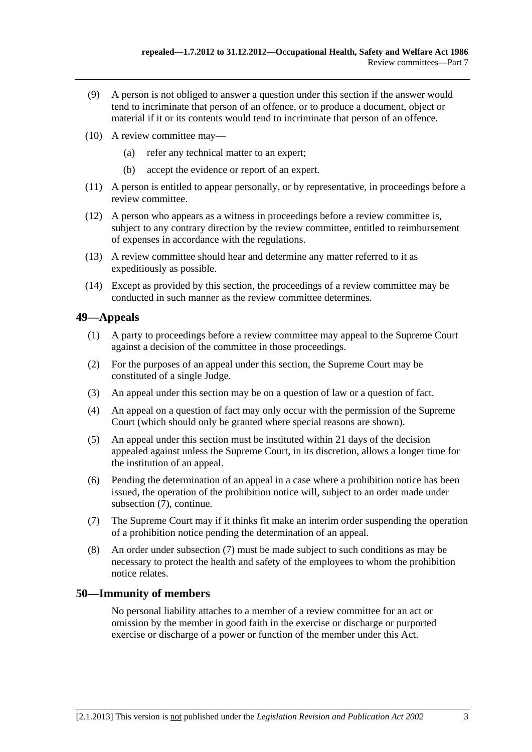(9) A person is not obliged to answer a question under this section if the answer would tend to incriminate that person of an offence, or to produce a document, object or material if it or its contents would tend to incriminate that person of an offence.

(10) A review committee may—

(a) refer any technical matter to an expert;

(b) accept the evidence or report of an expert.

(11) A person is entitled to appear personally, or by representative, in proceedings before a review committee.

(12) A person who appears as a witness in proceedings before a review committee is, subject to any contrary direction by the review committee, entitled to reimbursement of expenses in accordance with the regulations.

(13) A review committee should hear and determine any matter referred to it as expeditiously as possible.

(14) Except as provided by this section, the proceedings of a review committee may be conducted in such manner as the review committee determines.

## 49—Appeals

(1) A party to proceedings before a review committee may appeal to the Supreme Court against a decision of the committee in those proceedings.

(2) For the purposes of an appeal under this section, the Supreme Court may be constituted of a single Judge.

(3) An appeal under this section may be on a question of law or a question of fact.

(4) An appeal on a question of fact may only occur with the permission of the Supreme Court (which should only be granted where special reasons are shown).

(5) An appeal under this section must be instituted within 21 days of the decision appealed against unless the Supreme Court, in its discretion, allows a longer time for the institution of an appeal.

(6) Pending the determination of an appeal in a case where a prohibition notice has been issued, the operation of the prohibition notice will, subject to an order made under subsection (7), continue.

(7) The Supreme Court may if it thinks fit make an interim order suspending the operation of a prohibition notice pending the determination of an appeal.

(8) An order under subsection (7) must be made subject to such conditions as may be necessary to protect the health and safety of the employees to whom the prohibition notice relates.

## 50—Immunity of members

No personal liability attaches to a member of a review committee for an act or omission by the member in good faith in the exercise or discharge or purported exercise or discharge of a power or function of the member under this Act.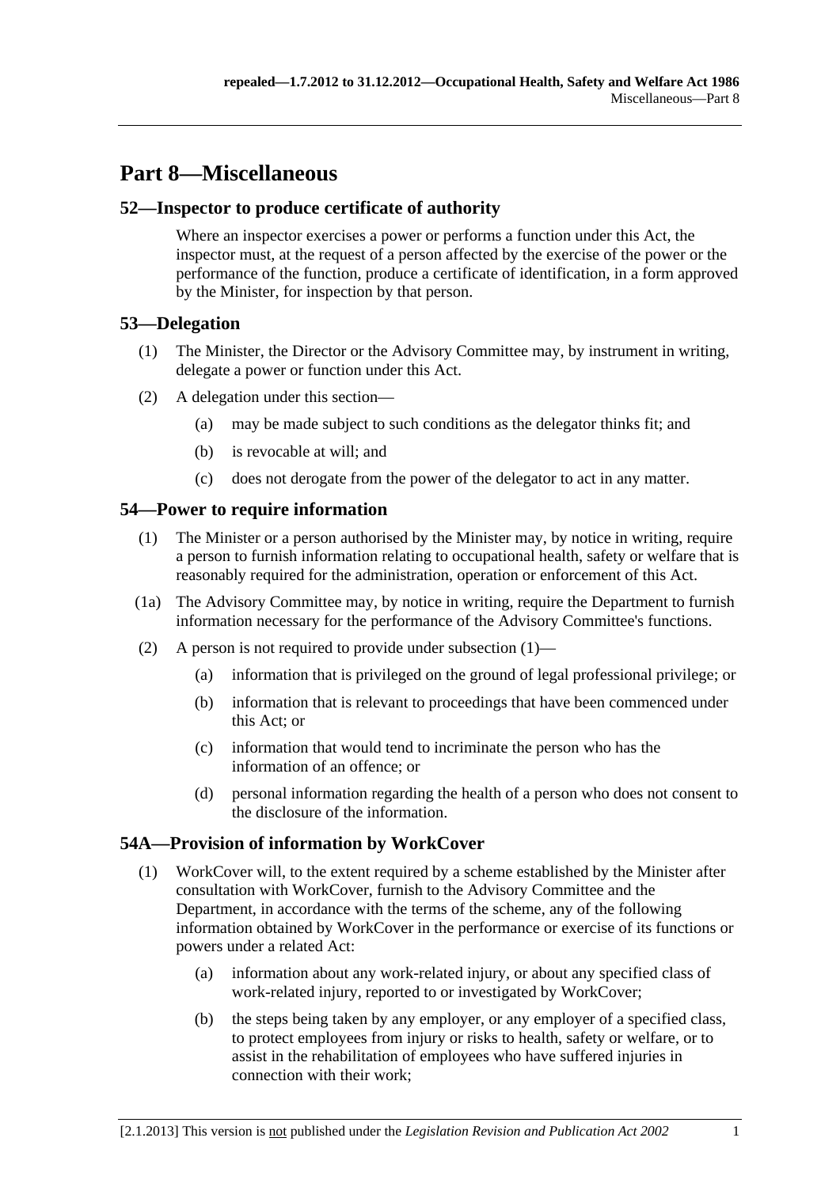# Part 8—Miscellaneous

## 52—Inspector to produce certificate of authority

Where an inspector exercises a power or performs a function under this Act, the inspector must, at the request of a person affected by the exercise of the power or the performance of the function, produce a certificate of identification, in a form approved by the Minister, for inspection by that person.

## 53—Delegation

(1) The Minister, the Director or the Advisory Committee may, by instrument in writing, delegate a power or function under this Act.

(2) A delegation under this section—

- (a) may be made subject to such conditions as the delegator thinks fit; and
- (b) is revocable at will; and
- (c) does not derogate from the power of the delegator to act in any matter.

## 54—Power to require information

(1) The Minister or a person authorised by the Minister may, by notice in writing, require a person to furnish information relating to occupational health, safety or welfare that is reasonably required for the administration, operation or enforcement of this Act.

(1a) The Advisory Committee may, by notice in writing, require the Department to furnish information necessary for the performance of the Advisory Committee's functions.

(2) A person is not required to provide under subsection (1)—

- (a) information that is privileged on the ground of legal professional privilege; or
- (b) information that is relevant to proceedings that have been commenced under this Act; or
- (c) information that would tend to incriminate the person who has the information of an offence; or
- (d) personal information regarding the health of a person who does not consent to the disclosure of the information.

## 54A—Provision of information by WorkCover

(1) WorkCover will, to the extent required by a scheme established by the Minister after consultation with WorkCover, furnish to the Advisory Committee and the Department, in accordance with the terms of the scheme, any of the following information obtained by WorkCover in the performance or exercise of its functions or powers under a related Act:

- (a) information about any work-related injury, or about any specified class of work-related injury, reported to or investigated by WorkCover;
- (b) the steps being taken by any employer, or any employer of a specified class, to protect employees from injury or risks to health, safety or welfare, or to assist in the rehabilitation of employees who have suffered injuries in connection with their work;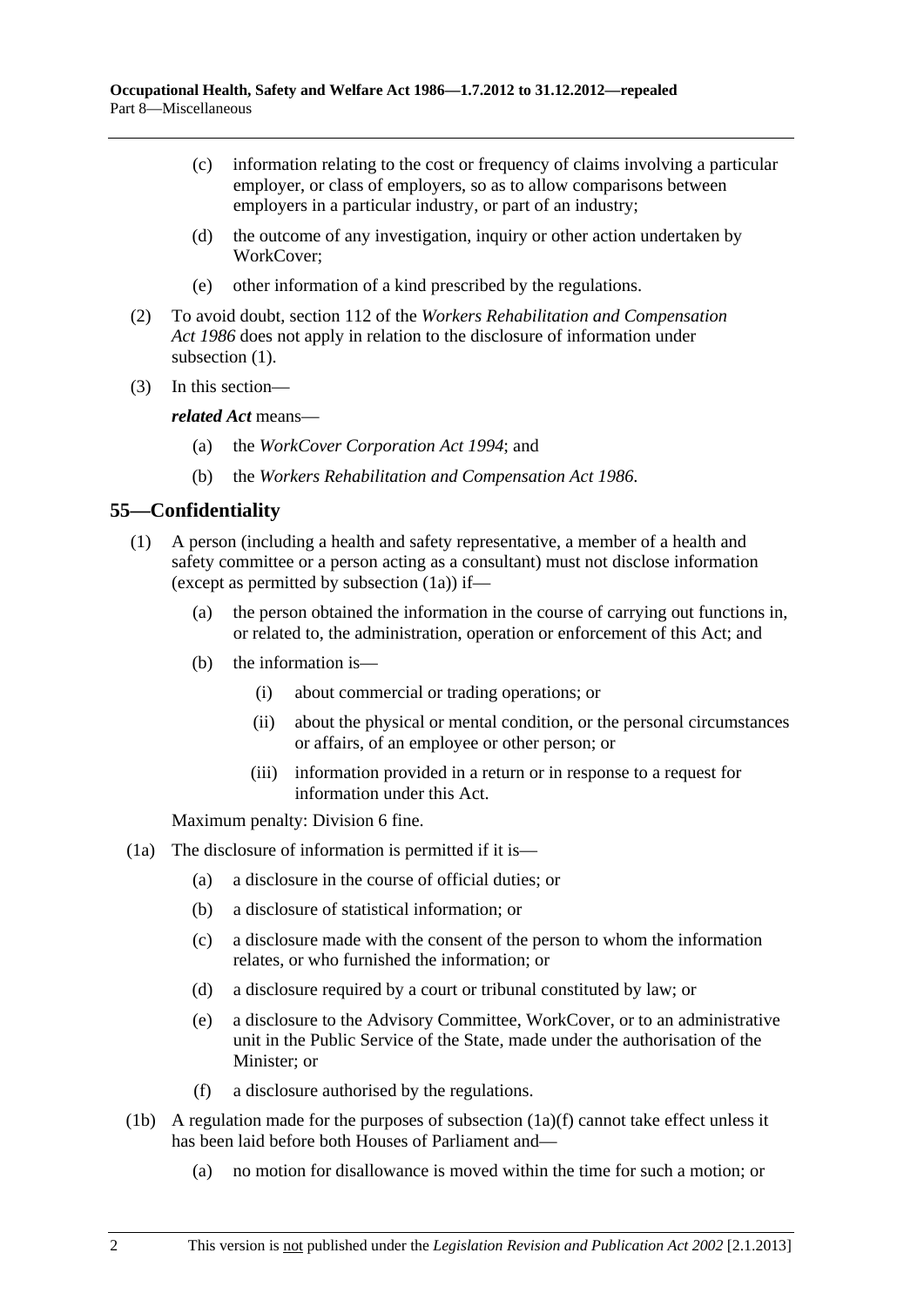(c) information relating to the cost or frequency of claims involving a particular employer, or class of employers, so as to allow comparisons between employers in a particular industry, or part of an industry;

(d) the outcome of any investigation, inquiry or other action undertaken by WorkCover;

(e) other information of a kind prescribed by the regulations.

(2) To avoid doubt, section 112 of the *Workers Rehabilitation and Compensation Act 1986* does not apply in relation to the disclosure of information under subsection (1).

(3) In this section—

***related Act*** means—

(a) the *WorkCover Corporation Act 1994*; and

(b) the *Workers Rehabilitation and Compensation Act 1986*.

## 55—Confidentiality

(1) A person (including a health and safety representative, a member of a health and safety committee or a person acting as a consultant) must not disclose information (except as permitted by subsection (1a)) if—

(a) the person obtained the information in the course of carrying out functions in, or related to, the administration, operation or enforcement of this Act; and

(b) the information is—

(i) about commercial or trading operations; or

(ii) about the physical or mental condition, or the personal circumstances or affairs, of an employee or other person; or

(iii) information provided in a return or in response to a request for information under this Act.

Maximum penalty: Division 6 fine.

(1a) The disclosure of information is permitted if it is—

(a) a disclosure in the course of official duties; or

(b) a disclosure of statistical information; or

(c) a disclosure made with the consent of the person to whom the information relates, or who furnished the information; or

(d) a disclosure required by a court or tribunal constituted by law; or

(e) a disclosure to the Advisory Committee, WorkCover, or to an administrative unit in the Public Service of the State, made under the authorisation of the Minister; or

(f) a disclosure authorised by the regulations.

(1b) A regulation made for the purposes of subsection (1a)(f) cannot take effect unless it has been laid before both Houses of Parliament and—

(a) no motion for disallowance is moved within the time for such a motion; or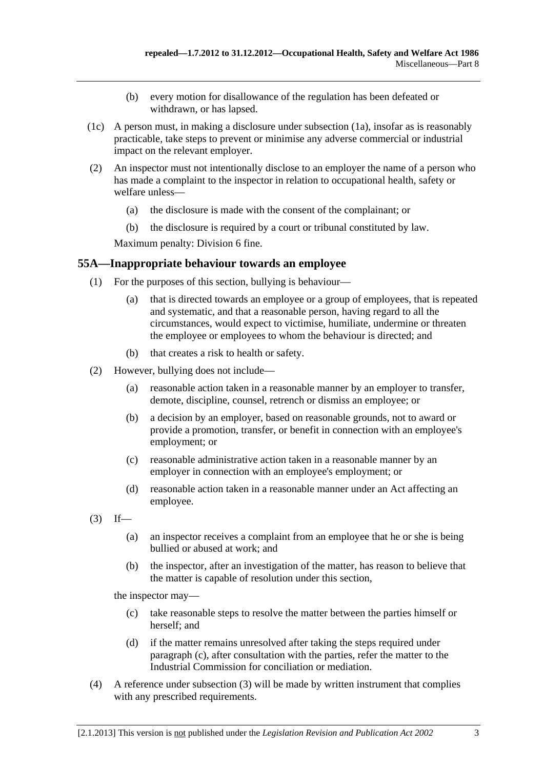(b) every motion for disallowance of the regulation has been defeated or withdrawn, or has lapsed.

(1c) A person must, in making a disclosure under subsection (1a), insofar as is reasonably practicable, take steps to prevent or minimise any adverse commercial or industrial impact on the relevant employer.

(2) An inspector must not intentionally disclose to an employer the name of a person who has made a complaint to the inspector in relation to occupational health, safety or welfare unless—

(a) the disclosure is made with the consent of the complainant; or

(b) the disclosure is required by a court or tribunal constituted by law.

Maximum penalty: Division 6 fine.

## 55A—Inappropriate behaviour towards an employee

(1) For the purposes of this section, bullying is behaviour—

(a) that is directed towards an employee or a group of employees, that is repeated and systematic, and that a reasonable person, having regard to all the circumstances, would expect to victimise, humiliate, undermine or threaten the employee or employees to whom the behaviour is directed; and

(b) that creates a risk to health or safety.

(2) However, bullying does not include—

(a) reasonable action taken in a reasonable manner by an employer to transfer, demote, discipline, counsel, retrench or dismiss an employee; or

(b) a decision by an employer, based on reasonable grounds, not to award or provide a promotion, transfer, or benefit in connection with an employee's employment; or

(c) reasonable administrative action taken in a reasonable manner by an employer in connection with an employee's employment; or

(d) reasonable action taken in a reasonable manner under an Act affecting an employee.

(3) If—

(a) an inspector receives a complaint from an employee that he or she is being bullied or abused at work; and

(b) the inspector, after an investigation of the matter, has reason to believe that the matter is capable of resolution under this section,

the inspector may—

(c) take reasonable steps to resolve the matter between the parties himself or herself; and

(d) if the matter remains unresolved after taking the steps required under paragraph (c), after consultation with the parties, refer the matter to the Industrial Commission for conciliation or mediation.

(4) A reference under subsection (3) will be made by written instrument that complies with any prescribed requirements.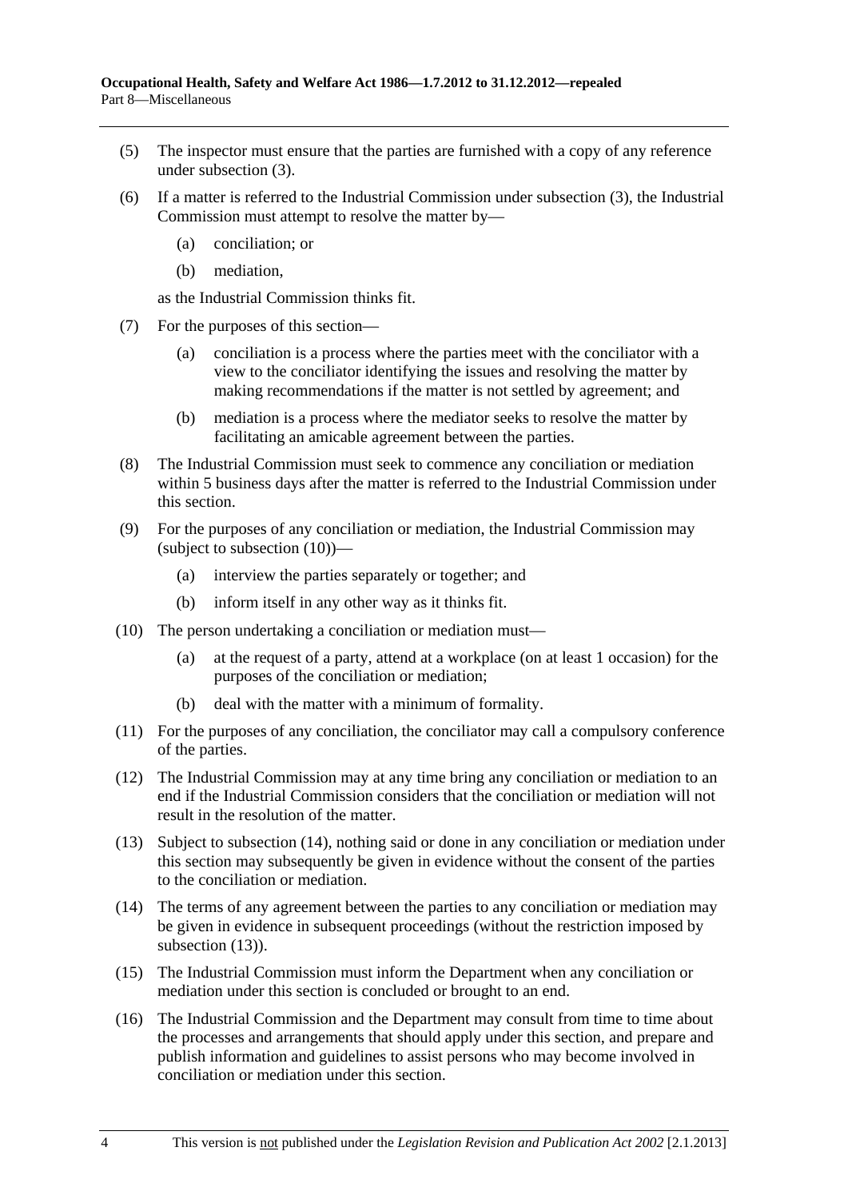(5) The inspector must ensure that the parties are furnished with a copy of any reference under subsection (3).

(6) If a matter is referred to the Industrial Commission under subsection (3), the Industrial Commission must attempt to resolve the matter by—

  (a) conciliation; or

  (b) mediation,

as the Industrial Commission thinks fit.

(7) For the purposes of this section—

  (a) conciliation is a process where the parties meet with the conciliator with a view to the conciliator identifying the issues and resolving the matter by making recommendations if the matter is not settled by agreement; and

  (b) mediation is a process where the mediator seeks to resolve the matter by facilitating an amicable agreement between the parties.

(8) The Industrial Commission must seek to commence any conciliation or mediation within 5 business days after the matter is referred to the Industrial Commission under this section.

(9) For the purposes of any conciliation or mediation, the Industrial Commission may (subject to subsection (10))—

  (a) interview the parties separately or together; and

  (b) inform itself in any other way as it thinks fit.

(10) The person undertaking a conciliation or mediation must—

  (a) at the request of a party, attend at a workplace (on at least 1 occasion) for the purposes of the conciliation or mediation;

  (b) deal with the matter with a minimum of formality.

(11) For the purposes of any conciliation, the conciliator may call a compulsory conference of the parties.

(12) The Industrial Commission may at any time bring any conciliation or mediation to an end if the Industrial Commission considers that the conciliation or mediation will not result in the resolution of the matter.

(13) Subject to subsection (14), nothing said or done in any conciliation or mediation under this section may subsequently be given in evidence without the consent of the parties to the conciliation or mediation.

(14) The terms of any agreement between the parties to any conciliation or mediation may be given in evidence in subsequent proceedings (without the restriction imposed by subsection (13)).

(15) The Industrial Commission must inform the Department when any conciliation or mediation under this section is concluded or brought to an end.

(16) The Industrial Commission and the Department may consult from time to time about the processes and arrangements that should apply under this section, and prepare and publish information and guidelines to assist persons who may become involved in conciliation or mediation under this section.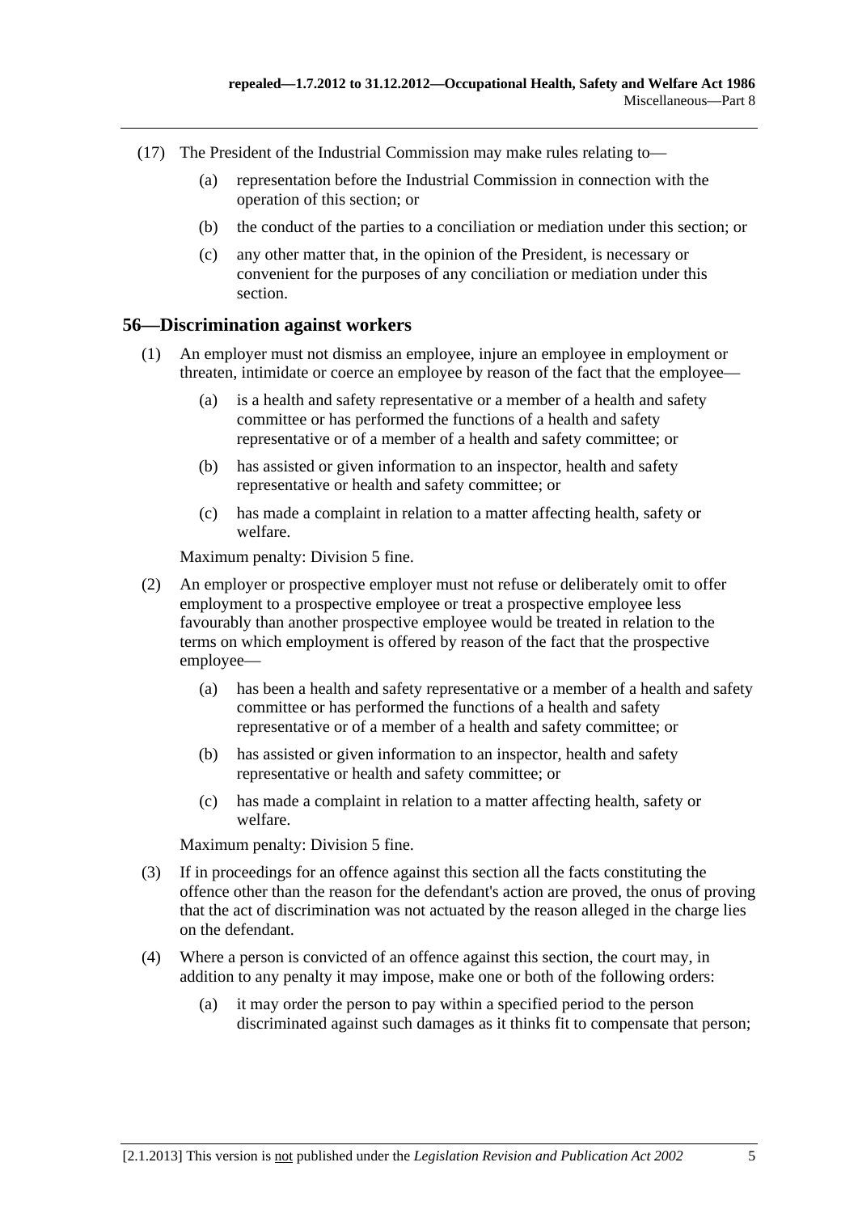(17) The President of the Industrial Commission may make rules relating to—

(a) representation before the Industrial Commission in connection with the operation of this section; or

(b) the conduct of the parties to a conciliation or mediation under this section; or

(c) any other matter that, in the opinion of the President, is necessary or convenient for the purposes of any conciliation or mediation under this section.

## 56—Discrimination against workers

(1) An employer must not dismiss an employee, injure an employee in employment or threaten, intimidate or coerce an employee by reason of the fact that the employee—

(a) is a health and safety representative or a member of a health and safety committee or has performed the functions of a health and safety representative or of a member of a health and safety committee; or

(b) has assisted or given information to an inspector, health and safety representative or health and safety committee; or

(c) has made a complaint in relation to a matter affecting health, safety or welfare.

Maximum penalty: Division 5 fine.

(2) An employer or prospective employer must not refuse or deliberately omit to offer employment to a prospective employee or treat a prospective employee less favourably than another prospective employee would be treated in relation to the terms on which employment is offered by reason of the fact that the prospective employee—

(a) has been a health and safety representative or a member of a health and safety committee or has performed the functions of a health and safety representative or of a member of a health and safety committee; or

(b) has assisted or given information to an inspector, health and safety representative or health and safety committee; or

(c) has made a complaint in relation to a matter affecting health, safety or welfare.

Maximum penalty: Division 5 fine.

(3) If in proceedings for an offence against this section all the facts constituting the offence other than the reason for the defendant's action are proved, the onus of proving that the act of discrimination was not actuated by the reason alleged in the charge lies on the defendant.

(4) Where a person is convicted of an offence against this section, the court may, in addition to any penalty it may impose, make one or both of the following orders:

(a) it may order the person to pay within a specified period to the person discriminated against such damages as it thinks fit to compensate that person;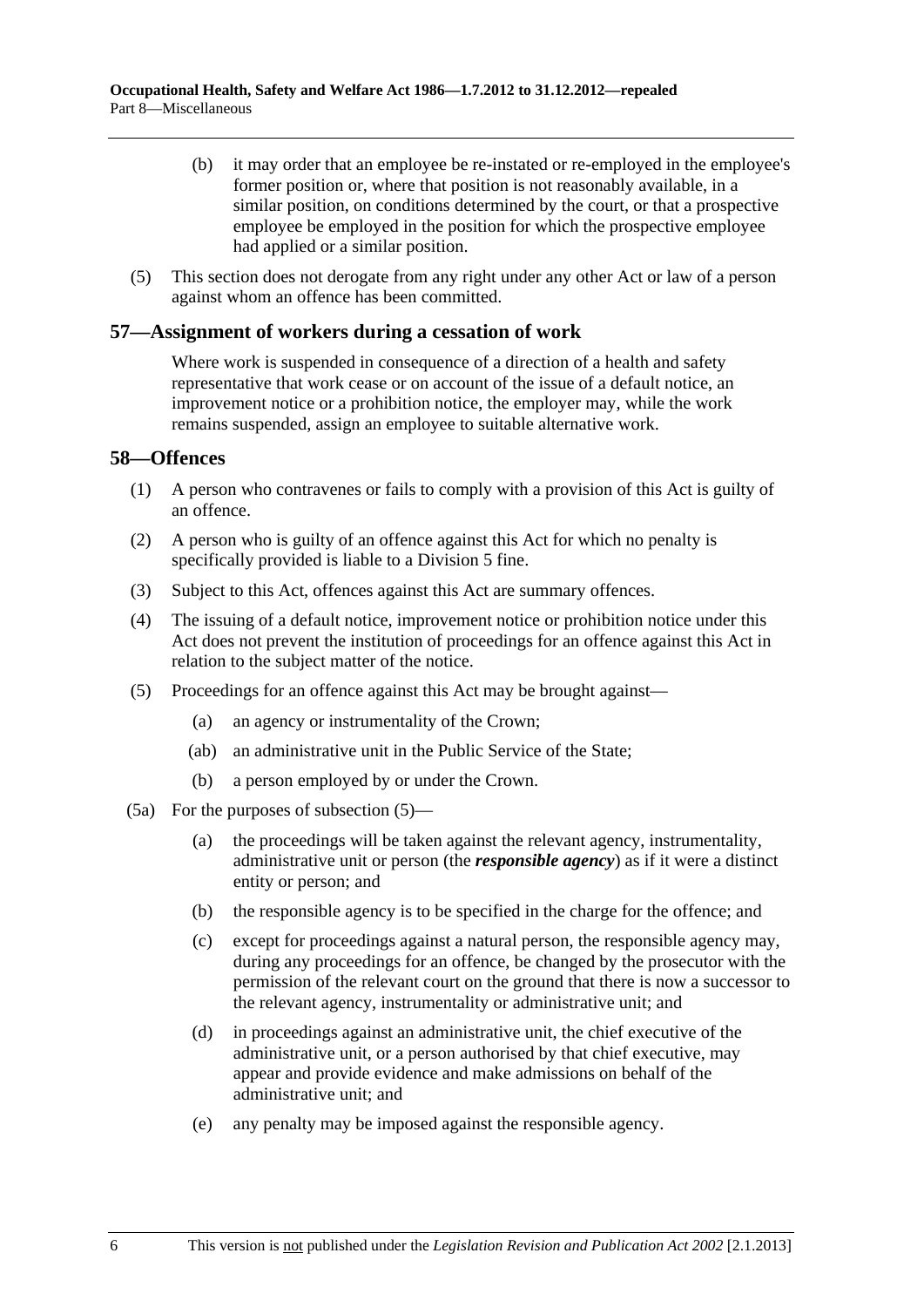(b) it may order that an employee be re-instated or re-employed in the employee's former position or, where that position is not reasonably available, in a similar position, on conditions determined by the court, or that a prospective employee be employed in the position for which the prospective employee had applied or a similar position.

(5) This section does not derogate from any right under any other Act or law of a person against whom an offence has been committed.

## 57—Assignment of workers during a cessation of work

Where work is suspended in consequence of a direction of a health and safety representative that work cease or on account of the issue of a default notice, an improvement notice or a prohibition notice, the employer may, while the work remains suspended, assign an employee to suitable alternative work.

## 58—Offences

(1) A person who contravenes or fails to comply with a provision of this Act is guilty of an offence.

(2) A person who is guilty of an offence against this Act for which no penalty is specifically provided is liable to a Division 5 fine.

(3) Subject to this Act, offences against this Act are summary offences.

(4) The issuing of a default notice, improvement notice or prohibition notice under this Act does not prevent the institution of proceedings for an offence against this Act in relation to the subject matter of the notice.

(5) Proceedings for an offence against this Act may be brought against—

(a) an agency or instrumentality of the Crown;

(ab) an administrative unit in the Public Service of the State;

(b) a person employed by or under the Crown.

(5a) For the purposes of subsection (5)—

(a) the proceedings will be taken against the relevant agency, instrumentality, administrative unit or person (the ***responsible agency***) as if it were a distinct entity or person; and

(b) the responsible agency is to be specified in the charge for the offence; and

(c) except for proceedings against a natural person, the responsible agency may, during any proceedings for an offence, be changed by the prosecutor with the permission of the relevant court on the ground that there is now a successor to the relevant agency, instrumentality or administrative unit; and

(d) in proceedings against an administrative unit, the chief executive of the administrative unit, or a person authorised by that chief executive, may appear and provide evidence and make admissions on behalf of the administrative unit; and

(e) any penalty may be imposed against the responsible agency.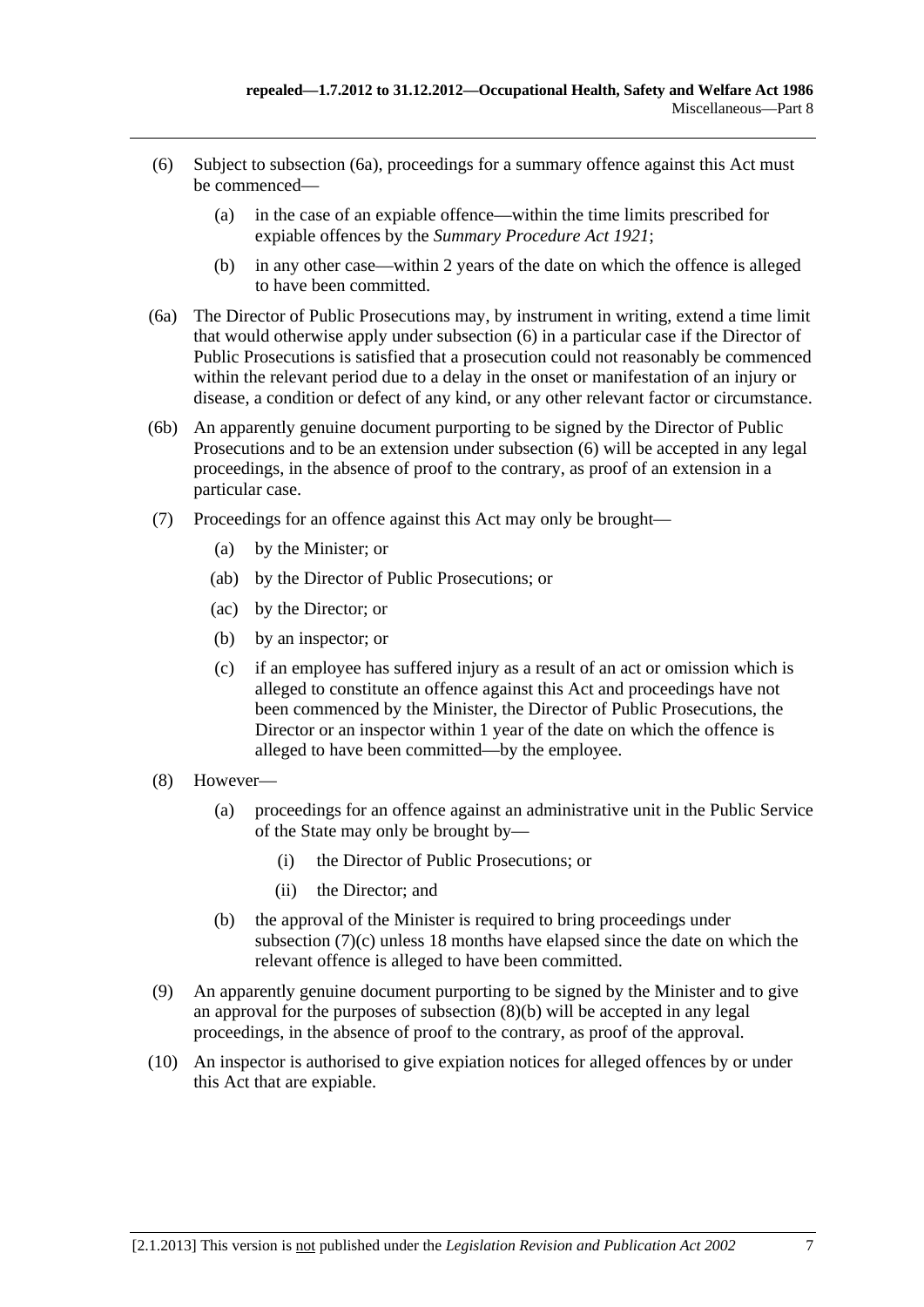(6) Subject to subsection (6a), proceedings for a summary offence against this Act must be commenced—

  (a) in the case of an expiable offence—within the time limits prescribed for expiable offences by the *Summary Procedure Act 1921*;

  (b) in any other case—within 2 years of the date on which the offence is alleged to have been committed.

(6a) The Director of Public Prosecutions may, by instrument in writing, extend a time limit that would otherwise apply under subsection (6) in a particular case if the Director of Public Prosecutions is satisfied that a prosecution could not reasonably be commenced within the relevant period due to a delay in the onset or manifestation of an injury or disease, a condition or defect of any kind, or any other relevant factor or circumstance.

(6b) An apparently genuine document purporting to be signed by the Director of Public Prosecutions and to be an extension under subsection (6) will be accepted in any legal proceedings, in the absence of proof to the contrary, as proof of an extension in a particular case.

(7) Proceedings for an offence against this Act may only be brought—

  (a) by the Minister; or

  (ab) by the Director of Public Prosecutions; or

  (ac) by the Director; or

  (b) by an inspector; or

  (c) if an employee has suffered injury as a result of an act or omission which is alleged to constitute an offence against this Act and proceedings have not been commenced by the Minister, the Director of Public Prosecutions, the Director or an inspector within 1 year of the date on which the offence is alleged to have been committed—by the employee.

(8) However—

  (a) proceedings for an offence against an administrative unit in the Public Service of the State may only be brought by—

    (i) the Director of Public Prosecutions; or

    (ii) the Director; and

  (b) the approval of the Minister is required to bring proceedings under subsection (7)(c) unless 18 months have elapsed since the date on which the relevant offence is alleged to have been committed.

(9) An apparently genuine document purporting to be signed by the Minister and to give an approval for the purposes of subsection (8)(b) will be accepted in any legal proceedings, in the absence of proof to the contrary, as proof of the approval.

(10) An inspector is authorised to give expiation notices for alleged offences by or under this Act that are expiable.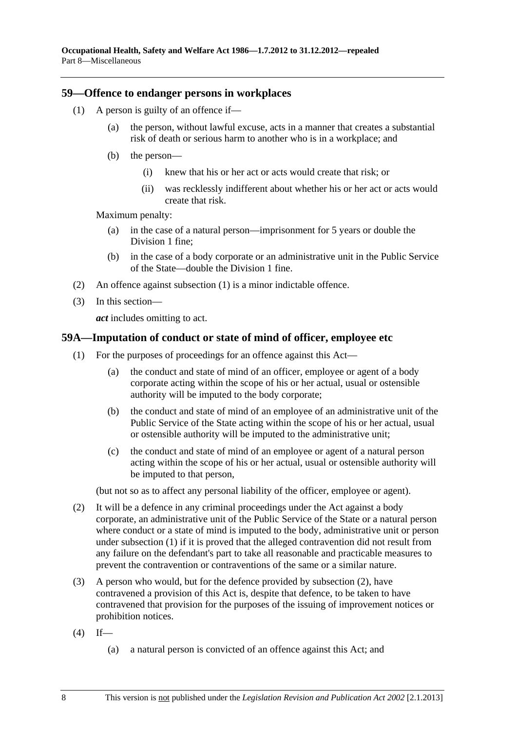## 59—Offence to endanger persons in workplaces

(1) A person is guilty of an offence if—

   (a) the person, without lawful excuse, acts in a manner that creates a substantial risk of death or serious harm to another who is in a workplace; and

   (b) the person—

      (i) knew that his or her act or acts would create that risk; or

      (ii) was recklessly indifferent about whether his or her act or acts would create that risk.

Maximum penalty:

   (a) in the case of a natural person—imprisonment for 5 years or double the Division 1 fine;

   (b) in the case of a body corporate or an administrative unit in the Public Service of the State—double the Division 1 fine.

(2) An offence against subsection (1) is a minor indictable offence.

(3) In this section—

***act*** includes omitting to act.

## 59A—Imputation of conduct or state of mind of officer, employee etc

(1) For the purposes of proceedings for an offence against this Act—

   (a) the conduct and state of mind of an officer, employee or agent of a body corporate acting within the scope of his or her actual, usual or ostensible authority will be imputed to the body corporate;

   (b) the conduct and state of mind of an employee of an administrative unit of the Public Service of the State acting within the scope of his or her actual, usual or ostensible authority will be imputed to the administrative unit;

   (c) the conduct and state of mind of an employee or agent of a natural person acting within the scope of his or her actual, usual or ostensible authority will be imputed to that person,

(but not so as to affect any personal liability of the officer, employee or agent).

(2) It will be a defence in any criminal proceedings under the Act against a body corporate, an administrative unit of the Public Service of the State or a natural person where conduct or a state of mind is imputed to the body, administrative unit or person under subsection (1) if it is proved that the alleged contravention did not result from any failure on the defendant's part to take all reasonable and practicable measures to prevent the contravention or contraventions of the same or a similar nature.

(3) A person who would, but for the defence provided by subsection (2), have contravened a provision of this Act is, despite that defence, to be taken to have contravened that provision for the purposes of the issuing of improvement notices or prohibition notices.

(4) If—

   (a) a natural person is convicted of an offence against this Act; and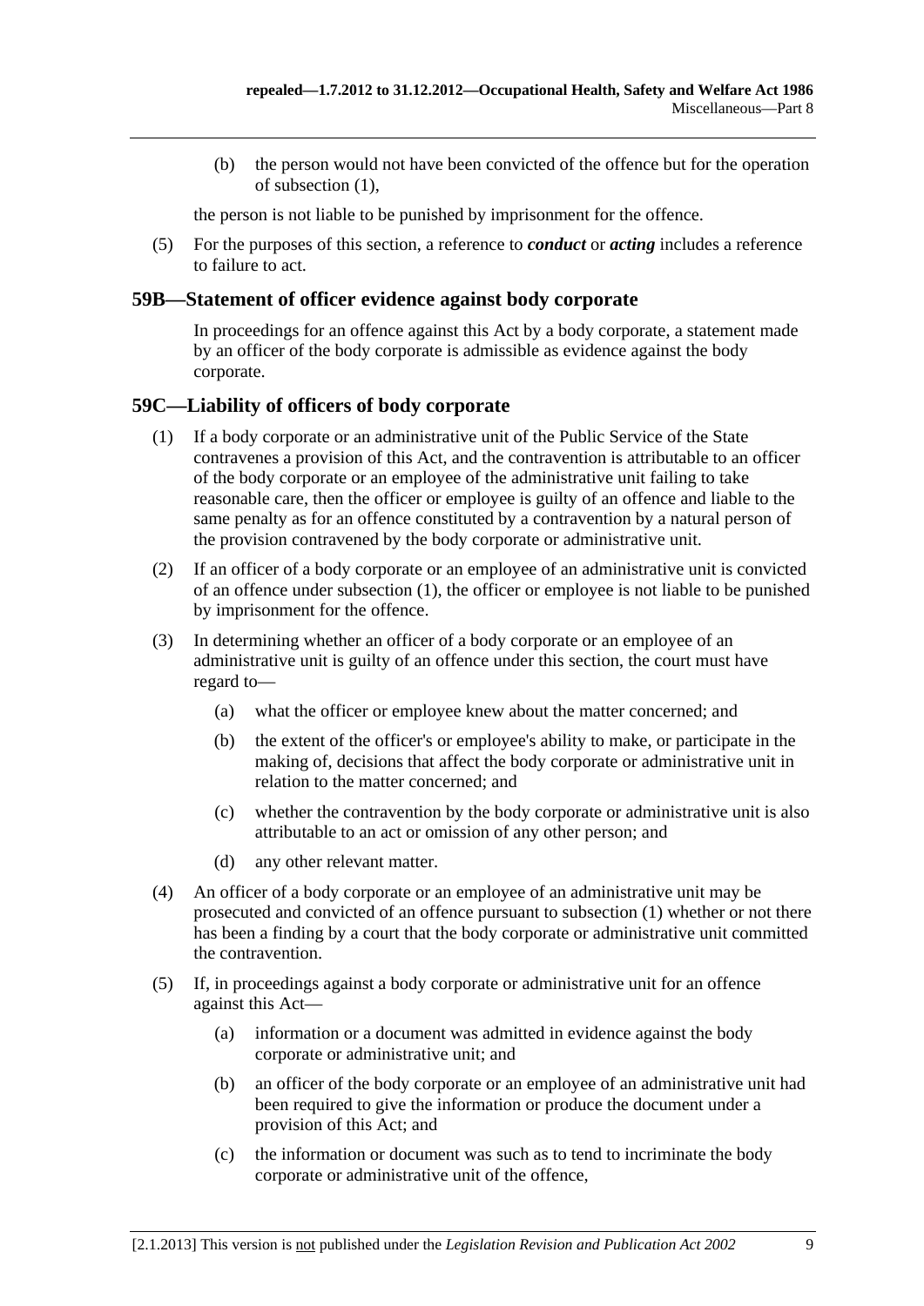(b) the person would not have been convicted of the offence but for the operation of subsection (1),

the person is not liable to be punished by imprisonment for the offence.

(5) For the purposes of this section, a reference to ***conduct*** or ***acting*** includes a reference to failure to act.

## 59B—Statement of officer evidence against body corporate

In proceedings for an offence against this Act by a body corporate, a statement made by an officer of the body corporate is admissible as evidence against the body corporate.

## 59C—Liability of officers of body corporate

(1) If a body corporate or an administrative unit of the Public Service of the State contravenes a provision of this Act, and the contravention is attributable to an officer of the body corporate or an employee of the administrative unit failing to take reasonable care, then the officer or employee is guilty of an offence and liable to the same penalty as for an offence constituted by a contravention by a natural person of the provision contravened by the body corporate or administrative unit.

(2) If an officer of a body corporate or an employee of an administrative unit is convicted of an offence under subsection (1), the officer or employee is not liable to be punished by imprisonment for the offence.

(3) In determining whether an officer of a body corporate or an employee of an administrative unit is guilty of an offence under this section, the court must have regard to—

(a) what the officer or employee knew about the matter concerned; and

(b) the extent of the officer's or employee's ability to make, or participate in the making of, decisions that affect the body corporate or administrative unit in relation to the matter concerned; and

(c) whether the contravention by the body corporate or administrative unit is also attributable to an act or omission of any other person; and

(d) any other relevant matter.

(4) An officer of a body corporate or an employee of an administrative unit may be prosecuted and convicted of an offence pursuant to subsection (1) whether or not there has been a finding by a court that the body corporate or administrative unit committed the contravention.

(5) If, in proceedings against a body corporate or administrative unit for an offence against this Act—

(a) information or a document was admitted in evidence against the body corporate or administrative unit; and

(b) an officer of the body corporate or an employee of an administrative unit had been required to give the information or produce the document under a provision of this Act; and

(c) the information or document was such as to tend to incriminate the body corporate or administrative unit of the offence,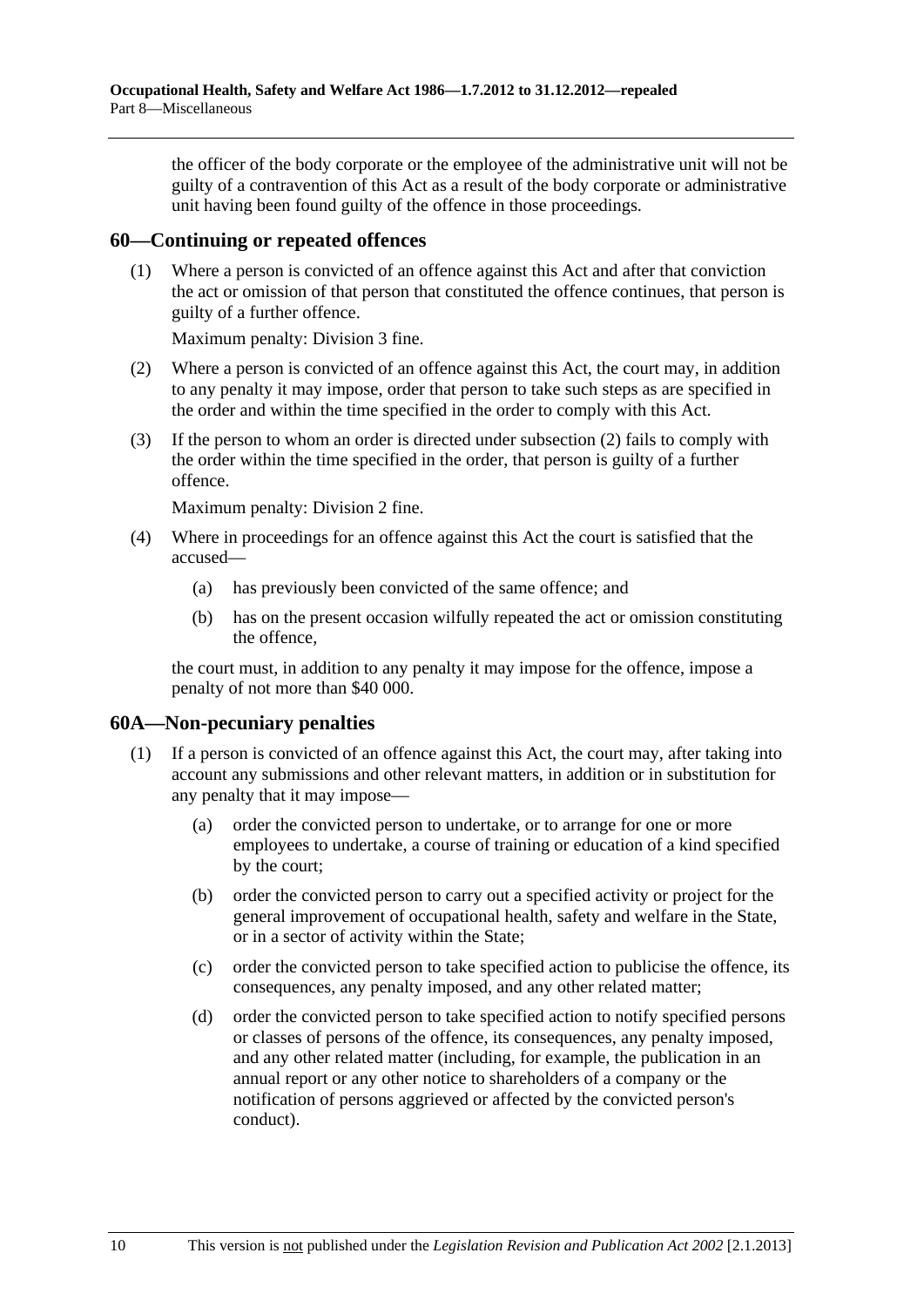the officer of the body corporate or the employee of the administrative unit will not be guilty of a contravention of this Act as a result of the body corporate or administrative unit having been found guilty of the offence in those proceedings.

## 60—Continuing or repeated offences

(1) Where a person is convicted of an offence against this Act and after that conviction the act or omission of that person that constituted the offence continues, that person is guilty of a further offence.

Maximum penalty: Division 3 fine.

(2) Where a person is convicted of an offence against this Act, the court may, in addition to any penalty it may impose, order that person to take such steps as are specified in the order and within the time specified in the order to comply with this Act.

(3) If the person to whom an order is directed under subsection (2) fails to comply with the order within the time specified in the order, that person is guilty of a further offence.

Maximum penalty: Division 2 fine.

(4) Where in proceedings for an offence against this Act the court is satisfied that the accused—

(a) has previously been convicted of the same offence; and

(b) has on the present occasion wilfully repeated the act or omission constituting the offence,

the court must, in addition to any penalty it may impose for the offence, impose a penalty of not more than $40 000.

## 60A—Non-pecuniary penalties

(1) If a person is convicted of an offence against this Act, the court may, after taking into account any submissions and other relevant matters, in addition or in substitution for any penalty that it may impose—

(a) order the convicted person to undertake, or to arrange for one or more employees to undertake, a course of training or education of a kind specified by the court;

(b) order the convicted person to carry out a specified activity or project for the general improvement of occupational health, safety and welfare in the State, or in a sector of activity within the State;

(c) order the convicted person to take specified action to publicise the offence, its consequences, any penalty imposed, and any other related matter;

(d) order the convicted person to take specified action to notify specified persons or classes of persons of the offence, its consequences, any penalty imposed, and any other related matter (including, for example, the publication in an annual report or any other notice to shareholders of a company or the notification of persons aggrieved or affected by the convicted person's conduct).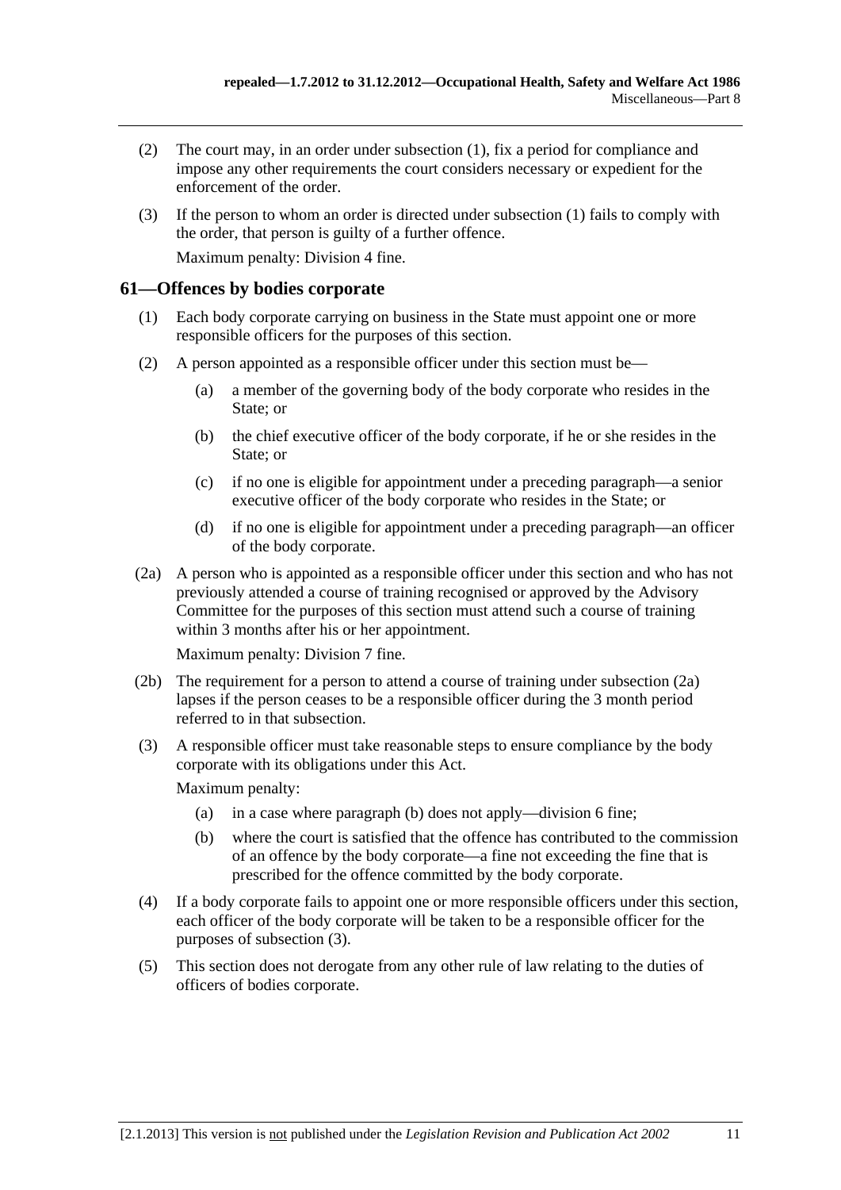(2) The court may, in an order under subsection (1), fix a period for compliance and impose any other requirements the court considers necessary or expedient for the enforcement of the order.

(3) If the person to whom an order is directed under subsection (1) fails to comply with the order, that person is guilty of a further offence.

Maximum penalty: Division 4 fine.

## 61—Offences by bodies corporate

(1) Each body corporate carrying on business in the State must appoint one or more responsible officers for the purposes of this section.

(2) A person appointed as a responsible officer under this section must be—

(a) a member of the governing body of the body corporate who resides in the State; or

(b) the chief executive officer of the body corporate, if he or she resides in the State; or

(c) if no one is eligible for appointment under a preceding paragraph—a senior executive officer of the body corporate who resides in the State; or

(d) if no one is eligible for appointment under a preceding paragraph—an officer of the body corporate.

(2a) A person who is appointed as a responsible officer under this section and who has not previously attended a course of training recognised or approved by the Advisory Committee for the purposes of this section must attend such a course of training within 3 months after his or her appointment.

Maximum penalty: Division 7 fine.

(2b) The requirement for a person to attend a course of training under subsection (2a) lapses if the person ceases to be a responsible officer during the 3 month period referred to in that subsection.

(3) A responsible officer must take reasonable steps to ensure compliance by the body corporate with its obligations under this Act.

Maximum penalty:

(a) in a case where paragraph (b) does not apply—division 6 fine;

(b) where the court is satisfied that the offence has contributed to the commission of an offence by the body corporate—a fine not exceeding the fine that is prescribed for the offence committed by the body corporate.

(4) If a body corporate fails to appoint one or more responsible officers under this section, each officer of the body corporate will be taken to be a responsible officer for the purposes of subsection (3).

(5) This section does not derogate from any other rule of law relating to the duties of officers of bodies corporate.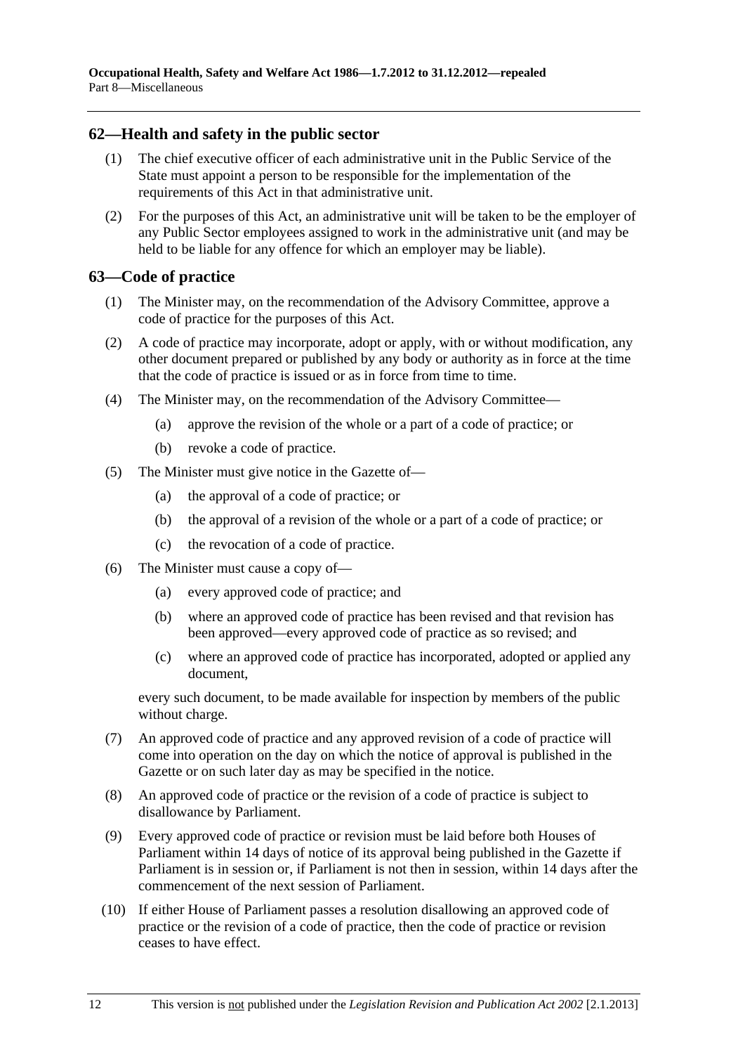## 62—Health and safety in the public sector

(1) The chief executive officer of each administrative unit in the Public Service of the State must appoint a person to be responsible for the implementation of the requirements of this Act in that administrative unit.

(2) For the purposes of this Act, an administrative unit will be taken to be the employer of any Public Sector employees assigned to work in the administrative unit (and may be held to be liable for any offence for which an employer may be liable).

## 63—Code of practice

(1) The Minister may, on the recommendation of the Advisory Committee, approve a code of practice for the purposes of this Act.

(2) A code of practice may incorporate, adopt or apply, with or without modification, any other document prepared or published by any body or authority as in force at the time that the code of practice is issued or as in force from time to time.

(4) The Minister may, on the recommendation of the Advisory Committee—

- (a) approve the revision of the whole or a part of a code of practice; or
- (b) revoke a code of practice.

(5) The Minister must give notice in the Gazette of—

- (a) the approval of a code of practice; or
- (b) the approval of a revision of the whole or a part of a code of practice; or
- (c) the revocation of a code of practice.

(6) The Minister must cause a copy of—

- (a) every approved code of practice; and
- (b) where an approved code of practice has been revised and that revision has been approved—every approved code of practice as so revised; and
- (c) where an approved code of practice has incorporated, adopted or applied any document,

every such document, to be made available for inspection by members of the public without charge.

(7) An approved code of practice and any approved revision of a code of practice will come into operation on the day on which the notice of approval is published in the Gazette or on such later day as may be specified in the notice.

(8) An approved code of practice or the revision of a code of practice is subject to disallowance by Parliament.

(9) Every approved code of practice or revision must be laid before both Houses of Parliament within 14 days of notice of its approval being published in the Gazette if Parliament is in session or, if Parliament is not then in session, within 14 days after the commencement of the next session of Parliament.

(10) If either House of Parliament passes a resolution disallowing an approved code of practice or the revision of a code of practice, then the code of practice or revision ceases to have effect.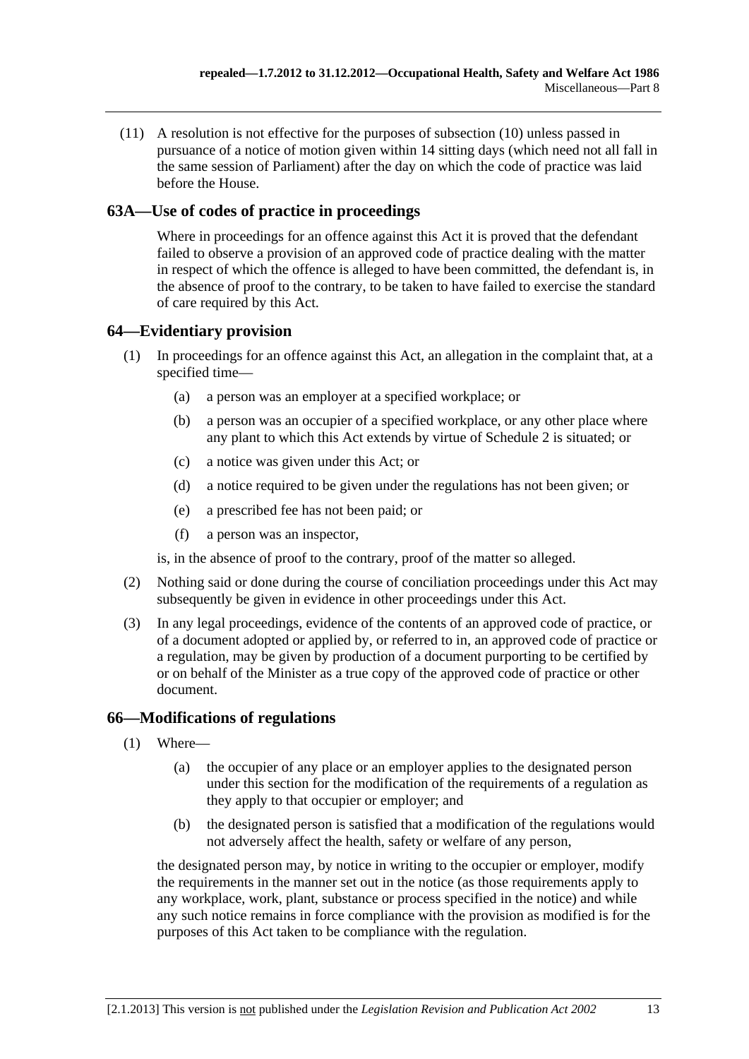(11) A resolution is not effective for the purposes of subsection (10) unless passed in pursuance of a notice of motion given within 14 sitting days (which need not all fall in the same session of Parliament) after the day on which the code of practice was laid before the House.

## 63A—Use of codes of practice in proceedings

Where in proceedings for an offence against this Act it is proved that the defendant failed to observe a provision of an approved code of practice dealing with the matter in respect of which the offence is alleged to have been committed, the defendant is, in the absence of proof to the contrary, to be taken to have failed to exercise the standard of care required by this Act.

## 64—Evidentiary provision

(1) In proceedings for an offence against this Act, an allegation in the complaint that, at a specified time—

- (a) a person was an employer at a specified workplace; or
- (b) a person was an occupier of a specified workplace, or any other place where any plant to which this Act extends by virtue of Schedule 2 is situated; or
- (c) a notice was given under this Act; or
- (d) a notice required to be given under the regulations has not been given; or
- (e) a prescribed fee has not been paid; or
- (f) a person was an inspector,

is, in the absence of proof to the contrary, proof of the matter so alleged.

(2) Nothing said or done during the course of conciliation proceedings under this Act may subsequently be given in evidence in other proceedings under this Act.

(3) In any legal proceedings, evidence of the contents of an approved code of practice, or of a document adopted or applied by, or referred to in, an approved code of practice or a regulation, may be given by production of a document purporting to be certified by or on behalf of the Minister as a true copy of the approved code of practice or other document.

## 66—Modifications of regulations

(1) Where—

- (a) the occupier of any place or an employer applies to the designated person under this section for the modification of the requirements of a regulation as they apply to that occupier or employer; and
- (b) the designated person is satisfied that a modification of the regulations would not adversely affect the health, safety or welfare of any person,

the designated person may, by notice in writing to the occupier or employer, modify the requirements in the manner set out in the notice (as those requirements apply to any workplace, work, plant, substance or process specified in the notice) and while any such notice remains in force compliance with the provision as modified is for the purposes of this Act taken to be compliance with the regulation.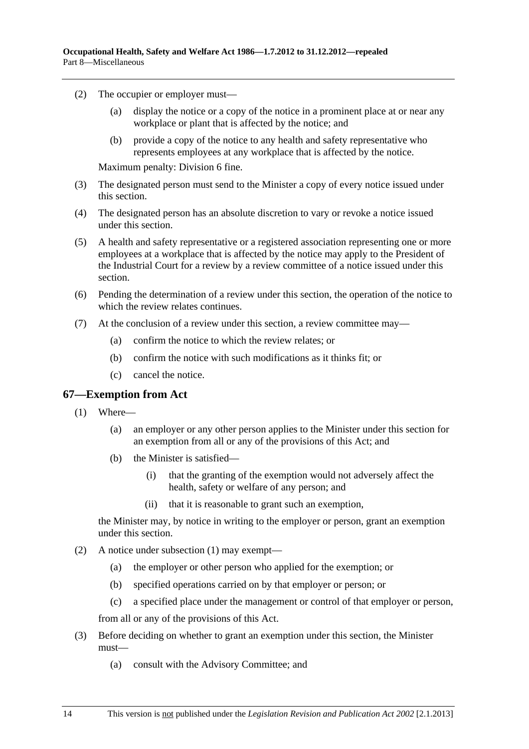(2) The occupier or employer must—

(a) display the notice or a copy of the notice in a prominent place at or near any workplace or plant that is affected by the notice; and

(b) provide a copy of the notice to any health and safety representative who represents employees at any workplace that is affected by the notice.

Maximum penalty: Division 6 fine.

(3) The designated person must send to the Minister a copy of every notice issued under this section.

(4) The designated person has an absolute discretion to vary or revoke a notice issued under this section.

(5) A health and safety representative or a registered association representing one or more employees at a workplace that is affected by the notice may apply to the President of the Industrial Court for a review by a review committee of a notice issued under this section.

(6) Pending the determination of a review under this section, the operation of the notice to which the review relates continues.

(7) At the conclusion of a review under this section, a review committee may—

(a) confirm the notice to which the review relates; or

(b) confirm the notice with such modifications as it thinks fit; or

(c) cancel the notice.

## 67—Exemption from Act

(1) Where—

(a) an employer or any other person applies to the Minister under this section for an exemption from all or any of the provisions of this Act; and

(b) the Minister is satisfied—

(i) that the granting of the exemption would not adversely affect the health, safety or welfare of any person; and

(ii) that it is reasonable to grant such an exemption,

the Minister may, by notice in writing to the employer or person, grant an exemption under this section.

(2) A notice under subsection (1) may exempt—

(a) the employer or other person who applied for the exemption; or

(b) specified operations carried on by that employer or person; or

(c) a specified place under the management or control of that employer or person,

from all or any of the provisions of this Act.

(3) Before deciding on whether to grant an exemption under this section, the Minister must—

(a) consult with the Advisory Committee; and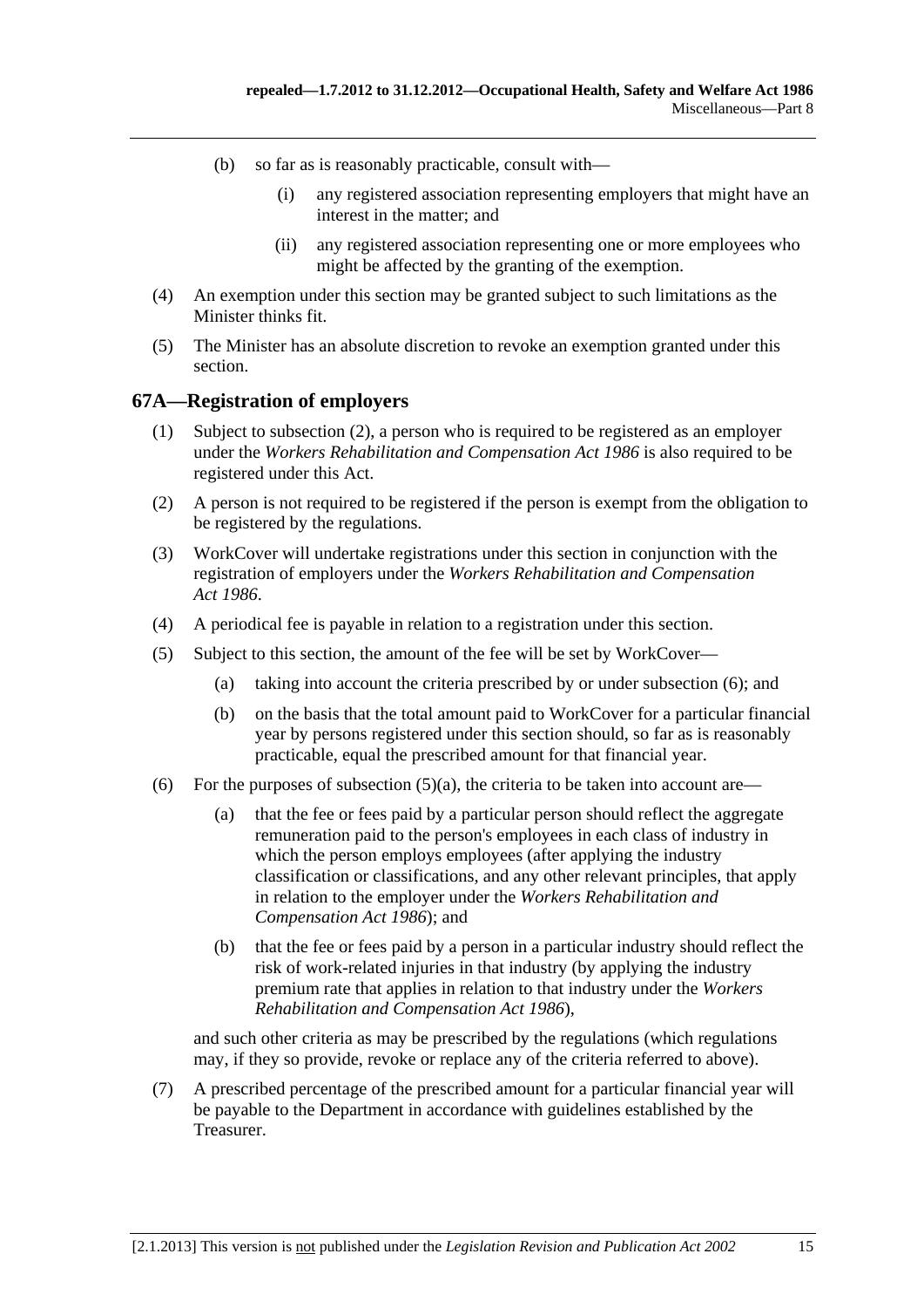(b) so far as is reasonably practicable, consult with—

(i) any registered association representing employers that might have an interest in the matter; and

(ii) any registered association representing one or more employees who might be affected by the granting of the exemption.

(4) An exemption under this section may be granted subject to such limitations as the Minister thinks fit.

(5) The Minister has an absolute discretion to revoke an exemption granted under this section.

## 67A—Registration of employers

(1) Subject to subsection (2), a person who is required to be registered as an employer under the *Workers Rehabilitation and Compensation Act 1986* is also required to be registered under this Act.

(2) A person is not required to be registered if the person is exempt from the obligation to be registered by the regulations.

(3) WorkCover will undertake registrations under this section in conjunction with the registration of employers under the *Workers Rehabilitation and Compensation Act 1986*.

(4) A periodical fee is payable in relation to a registration under this section.

(5) Subject to this section, the amount of the fee will be set by WorkCover—

(a) taking into account the criteria prescribed by or under subsection (6); and

(b) on the basis that the total amount paid to WorkCover for a particular financial year by persons registered under this section should, so far as is reasonably practicable, equal the prescribed amount for that financial year.

(6) For the purposes of subsection (5)(a), the criteria to be taken into account are—

(a) that the fee or fees paid by a particular person should reflect the aggregate remuneration paid to the person's employees in each class of industry in which the person employs employees (after applying the industry classification or classifications, and any other relevant principles, that apply in relation to the employer under the *Workers Rehabilitation and Compensation Act 1986*); and

(b) that the fee or fees paid by a person in a particular industry should reflect the risk of work-related injuries in that industry (by applying the industry premium rate that applies in relation to that industry under the *Workers Rehabilitation and Compensation Act 1986*),

and such other criteria as may be prescribed by the regulations (which regulations may, if they so provide, revoke or replace any of the criteria referred to above).

(7) A prescribed percentage of the prescribed amount for a particular financial year will be payable to the Department in accordance with guidelines established by the Treasurer.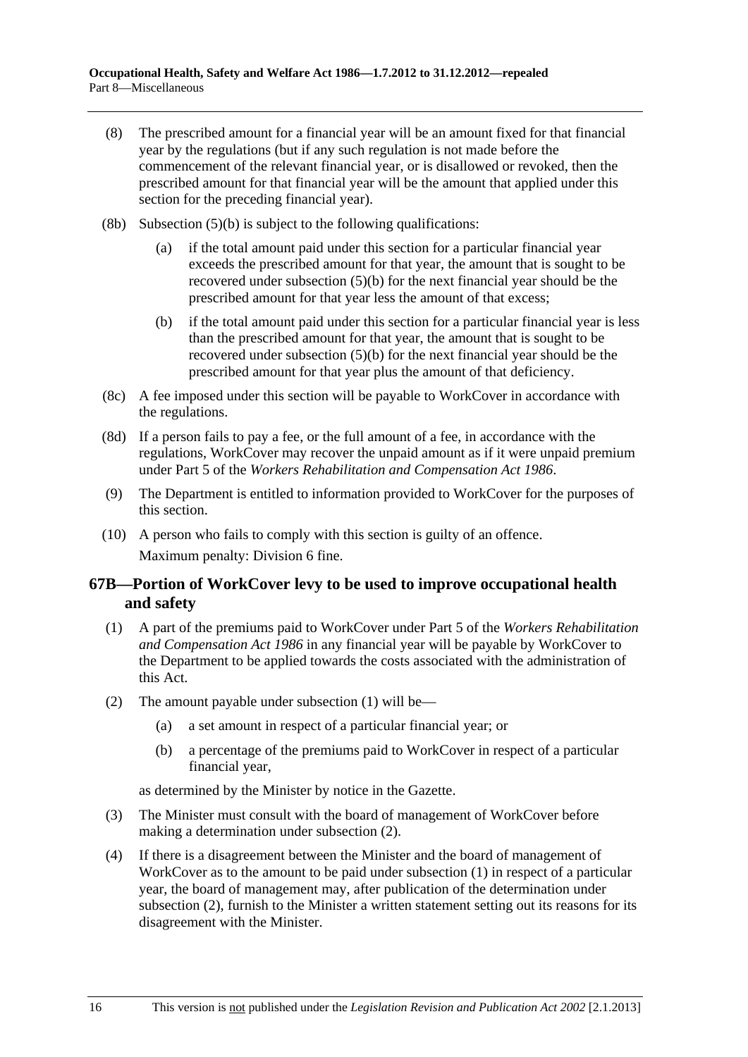(8) The prescribed amount for a financial year will be an amount fixed for that financial year by the regulations (but if any such regulation is not made before the commencement of the relevant financial year, or is disallowed or revoked, then the prescribed amount for that financial year will be the amount that applied under this section for the preceding financial year).

(8b) Subsection (5)(b) is subject to the following qualifications:

- (a) if the total amount paid under this section for a particular financial year exceeds the prescribed amount for that year, the amount that is sought to be recovered under subsection (5)(b) for the next financial year should be the prescribed amount for that year less the amount of that excess;
- (b) if the total amount paid under this section for a particular financial year is less than the prescribed amount for that year, the amount that is sought to be recovered under subsection (5)(b) for the next financial year should be the prescribed amount for that year plus the amount of that deficiency.

(8c) A fee imposed under this section will be payable to WorkCover in accordance with the regulations.

(8d) If a person fails to pay a fee, or the full amount of a fee, in accordance with the regulations, WorkCover may recover the unpaid amount as if it were unpaid premium under Part 5 of the *Workers Rehabilitation and Compensation Act 1986*.

(9) The Department is entitled to information provided to WorkCover for the purposes of this section.

(10) A person who fails to comply with this section is guilty of an offence.

Maximum penalty: Division 6 fine.

## 67B—Portion of WorkCover levy to be used to improve occupational health and safety

(1) A part of the premiums paid to WorkCover under Part 5 of the *Workers Rehabilitation and Compensation Act 1986* in any financial year will be payable by WorkCover to the Department to be applied towards the costs associated with the administration of this Act.

(2) The amount payable under subsection (1) will be—

- (a) a set amount in respect of a particular financial year; or
- (b) a percentage of the premiums paid to WorkCover in respect of a particular financial year,

as determined by the Minister by notice in the Gazette.

(3) The Minister must consult with the board of management of WorkCover before making a determination under subsection (2).

(4) If there is a disagreement between the Minister and the board of management of WorkCover as to the amount to be paid under subsection (1) in respect of a particular year, the board of management may, after publication of the determination under subsection (2), furnish to the Minister a written statement setting out its reasons for its disagreement with the Minister.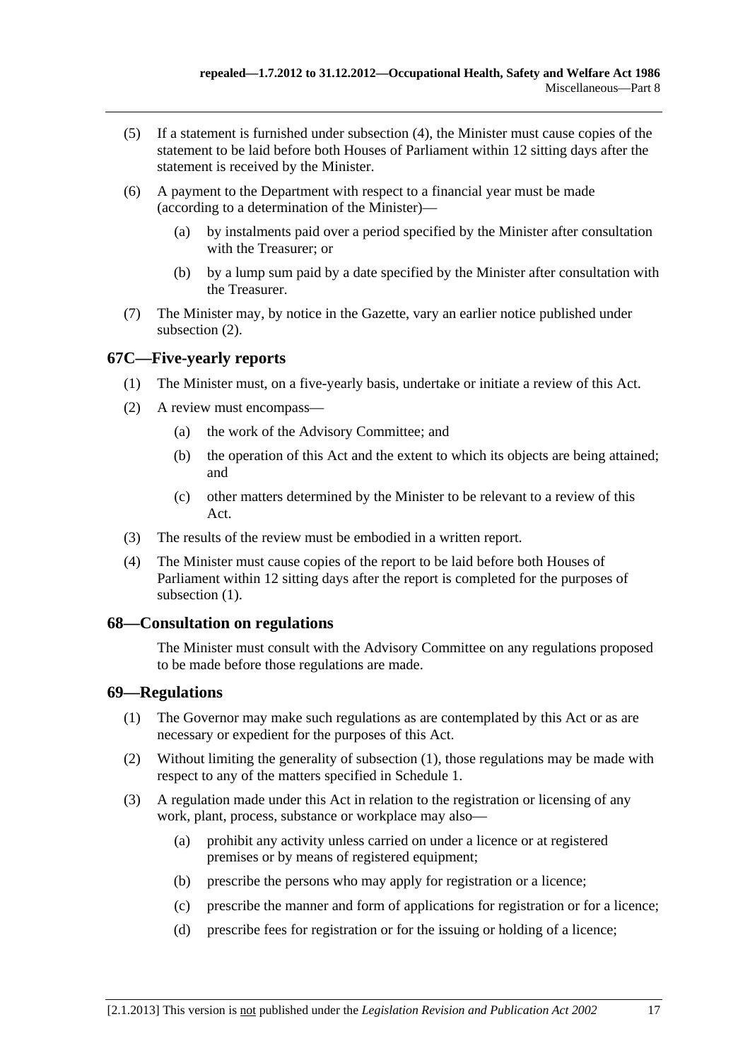(5) If a statement is furnished under subsection (4), the Minister must cause copies of the statement to be laid before both Houses of Parliament within 12 sitting days after the statement is received by the Minister.

(6) A payment to the Department with respect to a financial year must be made (according to a determination of the Minister)—

(a) by instalments paid over a period specified by the Minister after consultation with the Treasurer; or

(b) by a lump sum paid by a date specified by the Minister after consultation with the Treasurer.

(7) The Minister may, by notice in the Gazette, vary an earlier notice published under subsection (2).

## 67C—Five-yearly reports

(1) The Minister must, on a five-yearly basis, undertake or initiate a review of this Act.

(2) A review must encompass—

(a) the work of the Advisory Committee; and

(b) the operation of this Act and the extent to which its objects are being attained; and

(c) other matters determined by the Minister to be relevant to a review of this Act.

(3) The results of the review must be embodied in a written report.

(4) The Minister must cause copies of the report to be laid before both Houses of Parliament within 12 sitting days after the report is completed for the purposes of subsection (1).

## 68—Consultation on regulations

The Minister must consult with the Advisory Committee on any regulations proposed to be made before those regulations are made.

## 69—Regulations

(1) The Governor may make such regulations as are contemplated by this Act or as are necessary or expedient for the purposes of this Act.

(2) Without limiting the generality of subsection (1), those regulations may be made with respect to any of the matters specified in Schedule 1.

(3) A regulation made under this Act in relation to the registration or licensing of any work, plant, process, substance or workplace may also—

(a) prohibit any activity unless carried on under a licence or at registered premises or by means of registered equipment;

(b) prescribe the persons who may apply for registration or a licence;

(c) prescribe the manner and form of applications for registration or for a licence;

(d) prescribe fees for registration or for the issuing or holding of a licence;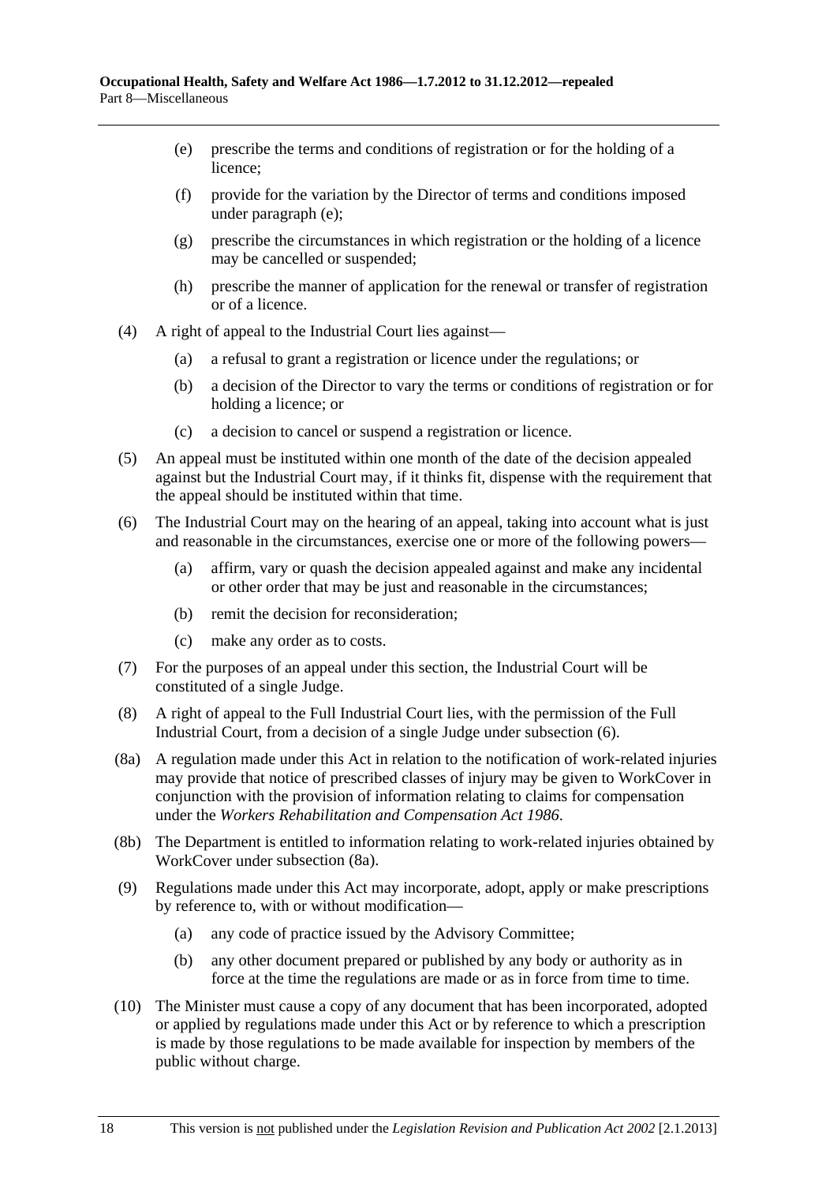(e) prescribe the terms and conditions of registration or for the holding of a licence;

(f) provide for the variation by the Director of terms and conditions imposed under paragraph (e);

(g) prescribe the circumstances in which registration or the holding of a licence may be cancelled or suspended;

(h) prescribe the manner of application for the renewal or transfer of registration or of a licence.

(4) A right of appeal to the Industrial Court lies against—

(a) a refusal to grant a registration or licence under the regulations; or

(b) a decision of the Director to vary the terms or conditions of registration or for holding a licence; or

(c) a decision to cancel or suspend a registration or licence.

(5) An appeal must be instituted within one month of the date of the decision appealed against but the Industrial Court may, if it thinks fit, dispense with the requirement that the appeal should be instituted within that time.

(6) The Industrial Court may on the hearing of an appeal, taking into account what is just and reasonable in the circumstances, exercise one or more of the following powers—

(a) affirm, vary or quash the decision appealed against and make any incidental or other order that may be just and reasonable in the circumstances;

(b) remit the decision for reconsideration;

(c) make any order as to costs.

(7) For the purposes of an appeal under this section, the Industrial Court will be constituted of a single Judge.

(8) A right of appeal to the Full Industrial Court lies, with the permission of the Full Industrial Court, from a decision of a single Judge under subsection (6).

(8a) A regulation made under this Act in relation to the notification of work-related injuries may provide that notice of prescribed classes of injury may be given to WorkCover in conjunction with the provision of information relating to claims for compensation under the *Workers Rehabilitation and Compensation Act 1986*.

(8b) The Department is entitled to information relating to work-related injuries obtained by WorkCover under subsection (8a).

(9) Regulations made under this Act may incorporate, adopt, apply or make prescriptions by reference to, with or without modification—

(a) any code of practice issued by the Advisory Committee;

(b) any other document prepared or published by any body or authority as in force at the time the regulations are made or as in force from time to time.

(10) The Minister must cause a copy of any document that has been incorporated, adopted or applied by regulations made under this Act or by reference to which a prescription is made by those regulations to be made available for inspection by members of the public without charge.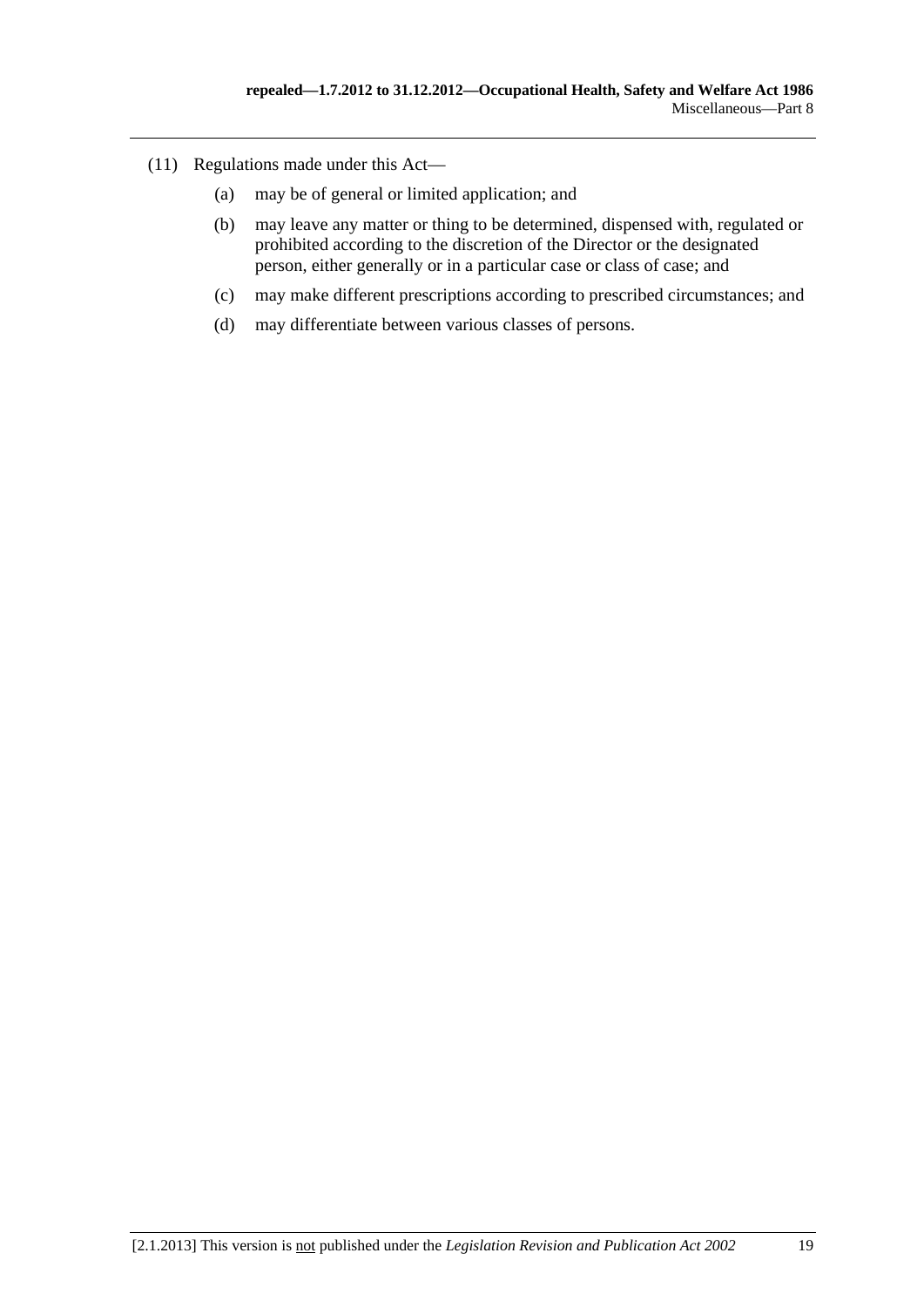(11) Regulations made under this Act—

(a) may be of general or limited application; and

(b) may leave any matter or thing to be determined, dispensed with, regulated or prohibited according to the discretion of the Director or the designated person, either generally or in a particular case or class of case; and

(c) may make different prescriptions according to prescribed circumstances; and

(d) may differentiate between various classes of persons.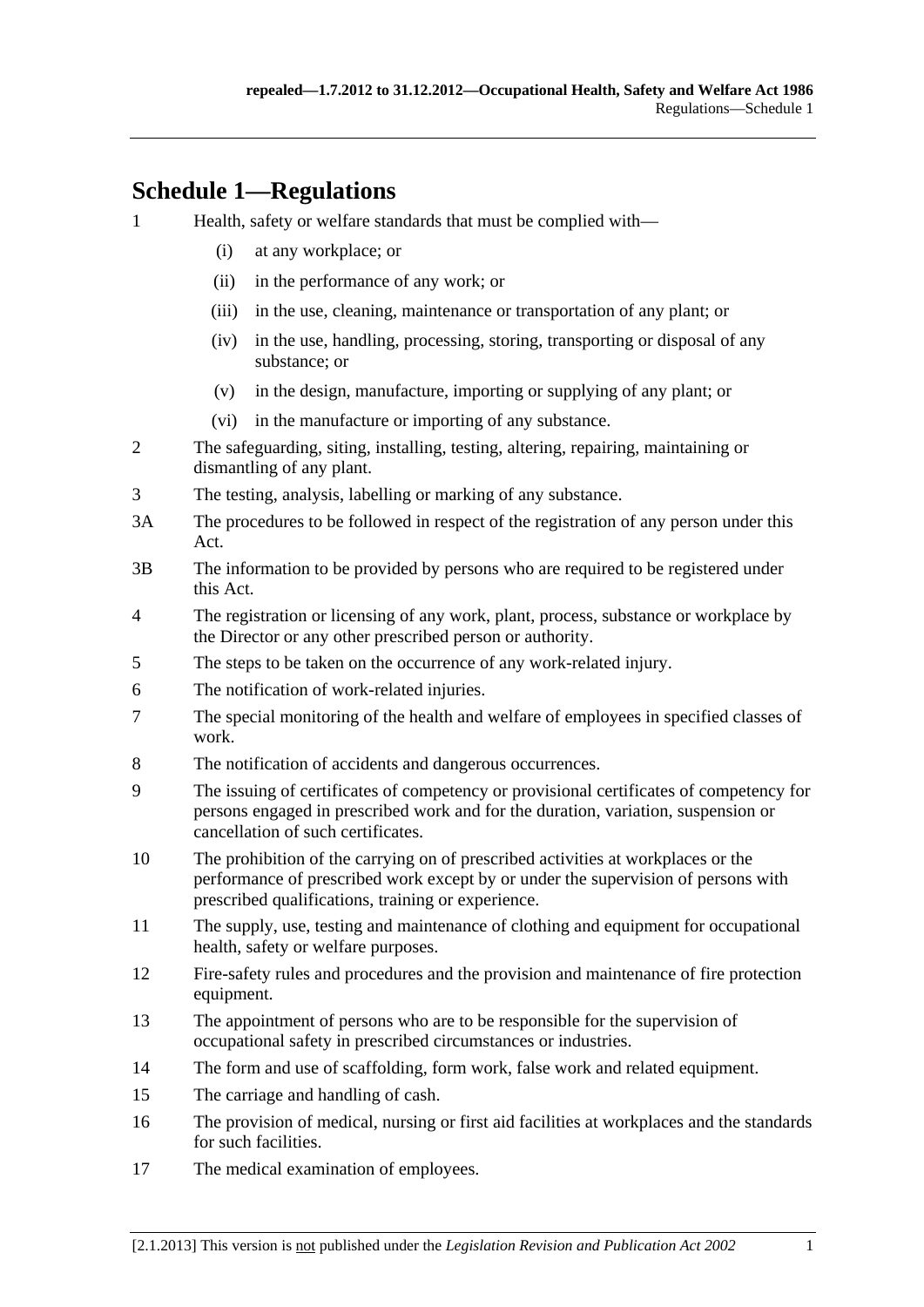## Schedule 1—Regulations

1 Health, safety or welfare standards that must be complied with—

- (i) at any workplace; or
- (ii) in the performance of any work; or
- (iii) in the use, cleaning, maintenance or transportation of any plant; or
- (iv) in the use, handling, processing, storing, transporting or disposal of any substance; or
- (v) in the design, manufacture, importing or supplying of any plant; or
- (vi) in the manufacture or importing of any substance.

2 The safeguarding, siting, installing, testing, altering, repairing, maintaining or dismantling of any plant.

3 The testing, analysis, labelling or marking of any substance.

3A The procedures to be followed in respect of the registration of any person under this Act.

3B The information to be provided by persons who are required to be registered under this Act.

4 The registration or licensing of any work, plant, process, substance or workplace by the Director or any other prescribed person or authority.

5 The steps to be taken on the occurrence of any work-related injury.

6 The notification of work-related injuries.

7 The special monitoring of the health and welfare of employees in specified classes of work.

8 The notification of accidents and dangerous occurrences.

9 The issuing of certificates of competency or provisional certificates of competency for persons engaged in prescribed work and for the duration, variation, suspension or cancellation of such certificates.

10 The prohibition of the carrying on of prescribed activities at workplaces or the performance of prescribed work except by or under the supervision of persons with prescribed qualifications, training or experience.

11 The supply, use, testing and maintenance of clothing and equipment for occupational health, safety or welfare purposes.

12 Fire-safety rules and procedures and the provision and maintenance of fire protection equipment.

13 The appointment of persons who are to be responsible for the supervision of occupational safety in prescribed circumstances or industries.

14 The form and use of scaffolding, form work, false work and related equipment.

15 The carriage and handling of cash.

16 The provision of medical, nursing or first aid facilities at workplaces and the standards for such facilities.

17 The medical examination of employees.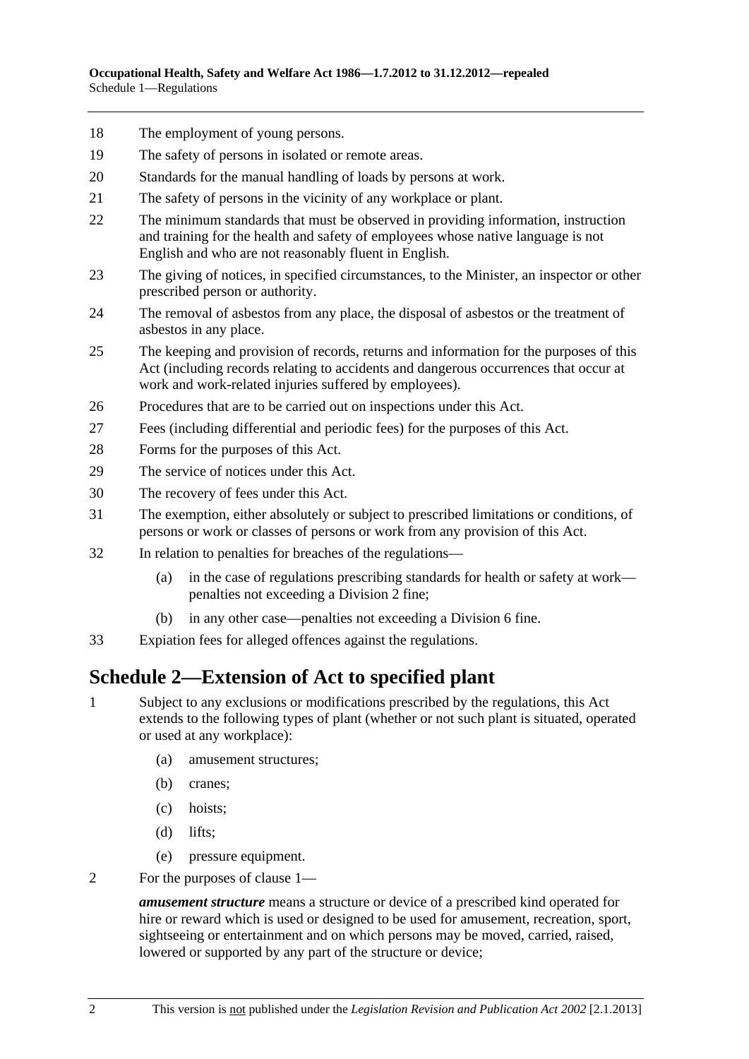18 The employment of young persons.

19 The safety of persons in isolated or remote areas.

20 Standards for the manual handling of loads by persons at work.

21 The safety of persons in the vicinity of any workplace or plant.

22 The minimum standards that must be observed in providing information, instruction and training for the health and safety of employees whose native language is not English and who are not reasonably fluent in English.

23 The giving of notices, in specified circumstances, to the Minister, an inspector or other prescribed person or authority.

24 The removal of asbestos from any place, the disposal of asbestos or the treatment of asbestos in any place.

25 The keeping and provision of records, returns and information for the purposes of this Act (including records relating to accidents and dangerous occurrences that occur at work and work-related injuries suffered by employees).

26 Procedures that are to be carried out on inspections under this Act.

27 Fees (including differential and periodic fees) for the purposes of this Act.

28 Forms for the purposes of this Act.

29 The service of notices under this Act.

30 The recovery of fees under this Act.

31 The exemption, either absolutely or subject to prescribed limitations or conditions, of persons or work or classes of persons or work from any provision of this Act.

32 In relation to penalties for breaches of the regulations—

(a) in the case of regulations prescribing standards for health or safety at work—penalties not exceeding a Division 2 fine;

(b) in any other case—penalties not exceeding a Division 6 fine.

33 Expiation fees for alleged offences against the regulations.

## Schedule 2—Extension of Act to specified plant

1 Subject to any exclusions or modifications prescribed by the regulations, this Act extends to the following types of plant (whether or not such plant is situated, operated or used at any workplace):

(a) amusement structures;

(b) cranes;

(c) hoists;

(d) lifts;

(e) pressure equipment.

2 For the purposes of clause 1—

***amusement structure*** means a structure or device of a prescribed kind operated for hire or reward which is used or designed to be used for amusement, recreation, sport, sightseeing or entertainment and on which persons may be moved, carried, raised, lowered or supported by any part of the structure or device;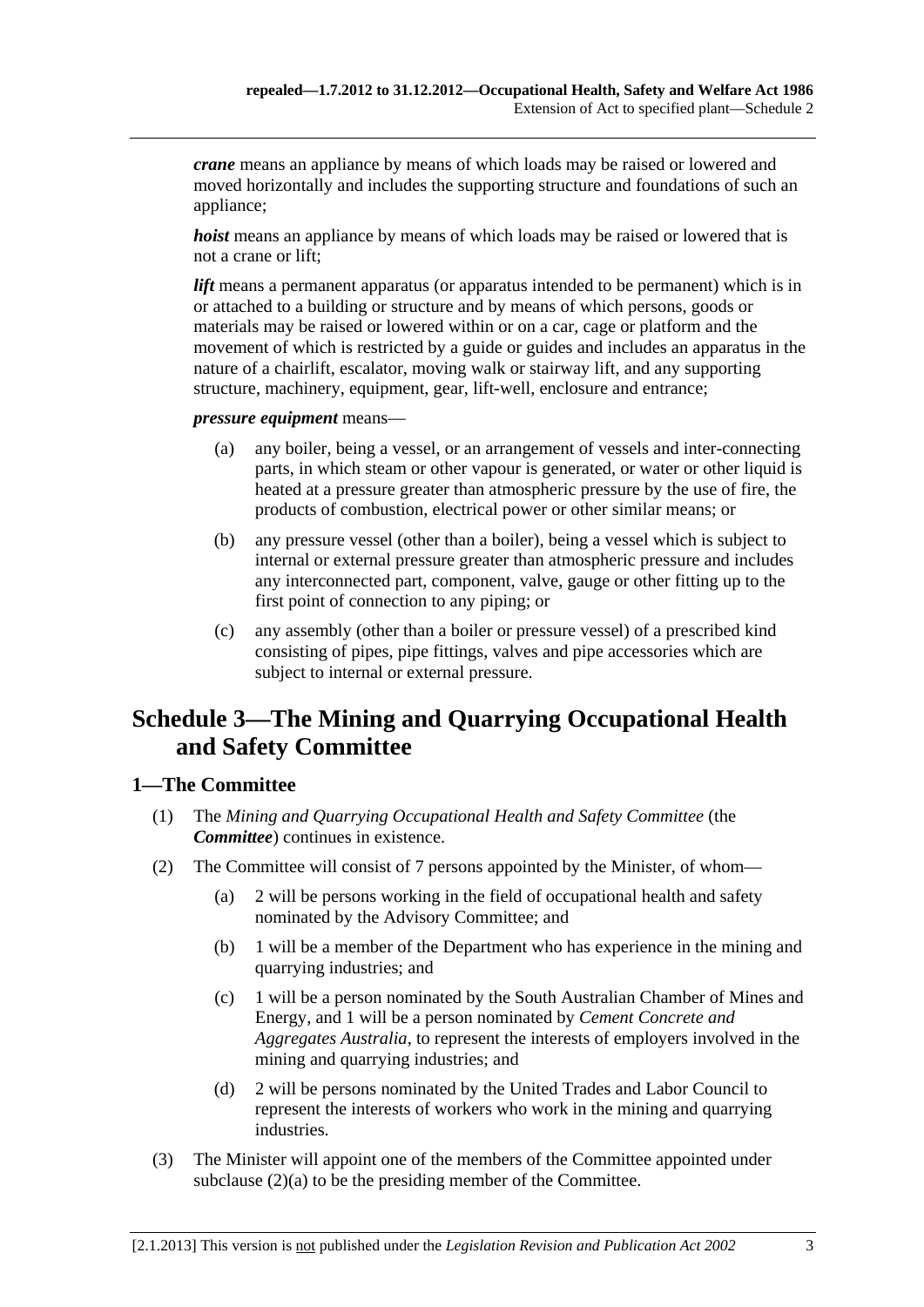***crane*** means an appliance by means of which loads may be raised or lowered and moved horizontally and includes the supporting structure and foundations of such an appliance;

***hoist*** means an appliance by means of which loads may be raised or lowered that is not a crane or lift;

***lift*** means a permanent apparatus (or apparatus intended to be permanent) which is in or attached to a building or structure and by means of which persons, goods or materials may be raised or lowered within or on a car, cage or platform and the movement of which is restricted by a guide or guides and includes an apparatus in the nature of a chairlift, escalator, moving walk or stairway lift, and any supporting structure, machinery, equipment, gear, lift-well, enclosure and entrance;

***pressure equipment*** means—

(a) any boiler, being a vessel, or an arrangement of vessels and inter-connecting parts, in which steam or other vapour is generated, or water or other liquid is heated at a pressure greater than atmospheric pressure by the use of fire, the products of combustion, electrical power or other similar means; or

(b) any pressure vessel (other than a boiler), being a vessel which is subject to internal or external pressure greater than atmospheric pressure and includes any interconnected part, component, valve, gauge or other fitting up to the first point of connection to any piping; or

(c) any assembly (other than a boiler or pressure vessel) of a prescribed kind consisting of pipes, pipe fittings, valves and pipe accessories which are subject to internal or external pressure.

# Schedule 3—The Mining and Quarrying Occupational Health and Safety Committee

## 1—The Committee

(1) The *Mining and Quarrying Occupational Health and Safety Committee* (the ***Committee***) continues in existence.

(2) The Committee will consist of 7 persons appointed by the Minister, of whom—

(a) 2 will be persons working in the field of occupational health and safety nominated by the Advisory Committee; and

(b) 1 will be a member of the Department who has experience in the mining and quarrying industries; and

(c) 1 will be a person nominated by the South Australian Chamber of Mines and Energy, and 1 will be a person nominated by *Cement Concrete and Aggregates Australia*, to represent the interests of employers involved in the mining and quarrying industries; and

(d) 2 will be persons nominated by the United Trades and Labor Council to represent the interests of workers who work in the mining and quarrying industries.

(3) The Minister will appoint one of the members of the Committee appointed under subclause (2)(a) to be the presiding member of the Committee.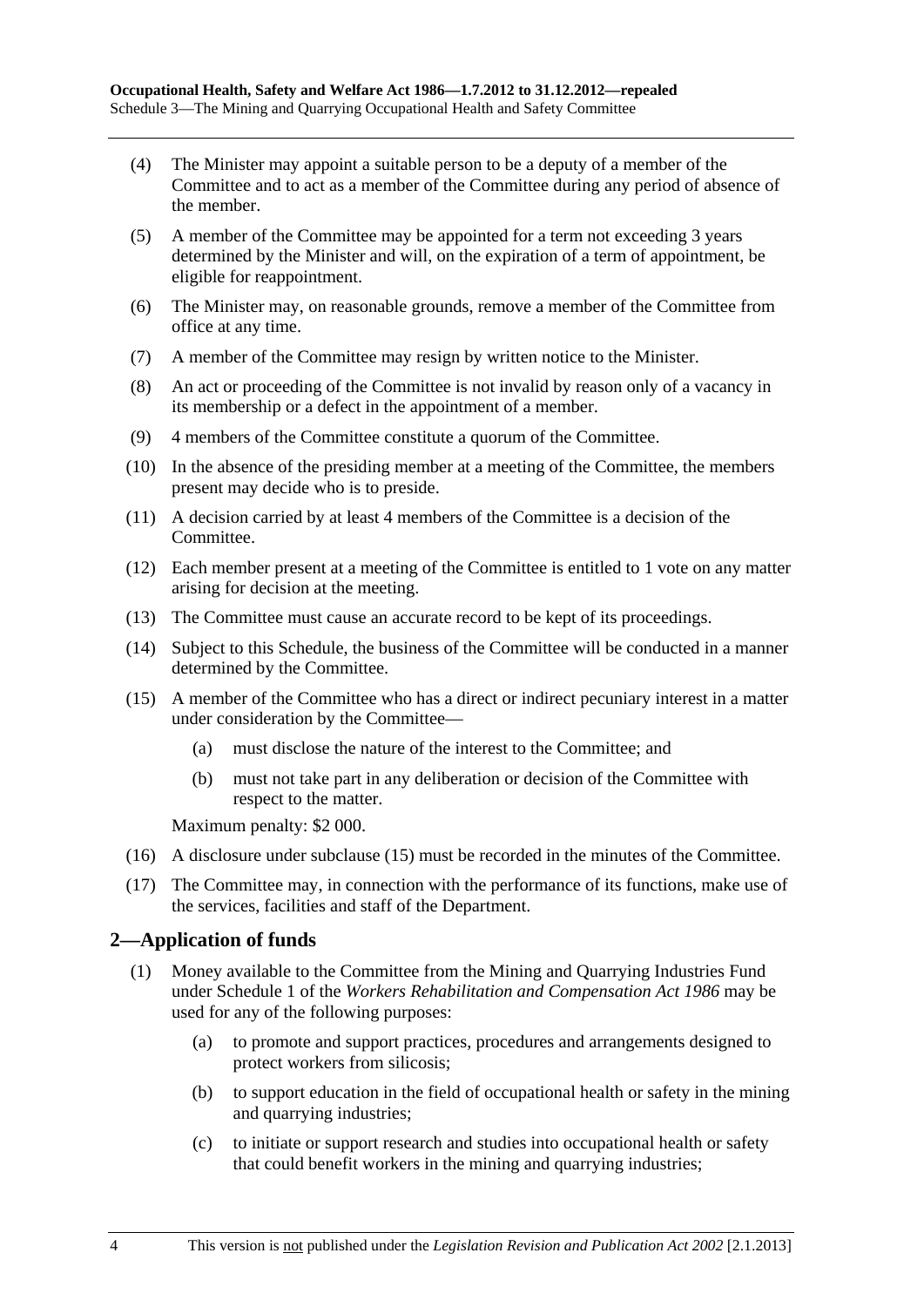(4) The Minister may appoint a suitable person to be a deputy of a member of the Committee and to act as a member of the Committee during any period of absence of the member.

(5) A member of the Committee may be appointed for a term not exceeding 3 years determined by the Minister and will, on the expiration of a term of appointment, be eligible for reappointment.

(6) The Minister may, on reasonable grounds, remove a member of the Committee from office at any time.

(7) A member of the Committee may resign by written notice to the Minister.

(8) An act or proceeding of the Committee is not invalid by reason only of a vacancy in its membership or a defect in the appointment of a member.

(9) 4 members of the Committee constitute a quorum of the Committee.

(10) In the absence of the presiding member at a meeting of the Committee, the members present may decide who is to preside.

(11) A decision carried by at least 4 members of the Committee is a decision of the Committee.

(12) Each member present at a meeting of the Committee is entitled to 1 vote on any matter arising for decision at the meeting.

(13) The Committee must cause an accurate record to be kept of its proceedings.

(14) Subject to this Schedule, the business of the Committee will be conducted in a manner determined by the Committee.

(15) A member of the Committee who has a direct or indirect pecuniary interest in a matter under consideration by the Committee—

   (a) must disclose the nature of the interest to the Committee; and

   (b) must not take part in any deliberation or decision of the Committee with respect to the matter.

   Maximum penalty: $2 000.

(16) A disclosure under subclause (15) must be recorded in the minutes of the Committee.

(17) The Committee may, in connection with the performance of its functions, make use of the services, facilities and staff of the Department.

## 2—Application of funds

(1) Money available to the Committee from the Mining and Quarrying Industries Fund under Schedule 1 of the *Workers Rehabilitation and Compensation Act 1986* may be used for any of the following purposes:

   (a) to promote and support practices, procedures and arrangements designed to protect workers from silicosis;

   (b) to support education in the field of occupational health or safety in the mining and quarrying industries;

   (c) to initiate or support research and studies into occupational health or safety that could benefit workers in the mining and quarrying industries;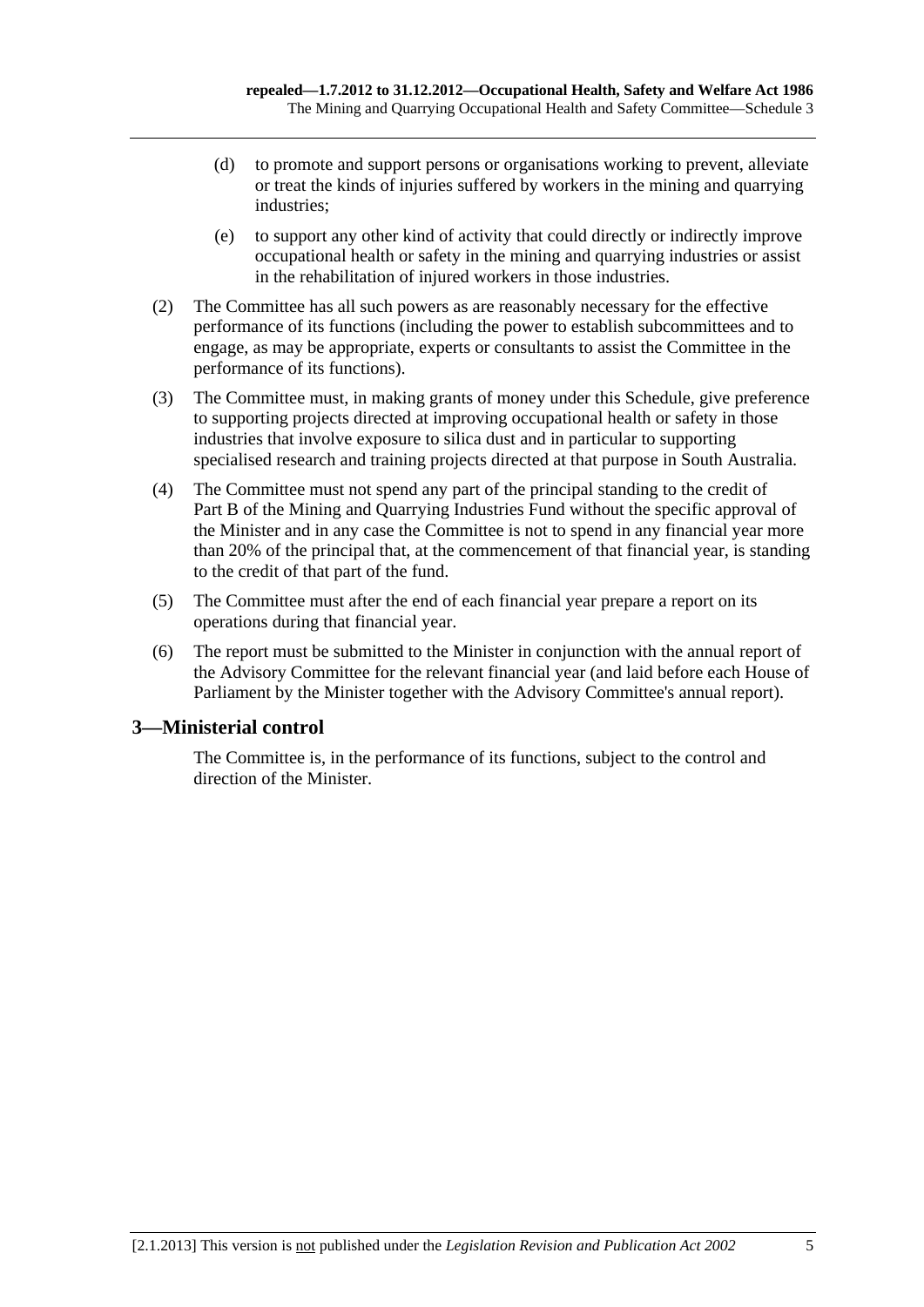(d) to promote and support persons or organisations working to prevent, alleviate or treat the kinds of injuries suffered by workers in the mining and quarrying industries;

(e) to support any other kind of activity that could directly or indirectly improve occupational health or safety in the mining and quarrying industries or assist in the rehabilitation of injured workers in those industries.

(2) The Committee has all such powers as are reasonably necessary for the effective performance of its functions (including the power to establish subcommittees and to engage, as may be appropriate, experts or consultants to assist the Committee in the performance of its functions).

(3) The Committee must, in making grants of money under this Schedule, give preference to supporting projects directed at improving occupational health or safety in those industries that involve exposure to silica dust and in particular to supporting specialised research and training projects directed at that purpose in South Australia.

(4) The Committee must not spend any part of the principal standing to the credit of Part B of the Mining and Quarrying Industries Fund without the specific approval of the Minister and in any case the Committee is not to spend in any financial year more than 20% of the principal that, at the commencement of that financial year, is standing to the credit of that part of the fund.

(5) The Committee must after the end of each financial year prepare a report on its operations during that financial year.

(6) The report must be submitted to the Minister in conjunction with the annual report of the Advisory Committee for the relevant financial year (and laid before each House of Parliament by the Minister together with the Advisory Committee's annual report).

## 3—Ministerial control

The Committee is, in the performance of its functions, subject to the control and direction of the Minister.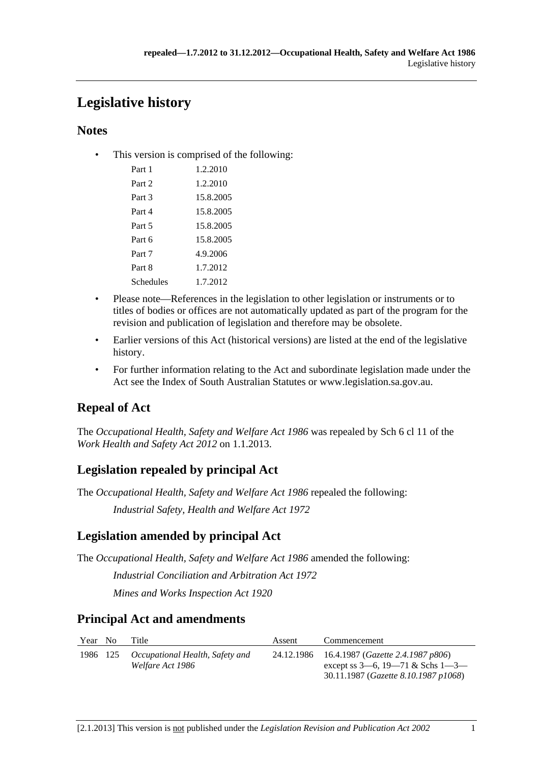# Legislative history

## Notes

- This version is comprised of the following:

| | |
|---|---|
| Part 1 | 1.2.2010 |
| Part 2 | 1.2.2010 |
| Part 3 | 15.8.2005 |
| Part 4 | 15.8.2005 |
| Part 5 | 15.8.2005 |
| Part 6 | 15.8.2005 |
| Part 7 | 4.9.2006 |
| Part 8 | 1.7.2012 |
| Schedules | 1.7.2012 |

- Please note—References in the legislation to other legislation or instruments or to titles of bodies or offices are not automatically updated as part of the program for the revision and publication of legislation and therefore may be obsolete.
- Earlier versions of this Act (historical versions) are listed at the end of the legislative history.
- For further information relating to the Act and subordinate legislation made under the Act see the Index of South Australian Statutes or www.legislation.sa.gov.au.

## Repeal of Act

The *Occupational Health, Safety and Welfare Act 1986* was repealed by Sch 6 cl 11 of the *Work Health and Safety Act 2012* on 1.1.2013.

## Legislation repealed by principal Act

The *Occupational Health, Safety and Welfare Act 1986* repealed the following:

*Industrial Safety, Health and Welfare Act 1972*

## Legislation amended by principal Act

The *Occupational Health, Safety and Welfare Act 1986* amended the following:

*Industrial Conciliation and Arbitration Act 1972*

*Mines and Works Inspection Act 1920*

## Principal Act and amendments

| Year | No | Title | Assent | Commencement |
|---|---|---|---|---|
| 1986 | 125 | *Occupational Health, Safety and Welfare Act 1986* | 24.12.1986 | 16.4.1987 (*Gazette 2.4.1987 p806*) except ss 3—6, 19—71 & Schs 1—3—30.11.1987 (*Gazette 8.10.1987 p1068*) |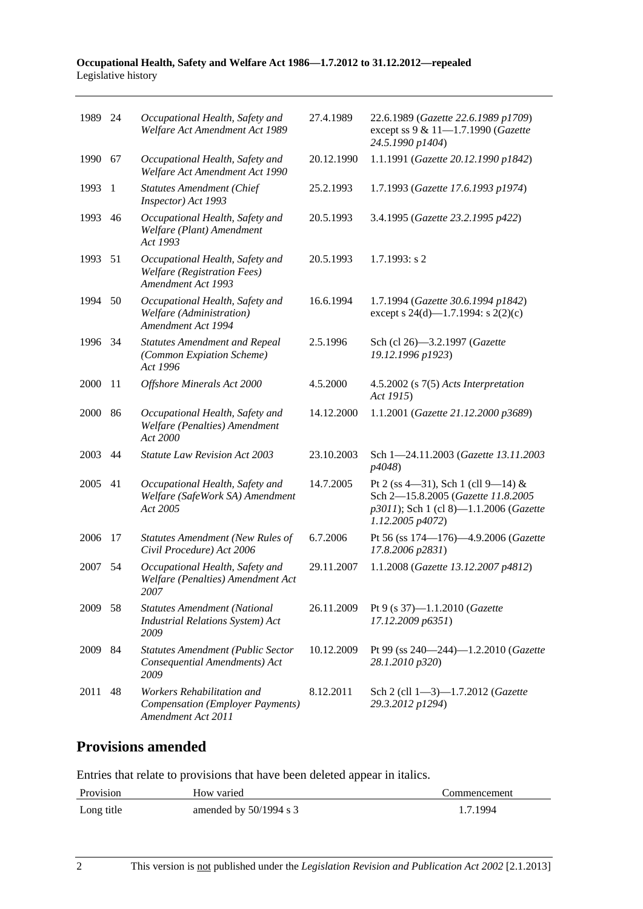| | | | | |
|---|---|---|---|---|
| 1989 | 24 | *Occupational Health, Safety and Welfare Act Amendment Act 1989* | 27.4.1989 | 22.6.1989 (*Gazette 22.6.1989 p1709*) except ss 9 & 11—1.7.1990 (*Gazette 24.5.1990 p1404*) |
| 1990 | 67 | *Occupational Health, Safety and Welfare Act Amendment Act 1990* | 20.12.1990 | 1.1.1991 (*Gazette 20.12.1990 p1842*) |
| 1993 | 1 | *Statutes Amendment (Chief Inspector) Act 1993* | 25.2.1993 | 1.7.1993 (*Gazette 17.6.1993 p1974*) |
| 1993 | 46 | *Occupational Health, Safety and Welfare (Plant) Amendment Act 1993* | 20.5.1993 | 3.4.1995 (*Gazette 23.2.1995 p422*) |
| 1993 | 51 | *Occupational Health, Safety and Welfare (Registration Fees) Amendment Act 1993* | 20.5.1993 | 1.7.1993: s 2 |
| 1994 | 50 | *Occupational Health, Safety and Welfare (Administration) Amendment Act 1994* | 16.6.1994 | 1.7.1994 (*Gazette 30.6.1994 p1842*) except s 24(d)—1.7.1994: s 2(2)(c) |
| 1996 | 34 | *Statutes Amendment and Repeal (Common Expiation Scheme) Act 1996* | 2.5.1996 | Sch (cl 26)—3.2.1997 (*Gazette 19.12.1996 p1923*) |
| 2000 | 11 | *Offshore Minerals Act 2000* | 4.5.2000 | 4.5.2002 (s 7(5) *Acts Interpretation Act 1915*) |
| 2000 | 86 | *Occupational Health, Safety and Welfare (Penalties) Amendment Act 2000* | 14.12.2000 | 1.1.2001 (*Gazette 21.12.2000 p3689*) |
| 2003 | 44 | *Statute Law Revision Act 2003* | 23.10.2003 | Sch 1—24.11.2003 (*Gazette 13.11.2003 p4048*) |
| 2005 | 41 | *Occupational Health, Safety and Welfare (SafeWork SA) Amendment Act 2005* | 14.7.2005 | Pt 2 (ss 4—31), Sch 1 (cll 9—14) & Sch 2—15.8.2005 (*Gazette 11.8.2005 p3011*); Sch 1 (cl 8)—1.1.2006 (*Gazette 1.12.2005 p4072*) |
| 2006 | 17 | *Statutes Amendment (New Rules of Civil Procedure) Act 2006* | 6.7.2006 | Pt 56 (ss 174—176)—4.9.2006 (*Gazette 17.8.2006 p2831*) |
| 2007 | 54 | *Occupational Health, Safety and Welfare (Penalties) Amendment Act 2007* | 29.11.2007 | 1.1.2008 (*Gazette 13.12.2007 p4812*) |
| 2009 | 58 | *Statutes Amendment (National Industrial Relations System) Act 2009* | 26.11.2009 | Pt 9 (s 37)—1.1.2010 (*Gazette 17.12.2009 p6351*) |
| 2009 | 84 | *Statutes Amendment (Public Sector Consequential Amendments) Act 2009* | 10.12.2009 | Pt 99 (ss 240—244)—1.2.2010 (*Gazette 28.1.2010 p320*) |
| 2011 | 48 | *Workers Rehabilitation and Compensation (Employer Payments) Amendment Act 2011* | 8.12.2011 | Sch 2 (cll 1—3)—1.7.2012 (*Gazette 29.3.2012 p1294*) |

## Provisions amended

Entries that relate to provisions that have been deleted appear in italics.

| Provision | How varied | Commencement |
|---|---|---|
| Long title | amended by 50/1994 s 3 | 1.7.1994 |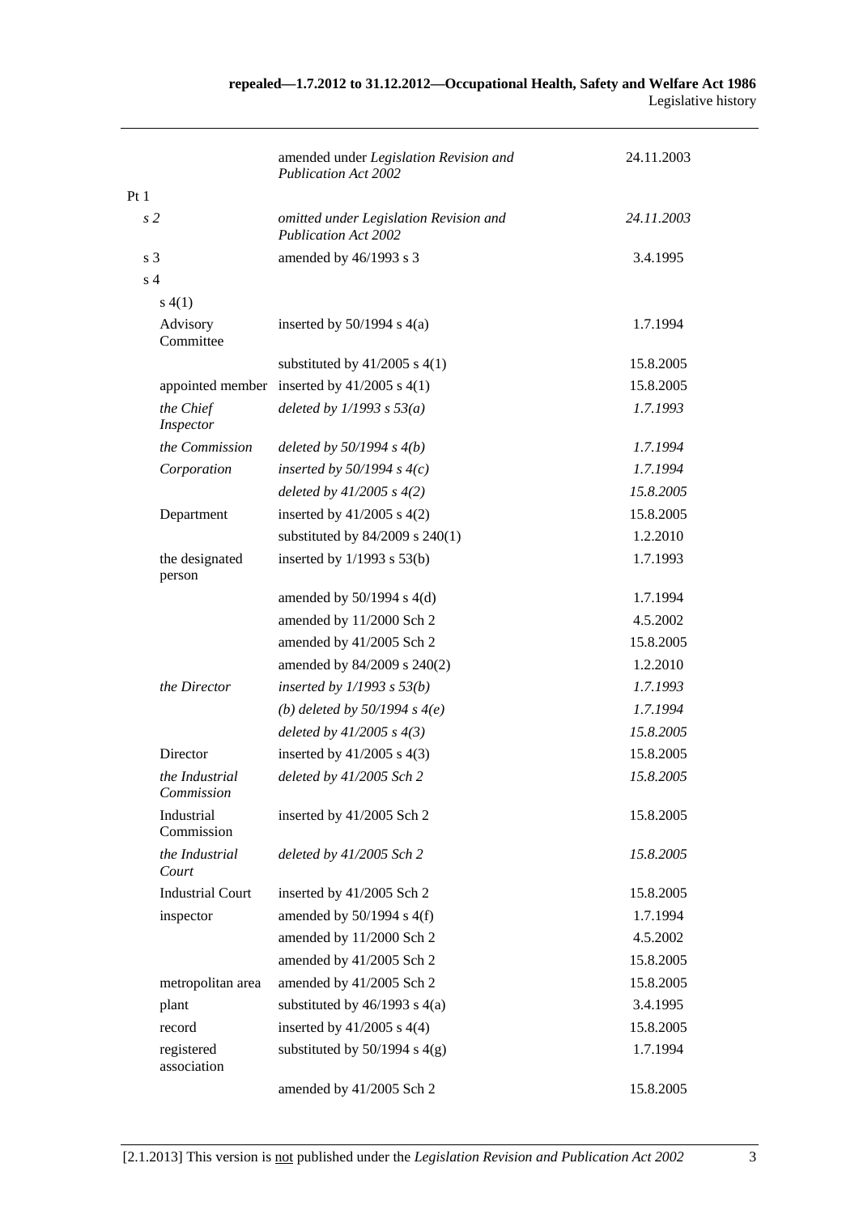| | | |
|---|---|---|
| | amended under *Legislation Revision and Publication Act 2002* | 24.11.2003 |
| Pt 1 | | |
| *s 2* | *omitted under Legislation Revision and Publication Act 2002* | *24.11.2003* |
| s 3 | amended by 46/1993 s 3 | 3.4.1995 |
| s 4 | | |
| s 4(1) | | |
| Advisory Committee | inserted by 50/1994 s 4(a) | 1.7.1994 |
| | substituted by 41/2005 s 4(1) | 15.8.2005 |
| appointed member | inserted by 41/2005 s 4(1) | 15.8.2005 |
| *the Chief Inspector* | *deleted by 1/1993 s 53(a)* | *1.7.1993* |
| *the Commission* | *deleted by 50/1994 s 4(b)* | *1.7.1994* |
| *Corporation* | *inserted by 50/1994 s 4(c)* | *1.7.1994* |
| | *deleted by 41/2005 s 4(2)* | *15.8.2005* |
| Department | inserted by 41/2005 s 4(2) | 15.8.2005 |
| | substituted by 84/2009 s 240(1) | 1.2.2010 |
| the designated person | inserted by 1/1993 s 53(b) | 1.7.1993 |
| | amended by 50/1994 s 4(d) | 1.7.1994 |
| | amended by 11/2000 Sch 2 | 4.5.2002 |
| | amended by 41/2005 Sch 2 | 15.8.2005 |
| | amended by 84/2009 s 240(2) | 1.2.2010 |
| *the Director* | *inserted by 1/1993 s 53(b)* | *1.7.1993* |
| | *(b) deleted by 50/1994 s 4(e)* | *1.7.1994* |
| | *deleted by 41/2005 s 4(3)* | *15.8.2005* |
| Director | inserted by 41/2005 s 4(3) | 15.8.2005 |
| *the Industrial Commission* | *deleted by 41/2005 Sch 2* | *15.8.2005* |
| Industrial Commission | inserted by 41/2005 Sch 2 | 15.8.2005 |
| *the Industrial Court* | *deleted by 41/2005 Sch 2* | *15.8.2005* |
| Industrial Court | inserted by 41/2005 Sch 2 | 15.8.2005 |
| inspector | amended by 50/1994 s 4(f) | 1.7.1994 |
| | amended by 11/2000 Sch 2 | 4.5.2002 |
| | amended by 41/2005 Sch 2 | 15.8.2005 |
| metropolitan area | amended by 41/2005 Sch 2 | 15.8.2005 |
| plant | substituted by 46/1993 s 4(a) | 3.4.1995 |
| record | inserted by 41/2005 s 4(4) | 15.8.2005 |
| registered association | substituted by 50/1994 s 4(g) | 1.7.1994 |
| | amended by 41/2005 Sch 2 | 15.8.2005 |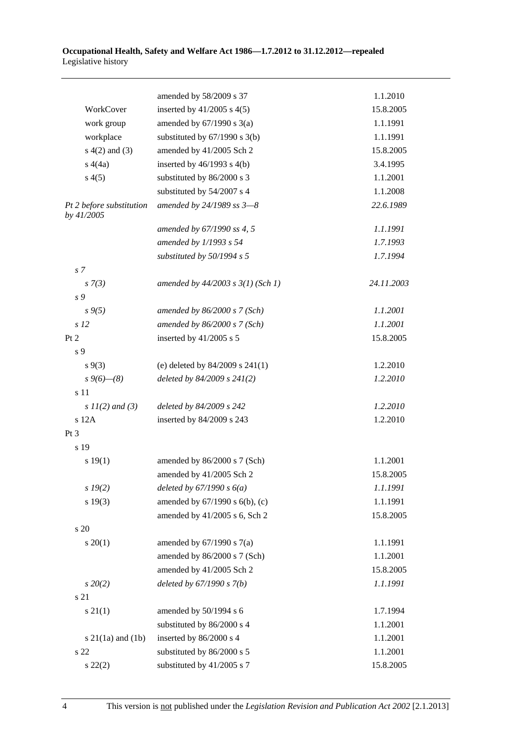| | | |
|---|---|---|
| | amended by 58/2009 s 37 | 1.1.2010 |
| WorkCover | inserted by 41/2005 s 4(5) | 15.8.2005 |
| work group | amended by 67/1990 s 3(a) | 1.1.1991 |
| workplace | substituted by 67/1990 s 3(b) | 1.1.1991 |
| s 4(2) and (3) | amended by 41/2005 Sch 2 | 15.8.2005 |
| s 4(4a) | inserted by 46/1993 s 4(b) | 3.4.1995 |
| s 4(5) | substituted by 86/2000 s 3 | 1.1.2001 |
| | substituted by 54/2007 s 4 | 1.1.2008 |
| *Pt 2 before substitution by 41/2005* | *amended by 24/1989 ss 3—8* | *22.6.1989* |
| | *amended by 67/1990 ss 4, 5* | *1.1.1991* |
| | *amended by 1/1993 s 54* | *1.7.1993* |
| | *substituted by 50/1994 s 5* | *1.7.1994* |
| *s 7* | | |
| *s 7(3)* | *amended by 44/2003 s 3(1) (Sch 1)* | *24.11.2003* |
| *s 9* | | |
| *s 9(5)* | *amended by 86/2000 s 7 (Sch)* | *1.1.2001* |
| *s 12* | *amended by 86/2000 s 7 (Sch)* | *1.1.2001* |
| Pt 2 | inserted by 41/2005 s 5 | 15.8.2005 |
| s 9 | | |
| s 9(3) | (e) deleted by 84/2009 s 241(1) | 1.2.2010 |
| *s 9(6)—(8)* | *deleted by 84/2009 s 241(2)* | *1.2.2010* |
| s 11 | | |
| *s 11(2) and (3)* | *deleted by 84/2009 s 242* | *1.2.2010* |
| s 12A | inserted by 84/2009 s 243 | 1.2.2010 |
| Pt 3 | | |
| s 19 | | |
| s 19(1) | amended by 86/2000 s 7 (Sch) | 1.1.2001 |
| | amended by 41/2005 Sch 2 | 15.8.2005 |
| *s 19(2)* | *deleted by 67/1990 s 6(a)* | *1.1.1991* |
| s 19(3) | amended by 67/1990 s 6(b), (c) | 1.1.1991 |
| | amended by 41/2005 s 6, Sch 2 | 15.8.2005 |
| s 20 | | |
| s 20(1) | amended by 67/1990 s 7(a) | 1.1.1991 |
| | amended by 86/2000 s 7 (Sch) | 1.1.2001 |
| | amended by 41/2005 Sch 2 | 15.8.2005 |
| *s 20(2)* | *deleted by 67/1990 s 7(b)* | *1.1.1991* |
| s 21 | | |
| s 21(1) | amended by 50/1994 s 6 | 1.7.1994 |
| | substituted by 86/2000 s 4 | 1.1.2001 |
| s 21(1a) and (1b) | inserted by 86/2000 s 4 | 1.1.2001 |
| s 22 | substituted by 86/2000 s 5 | 1.1.2001 |
| s 22(2) | substituted by 41/2005 s 7 | 15.8.2005 |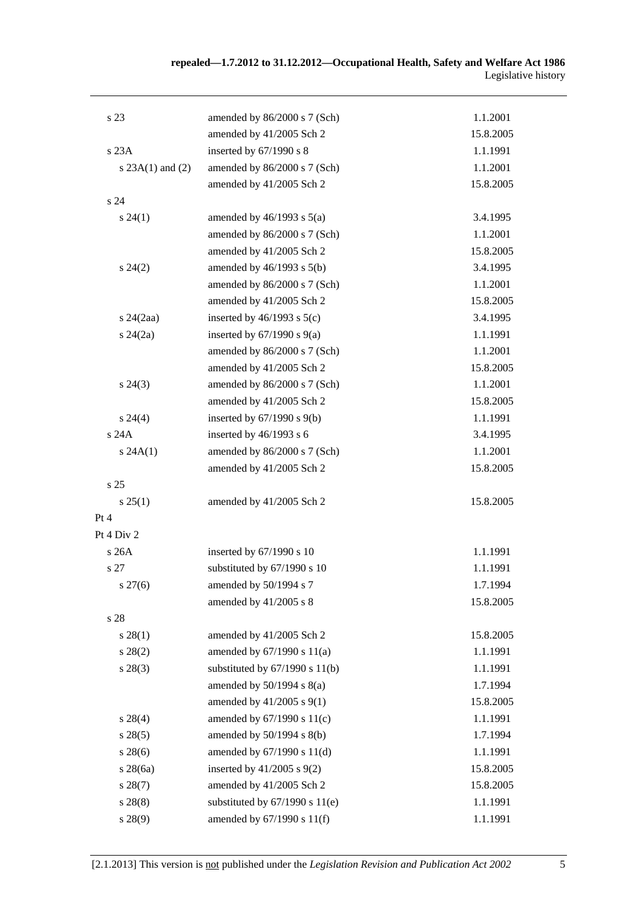| | | |
|---|---|---|
| s 23 | amended by 86/2000 s 7 (Sch) | 1.1.2001 |
| | amended by 41/2005 Sch 2 | 15.8.2005 |
| s 23A | inserted by 67/1990 s 8 | 1.1.1991 |
| s 23A(1) and (2) | amended by 86/2000 s 7 (Sch) | 1.1.2001 |
| | amended by 41/2005 Sch 2 | 15.8.2005 |
| s 24 | | |
| s 24(1) | amended by 46/1993 s 5(a) | 3.4.1995 |
| | amended by 86/2000 s 7 (Sch) | 1.1.2001 |
| | amended by 41/2005 Sch 2 | 15.8.2005 |
| s 24(2) | amended by 46/1993 s 5(b) | 3.4.1995 |
| | amended by 86/2000 s 7 (Sch) | 1.1.2001 |
| | amended by 41/2005 Sch 2 | 15.8.2005 |
| s 24(2aa) | inserted by 46/1993 s 5(c) | 3.4.1995 |
| s 24(2a) | inserted by 67/1990 s 9(a) | 1.1.1991 |
| | amended by 86/2000 s 7 (Sch) | 1.1.2001 |
| | amended by 41/2005 Sch 2 | 15.8.2005 |
| s 24(3) | amended by 86/2000 s 7 (Sch) | 1.1.2001 |
| | amended by 41/2005 Sch 2 | 15.8.2005 |
| s 24(4) | inserted by 67/1990 s 9(b) | 1.1.1991 |
| s 24A | inserted by 46/1993 s 6 | 3.4.1995 |
| s 24A(1) | amended by 86/2000 s 7 (Sch) | 1.1.2001 |
| | amended by 41/2005 Sch 2 | 15.8.2005 |
| s 25 | | |
| s 25(1) | amended by 41/2005 Sch 2 | 15.8.2005 |
| Pt 4 | | |
| Pt 4 Div 2 | | |
| s 26A | inserted by 67/1990 s 10 | 1.1.1991 |
| s 27 | substituted by 67/1990 s 10 | 1.1.1991 |
| s 27(6) | amended by 50/1994 s 7 | 1.7.1994 |
| | amended by 41/2005 s 8 | 15.8.2005 |
| s 28 | | |
| s 28(1) | amended by 41/2005 Sch 2 | 15.8.2005 |
| s 28(2) | amended by 67/1990 s 11(a) | 1.1.1991 |
| s 28(3) | substituted by 67/1990 s 11(b) | 1.1.1991 |
| | amended by 50/1994 s 8(a) | 1.7.1994 |
| | amended by 41/2005 s 9(1) | 15.8.2005 |
| s 28(4) | amended by 67/1990 s 11(c) | 1.1.1991 |
| s 28(5) | amended by 50/1994 s 8(b) | 1.7.1994 |
| s 28(6) | amended by 67/1990 s 11(d) | 1.1.1991 |
| s 28(6a) | inserted by 41/2005 s 9(2) | 15.8.2005 |
| s 28(7) | amended by 41/2005 Sch 2 | 15.8.2005 |
| s 28(8) | substituted by 67/1990 s 11(e) | 1.1.1991 |
| s 28(9) | amended by 67/1990 s 11(f) | 1.1.1991 |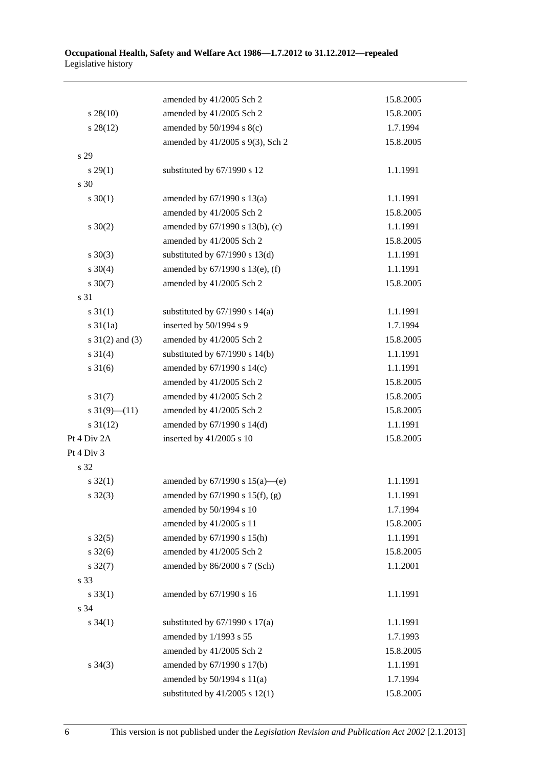| | | |
|---|---|---|
| | amended by 41/2005 Sch 2 | 15.8.2005 |
| s 28(10) | amended by 41/2005 Sch 2 | 15.8.2005 |
| s 28(12) | amended by 50/1994 s 8(c) | 1.7.1994 |
| | amended by 41/2005 s 9(3), Sch 2 | 15.8.2005 |
| s 29 | | |
| s 29(1) | substituted by 67/1990 s 12 | 1.1.1991 |
| s 30 | | |
| s 30(1) | amended by 67/1990 s 13(a) | 1.1.1991 |
| | amended by 41/2005 Sch 2 | 15.8.2005 |
| s 30(2) | amended by 67/1990 s 13(b), (c) | 1.1.1991 |
| | amended by 41/2005 Sch 2 | 15.8.2005 |
| s 30(3) | substituted by 67/1990 s 13(d) | 1.1.1991 |
| s 30(4) | amended by 67/1990 s 13(e), (f) | 1.1.1991 |
| s 30(7) | amended by 41/2005 Sch 2 | 15.8.2005 |
| s 31 | | |
| s 31(1) | substituted by 67/1990 s 14(a) | 1.1.1991 |
| s 31(1a) | inserted by 50/1994 s 9 | 1.7.1994 |
| s 31(2) and (3) | amended by 41/2005 Sch 2 | 15.8.2005 |
| s 31(4) | substituted by 67/1990 s 14(b) | 1.1.1991 |
| s 31(6) | amended by 67/1990 s 14(c) | 1.1.1991 |
| | amended by 41/2005 Sch 2 | 15.8.2005 |
| s 31(7) | amended by 41/2005 Sch 2 | 15.8.2005 |
| s 31(9)—(11) | amended by 41/2005 Sch 2 | 15.8.2005 |
| s 31(12) | amended by 67/1990 s 14(d) | 1.1.1991 |
| Pt 4 Div 2A | inserted by 41/2005 s 10 | 15.8.2005 |
| Pt 4 Div 3 | | |
| s 32 | | |
| s 32(1) | amended by 67/1990 s 15(a)—(e) | 1.1.1991 |
| s 32(3) | amended by 67/1990 s 15(f), (g) | 1.1.1991 |
| | amended by 50/1994 s 10 | 1.7.1994 |
| | amended by 41/2005 s 11 | 15.8.2005 |
| s 32(5) | amended by 67/1990 s 15(h) | 1.1.1991 |
| s 32(6) | amended by 41/2005 Sch 2 | 15.8.2005 |
| s 32(7) | amended by 86/2000 s 7 (Sch) | 1.1.2001 |
| s 33 | | |
| s 33(1) | amended by 67/1990 s 16 | 1.1.1991 |
| s 34 | | |
| s 34(1) | substituted by 67/1990 s 17(a) | 1.1.1991 |
| | amended by 1/1993 s 55 | 1.7.1993 |
| | amended by 41/2005 Sch 2 | 15.8.2005 |
| s 34(3) | amended by 67/1990 s 17(b) | 1.1.1991 |
| | amended by 50/1994 s 11(a) | 1.7.1994 |
| | substituted by 41/2005 s 12(1) | 15.8.2005 |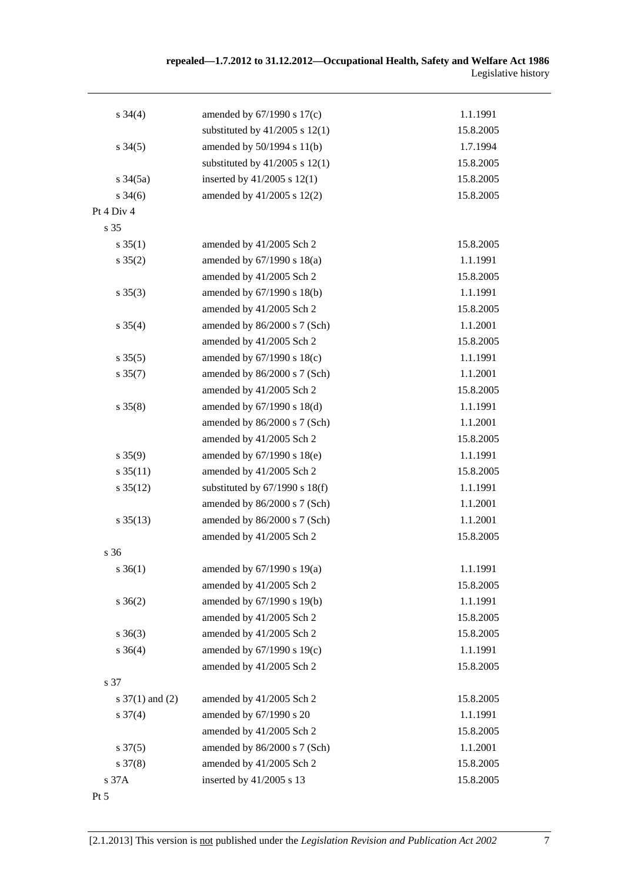| | | |
|---|---|---|
| s 34(4) | amended by 67/1990 s 17(c) | 1.1.1991 |
| | substituted by 41/2005 s 12(1) | 15.8.2005 |
| s 34(5) | amended by 50/1994 s 11(b) | 1.7.1994 |
| | substituted by 41/2005 s 12(1) | 15.8.2005 |
| s 34(5a) | inserted by 41/2005 s 12(1) | 15.8.2005 |
| s 34(6) | amended by 41/2005 s 12(2) | 15.8.2005 |
| Pt 4 Div 4 | | |
| s 35 | | |
| s 35(1) | amended by 41/2005 Sch 2 | 15.8.2005 |
| s 35(2) | amended by 67/1990 s 18(a) | 1.1.1991 |
| | amended by 41/2005 Sch 2 | 15.8.2005 |
| s 35(3) | amended by 67/1990 s 18(b) | 1.1.1991 |
| | amended by 41/2005 Sch 2 | 15.8.2005 |
| s 35(4) | amended by 86/2000 s 7 (Sch) | 1.1.2001 |
| | amended by 41/2005 Sch 2 | 15.8.2005 |
| s 35(5) | amended by 67/1990 s 18(c) | 1.1.1991 |
| s 35(7) | amended by 86/2000 s 7 (Sch) | 1.1.2001 |
| | amended by 41/2005 Sch 2 | 15.8.2005 |
| s 35(8) | amended by 67/1990 s 18(d) | 1.1.1991 |
| | amended by 86/2000 s 7 (Sch) | 1.1.2001 |
| | amended by 41/2005 Sch 2 | 15.8.2005 |
| s 35(9) | amended by 67/1990 s 18(e) | 1.1.1991 |
| s 35(11) | amended by 41/2005 Sch 2 | 15.8.2005 |
| s 35(12) | substituted by 67/1990 s 18(f) | 1.1.1991 |
| | amended by 86/2000 s 7 (Sch) | 1.1.2001 |
| s 35(13) | amended by 86/2000 s 7 (Sch) | 1.1.2001 |
| | amended by 41/2005 Sch 2 | 15.8.2005 |
| s 36 | | |
| s 36(1) | amended by 67/1990 s 19(a) | 1.1.1991 |
| | amended by 41/2005 Sch 2 | 15.8.2005 |
| s 36(2) | amended by 67/1990 s 19(b) | 1.1.1991 |
| | amended by 41/2005 Sch 2 | 15.8.2005 |
| s 36(3) | amended by 41/2005 Sch 2 | 15.8.2005 |
| s 36(4) | amended by 67/1990 s 19(c) | 1.1.1991 |
| | amended by 41/2005 Sch 2 | 15.8.2005 |
| s 37 | | |
| s 37(1) and (2) | amended by 41/2005 Sch 2 | 15.8.2005 |
| s 37(4) | amended by 67/1990 s 20 | 1.1.1991 |
| | amended by 41/2005 Sch 2 | 15.8.2005 |
| s 37(5) | amended by 86/2000 s 7 (Sch) | 1.1.2001 |
| s 37(8) | amended by 41/2005 Sch 2 | 15.8.2005 |
| s 37A | inserted by 41/2005 s 13 | 15.8.2005 |
| Pt 5 | | |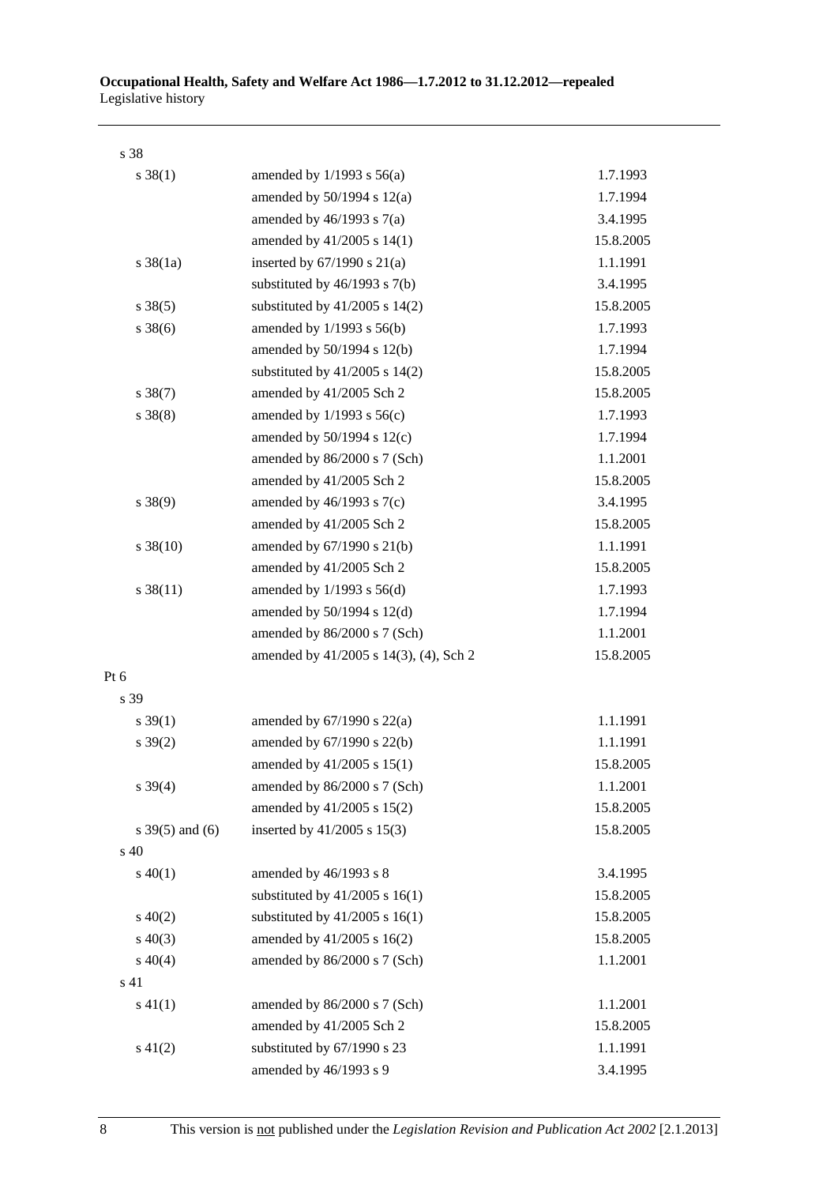| | | |
|---|---|---|
| s 38 | | |
| s 38(1) | amended by 1/1993 s 56(a) | 1.7.1993 |
| | amended by 50/1994 s 12(a) | 1.7.1994 |
| | amended by 46/1993 s 7(a) | 3.4.1995 |
| | amended by 41/2005 s 14(1) | 15.8.2005 |
| s 38(1a) | inserted by 67/1990 s 21(a) | 1.1.1991 |
| | substituted by 46/1993 s 7(b) | 3.4.1995 |
| s 38(5) | substituted by 41/2005 s 14(2) | 15.8.2005 |
| s 38(6) | amended by 1/1993 s 56(b) | 1.7.1993 |
| | amended by 50/1994 s 12(b) | 1.7.1994 |
| | substituted by 41/2005 s 14(2) | 15.8.2005 |
| s 38(7) | amended by 41/2005 Sch 2 | 15.8.2005 |
| s 38(8) | amended by 1/1993 s 56(c) | 1.7.1993 |
| | amended by 50/1994 s 12(c) | 1.7.1994 |
| | amended by 86/2000 s 7 (Sch) | 1.1.2001 |
| | amended by 41/2005 Sch 2 | 15.8.2005 |
| s 38(9) | amended by 46/1993 s 7(c) | 3.4.1995 |
| | amended by 41/2005 Sch 2 | 15.8.2005 |
| s 38(10) | amended by 67/1990 s 21(b) | 1.1.1991 |
| | amended by 41/2005 Sch 2 | 15.8.2005 |
| s 38(11) | amended by 1/1993 s 56(d) | 1.7.1993 |
| | amended by 50/1994 s 12(d) | 1.7.1994 |
| | amended by 86/2000 s 7 (Sch) | 1.1.2001 |
| | amended by 41/2005 s 14(3), (4), Sch 2 | 15.8.2005 |
| Pt 6 | | |
| s 39 | | |
| s 39(1) | amended by 67/1990 s 22(a) | 1.1.1991 |
| s 39(2) | amended by 67/1990 s 22(b) | 1.1.1991 |
| | amended by 41/2005 s 15(1) | 15.8.2005 |
| s 39(4) | amended by 86/2000 s 7 (Sch) | 1.1.2001 |
| | amended by 41/2005 s 15(2) | 15.8.2005 |
| s 39(5) and (6) | inserted by 41/2005 s 15(3) | 15.8.2005 |
| s 40 | | |
| s 40(1) | amended by 46/1993 s 8 | 3.4.1995 |
| | substituted by 41/2005 s 16(1) | 15.8.2005 |
| s 40(2) | substituted by 41/2005 s 16(1) | 15.8.2005 |
| s 40(3) | amended by 41/2005 s 16(2) | 15.8.2005 |
| s 40(4) | amended by 86/2000 s 7 (Sch) | 1.1.2001 |
| s 41 | | |
| s 41(1) | amended by 86/2000 s 7 (Sch) | 1.1.2001 |
| | amended by 41/2005 Sch 2 | 15.8.2005 |
| s 41(2) | substituted by 67/1990 s 23 | 1.1.1991 |
| | amended by 46/1993 s 9 | 3.4.1995 |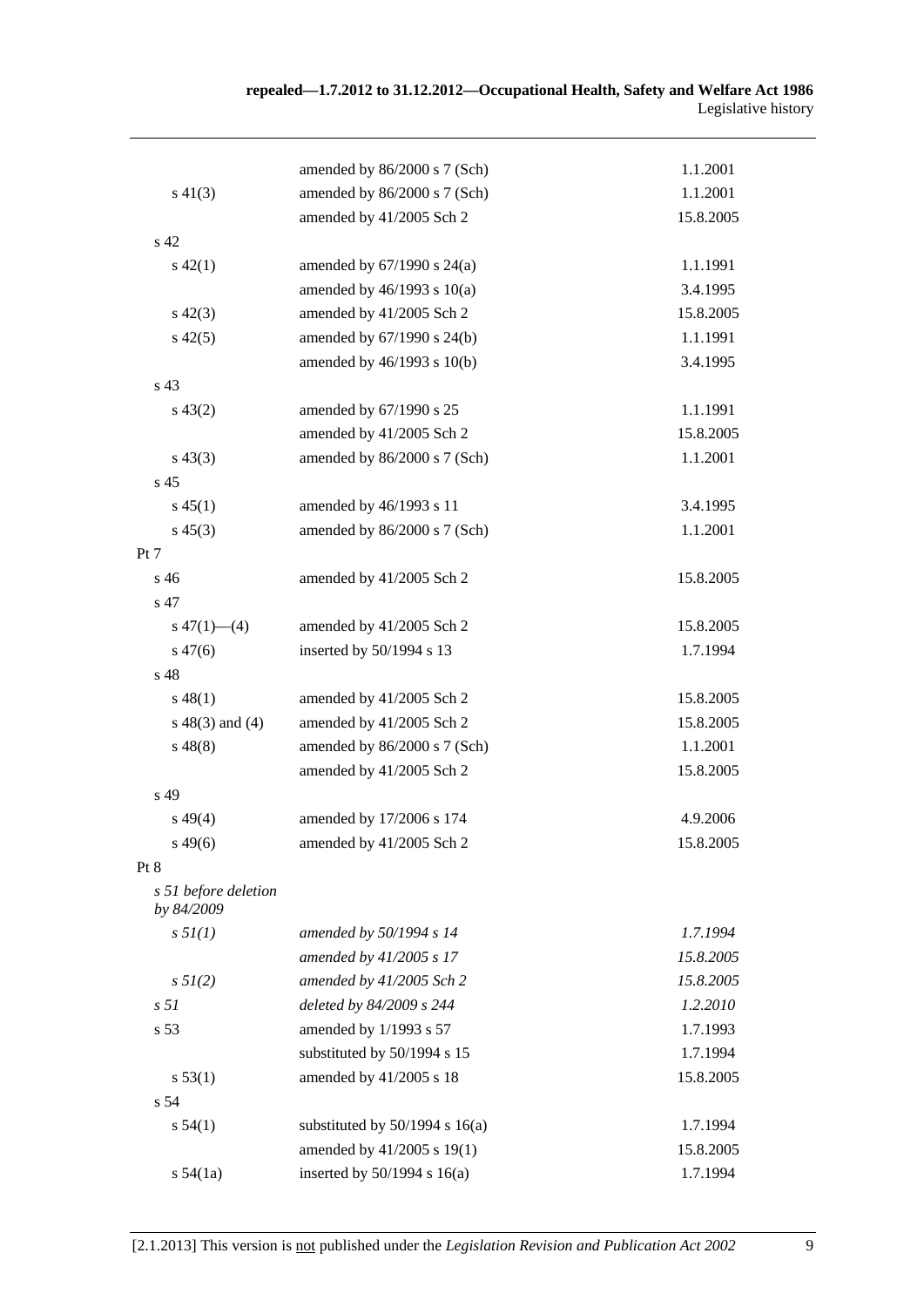| | | |
|---|---|---|
| | amended by 86/2000 s 7 (Sch) | 1.1.2001 |
| s 41(3) | amended by 86/2000 s 7 (Sch) | 1.1.2001 |
| | amended by 41/2005 Sch 2 | 15.8.2005 |
| s 42 | | |
| s 42(1) | amended by 67/1990 s 24(a) | 1.1.1991 |
| | amended by 46/1993 s 10(a) | 3.4.1995 |
| s 42(3) | amended by 41/2005 Sch 2 | 15.8.2005 |
| s 42(5) | amended by 67/1990 s 24(b) | 1.1.1991 |
| | amended by 46/1993 s 10(b) | 3.4.1995 |
| s 43 | | |
| s 43(2) | amended by 67/1990 s 25 | 1.1.1991 |
| | amended by 41/2005 Sch 2 | 15.8.2005 |
| s 43(3) | amended by 86/2000 s 7 (Sch) | 1.1.2001 |
| s 45 | | |
| s 45(1) | amended by 46/1993 s 11 | 3.4.1995 |
| s 45(3) | amended by 86/2000 s 7 (Sch) | 1.1.2001 |
| Pt 7 | | |
| s 46 | amended by 41/2005 Sch 2 | 15.8.2005 |
| s 47 | | |
| s 47(1)—(4) | amended by 41/2005 Sch 2 | 15.8.2005 |
| s 47(6) | inserted by 50/1994 s 13 | 1.7.1994 |
| s 48 | | |
| s 48(1) | amended by 41/2005 Sch 2 | 15.8.2005 |
| s 48(3) and (4) | amended by 41/2005 Sch 2 | 15.8.2005 |
| s 48(8) | amended by 86/2000 s 7 (Sch) | 1.1.2001 |
| | amended by 41/2005 Sch 2 | 15.8.2005 |
| s 49 | | |
| s 49(4) | amended by 17/2006 s 174 | 4.9.2006 |
| s 49(6) | amended by 41/2005 Sch 2 | 15.8.2005 |
| Pt 8 | | |
| *s 51 before deletion by 84/2009* | | |
| *s 51(1)* | *amended by 50/1994 s 14* | *1.7.1994* |
| | *amended by 41/2005 s 17* | *15.8.2005* |
| *s 51(2)* | *amended by 41/2005 Sch 2* | *15.8.2005* |
| *s 51* | *deleted by 84/2009 s 244* | *1.2.2010* |
| s 53 | amended by 1/1993 s 57 | 1.7.1993 |
| | substituted by 50/1994 s 15 | 1.7.1994 |
| s 53(1) | amended by 41/2005 s 18 | 15.8.2005 |
| s 54 | | |
| s 54(1) | substituted by 50/1994 s 16(a) | 1.7.1994 |
| | amended by 41/2005 s 19(1) | 15.8.2005 |
| s 54(1a) | inserted by 50/1994 s 16(a) | 1.7.1994 |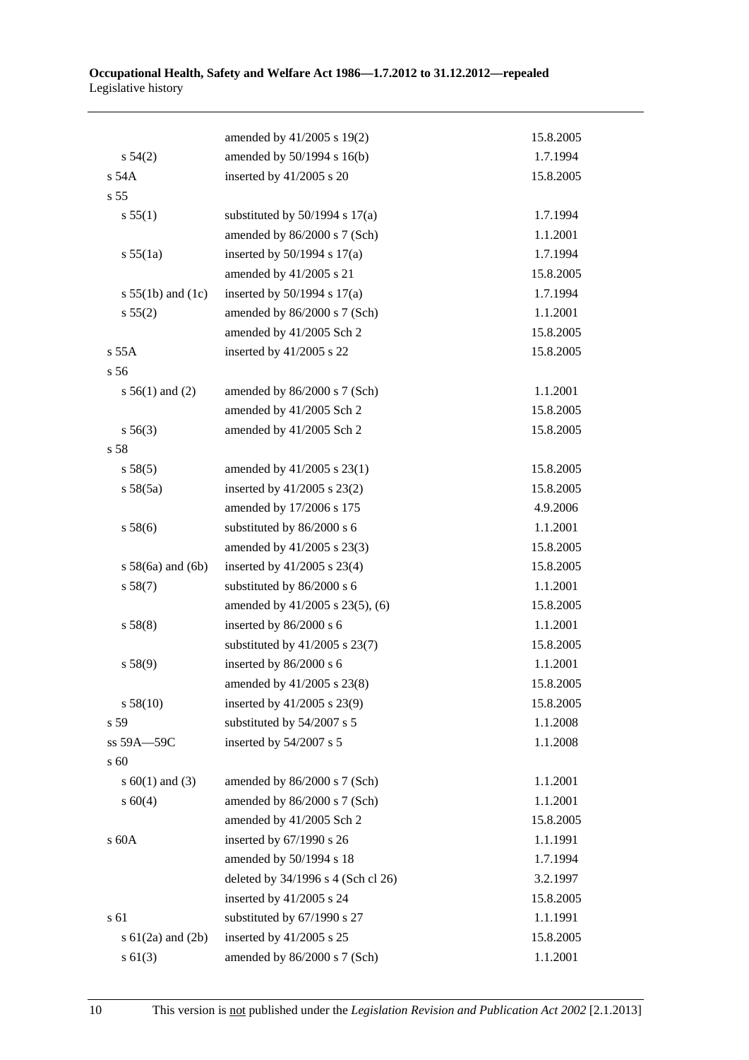| | | |
|---|---|---|
| | amended by 41/2005 s 19(2) | 15.8.2005 |
| s 54(2) | amended by 50/1994 s 16(b) | 1.7.1994 |
| s 54A | inserted by 41/2005 s 20 | 15.8.2005 |
| s 55 | | |
| s 55(1) | substituted by 50/1994 s 17(a) | 1.7.1994 |
| | amended by 86/2000 s 7 (Sch) | 1.1.2001 |
| s 55(1a) | inserted by 50/1994 s 17(a) | 1.7.1994 |
| | amended by 41/2005 s 21 | 15.8.2005 |
| s 55(1b) and (1c) | inserted by 50/1994 s 17(a) | 1.7.1994 |
| s 55(2) | amended by 86/2000 s 7 (Sch) | 1.1.2001 |
| | amended by 41/2005 Sch 2 | 15.8.2005 |
| s 55A | inserted by 41/2005 s 22 | 15.8.2005 |
| s 56 | | |
| s 56(1) and (2) | amended by 86/2000 s 7 (Sch) | 1.1.2001 |
| | amended by 41/2005 Sch 2 | 15.8.2005 |
| s 56(3) | amended by 41/2005 Sch 2 | 15.8.2005 |
| s 58 | | |
| s 58(5) | amended by 41/2005 s 23(1) | 15.8.2005 |
| s 58(5a) | inserted by 41/2005 s 23(2) | 15.8.2005 |
| | amended by 17/2006 s 175 | 4.9.2006 |
| s 58(6) | substituted by 86/2000 s 6 | 1.1.2001 |
| | amended by 41/2005 s 23(3) | 15.8.2005 |
| s 58(6a) and (6b) | inserted by 41/2005 s 23(4) | 15.8.2005 |
| s 58(7) | substituted by 86/2000 s 6 | 1.1.2001 |
| | amended by 41/2005 s 23(5), (6) | 15.8.2005 |
| s 58(8) | inserted by 86/2000 s 6 | 1.1.2001 |
| | substituted by 41/2005 s 23(7) | 15.8.2005 |
| s 58(9) | inserted by 86/2000 s 6 | 1.1.2001 |
| | amended by 41/2005 s 23(8) | 15.8.2005 |
| s 58(10) | inserted by 41/2005 s 23(9) | 15.8.2005 |
| s 59 | substituted by 54/2007 s 5 | 1.1.2008 |
| ss 59A—59C | inserted by 54/2007 s 5 | 1.1.2008 |
| s 60 | | |
| s 60(1) and (3) | amended by 86/2000 s 7 (Sch) | 1.1.2001 |
| s 60(4) | amended by 86/2000 s 7 (Sch) | 1.1.2001 |
| | amended by 41/2005 Sch 2 | 15.8.2005 |
| s 60A | inserted by 67/1990 s 26 | 1.1.1991 |
| | amended by 50/1994 s 18 | 1.7.1994 |
| | deleted by 34/1996 s 4 (Sch cl 26) | 3.2.1997 |
| | inserted by 41/2005 s 24 | 15.8.2005 |
| s 61 | substituted by 67/1990 s 27 | 1.1.1991 |
| s 61(2a) and (2b) | inserted by 41/2005 s 25 | 15.8.2005 |
| s 61(3) | amended by 86/2000 s 7 (Sch) | 1.1.2001 |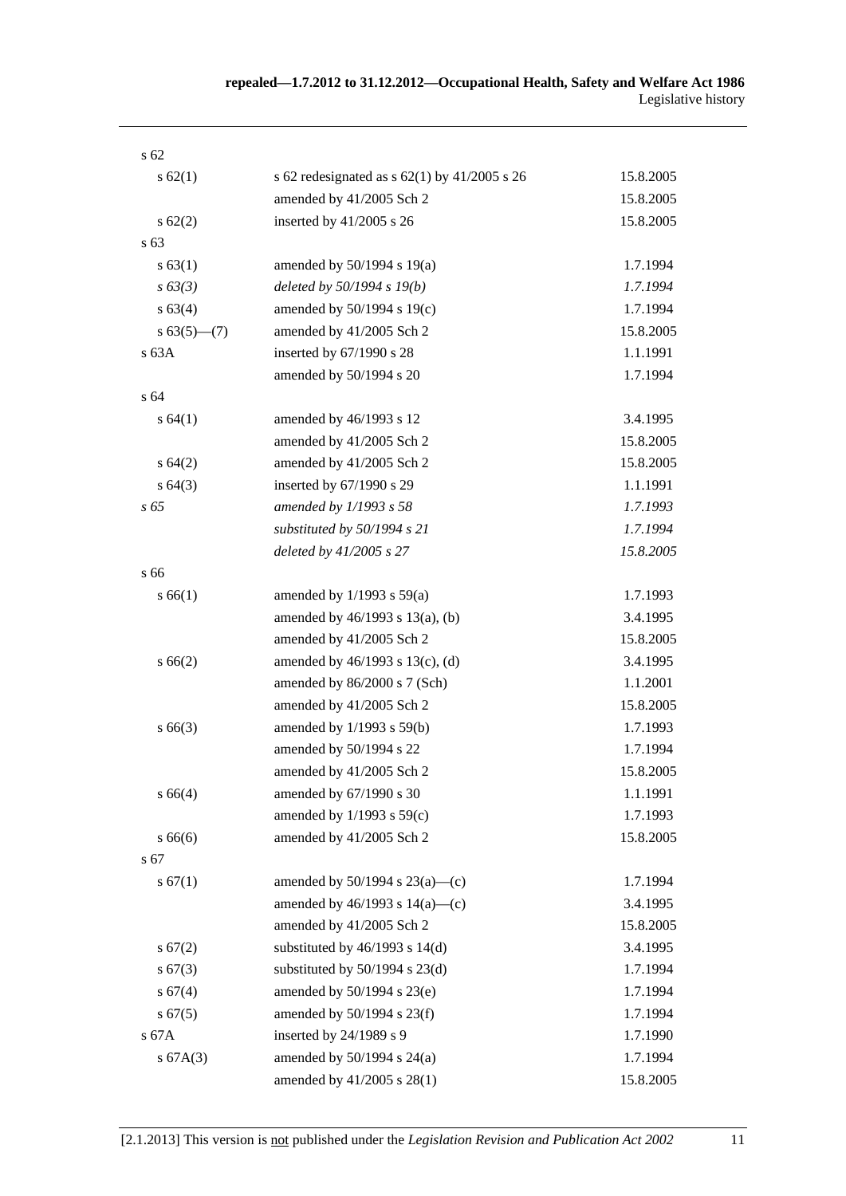| | | |
|---|---|---|
| s 62 | | |
| s 62(1) | s 62 redesignated as s 62(1) by 41/2005 s 26 | 15.8.2005 |
| | amended by 41/2005 Sch 2 | 15.8.2005 |
| s 62(2) | inserted by 41/2005 s 26 | 15.8.2005 |
| s 63 | | |
| s 63(1) | amended by 50/1994 s 19(a) | 1.7.1994 |
| *s 63(3)* | *deleted by 50/1994 s 19(b)* | *1.7.1994* |
| s 63(4) | amended by 50/1994 s 19(c) | 1.7.1994 |
| s 63(5)—(7) | amended by 41/2005 Sch 2 | 15.8.2005 |
| s 63A | inserted by 67/1990 s 28 | 1.1.1991 |
| | amended by 50/1994 s 20 | 1.7.1994 |
| s 64 | | |
| s 64(1) | amended by 46/1993 s 12 | 3.4.1995 |
| | amended by 41/2005 Sch 2 | 15.8.2005 |
| s 64(2) | amended by 41/2005 Sch 2 | 15.8.2005 |
| s 64(3) | inserted by 67/1990 s 29 | 1.1.1991 |
| *s 65* | *amended by 1/1993 s 58* | *1.7.1993* |
| | *substituted by 50/1994 s 21* | *1.7.1994* |
| | *deleted by 41/2005 s 27* | *15.8.2005* |
| s 66 | | |
| s 66(1) | amended by 1/1993 s 59(a) | 1.7.1993 |
| | amended by 46/1993 s 13(a), (b) | 3.4.1995 |
| | amended by 41/2005 Sch 2 | 15.8.2005 |
| s 66(2) | amended by 46/1993 s 13(c), (d) | 3.4.1995 |
| | amended by 86/2000 s 7 (Sch) | 1.1.2001 |
| | amended by 41/2005 Sch 2 | 15.8.2005 |
| s 66(3) | amended by 1/1993 s 59(b) | 1.7.1993 |
| | amended by 50/1994 s 22 | 1.7.1994 |
| | amended by 41/2005 Sch 2 | 15.8.2005 |
| s 66(4) | amended by 67/1990 s 30 | 1.1.1991 |
| | amended by 1/1993 s 59(c) | 1.7.1993 |
| s 66(6) | amended by 41/2005 Sch 2 | 15.8.2005 |
| s 67 | | |
| s 67(1) | amended by 50/1994 s 23(a)—(c) | 1.7.1994 |
| | amended by 46/1993 s 14(a)—(c) | 3.4.1995 |
| | amended by 41/2005 Sch 2 | 15.8.2005 |
| s 67(2) | substituted by 46/1993 s 14(d) | 3.4.1995 |
| s 67(3) | substituted by 50/1994 s 23(d) | 1.7.1994 |
| s 67(4) | amended by 50/1994 s 23(e) | 1.7.1994 |
| s 67(5) | amended by 50/1994 s 23(f) | 1.7.1994 |
| s 67A | inserted by 24/1989 s 9 | 1.7.1990 |
| s 67A(3) | amended by 50/1994 s 24(a) | 1.7.1994 |
| | amended by 41/2005 s 28(1) | 15.8.2005 |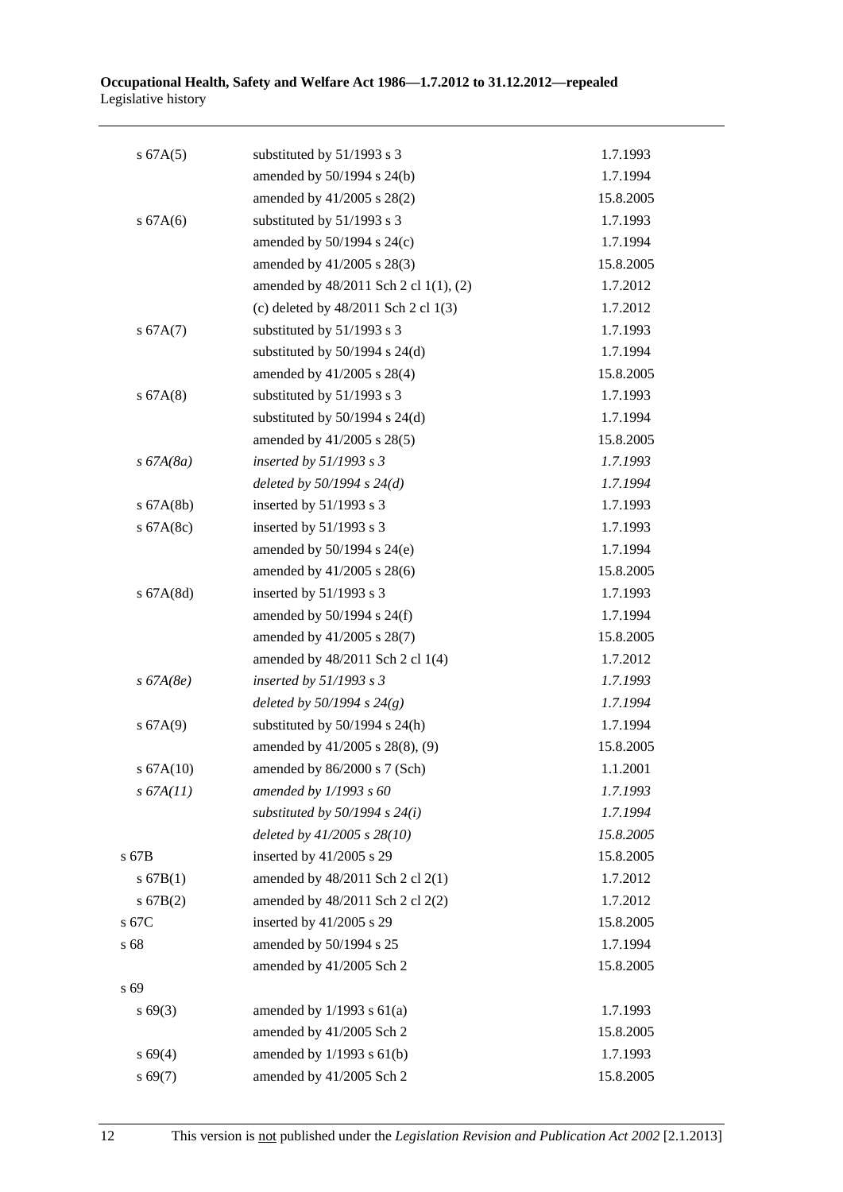| | | |
|---|---|---|
| s 67A(5) | substituted by 51/1993 s 3 | 1.7.1993 |
| | amended by 50/1994 s 24(b) | 1.7.1994 |
| | amended by 41/2005 s 28(2) | 15.8.2005 |
| s 67A(6) | substituted by 51/1993 s 3 | 1.7.1993 |
| | amended by 50/1994 s 24(c) | 1.7.1994 |
| | amended by 41/2005 s 28(3) | 15.8.2005 |
| | amended by 48/2011 Sch 2 cl 1(1), (2) | 1.7.2012 |
| | (c) deleted by 48/2011 Sch 2 cl 1(3) | 1.7.2012 |
| s 67A(7) | substituted by 51/1993 s 3 | 1.7.1993 |
| | substituted by 50/1994 s 24(d) | 1.7.1994 |
| | amended by 41/2005 s 28(4) | 15.8.2005 |
| s 67A(8) | substituted by 51/1993 s 3 | 1.7.1993 |
| | substituted by 50/1994 s 24(d) | 1.7.1994 |
| | amended by 41/2005 s 28(5) | 15.8.2005 |
| *s 67A(8a)* | *inserted by 51/1993 s 3* | *1.7.1993* |
| | *deleted by 50/1994 s 24(d)* | *1.7.1994* |
| s 67A(8b) | inserted by 51/1993 s 3 | 1.7.1993 |
| s 67A(8c) | inserted by 51/1993 s 3 | 1.7.1993 |
| | amended by 50/1994 s 24(e) | 1.7.1994 |
| | amended by 41/2005 s 28(6) | 15.8.2005 |
| s 67A(8d) | inserted by 51/1993 s 3 | 1.7.1993 |
| | amended by 50/1994 s 24(f) | 1.7.1994 |
| | amended by 41/2005 s 28(7) | 15.8.2005 |
| | amended by 48/2011 Sch 2 cl 1(4) | 1.7.2012 |
| *s 67A(8e)* | *inserted by 51/1993 s 3* | *1.7.1993* |
| | *deleted by 50/1994 s 24(g)* | *1.7.1994* |
| s 67A(9) | substituted by 50/1994 s 24(h) | 1.7.1994 |
| | amended by 41/2005 s 28(8), (9) | 15.8.2005 |
| s 67A(10) | amended by 86/2000 s 7 (Sch) | 1.1.2001 |
| *s 67A(11)* | *amended by 1/1993 s 60* | *1.7.1993* |
| | *substituted by 50/1994 s 24(i)* | *1.7.1994* |
| | *deleted by 41/2005 s 28(10)* | *15.8.2005* |
| s 67B | inserted by 41/2005 s 29 | 15.8.2005 |
| s 67B(1) | amended by 48/2011 Sch 2 cl 2(1) | 1.7.2012 |
| s 67B(2) | amended by 48/2011 Sch 2 cl 2(2) | 1.7.2012 |
| s 67C | inserted by 41/2005 s 29 | 15.8.2005 |
| s 68 | amended by 50/1994 s 25 | 1.7.1994 |
| | amended by 41/2005 Sch 2 | 15.8.2005 |
| s 69 | | |
| s 69(3) | amended by 1/1993 s 61(a) | 1.7.1993 |
| | amended by 41/2005 Sch 2 | 15.8.2005 |
| s 69(4) | amended by 1/1993 s 61(b) | 1.7.1993 |
| s 69(7) | amended by 41/2005 Sch 2 | 15.8.2005 |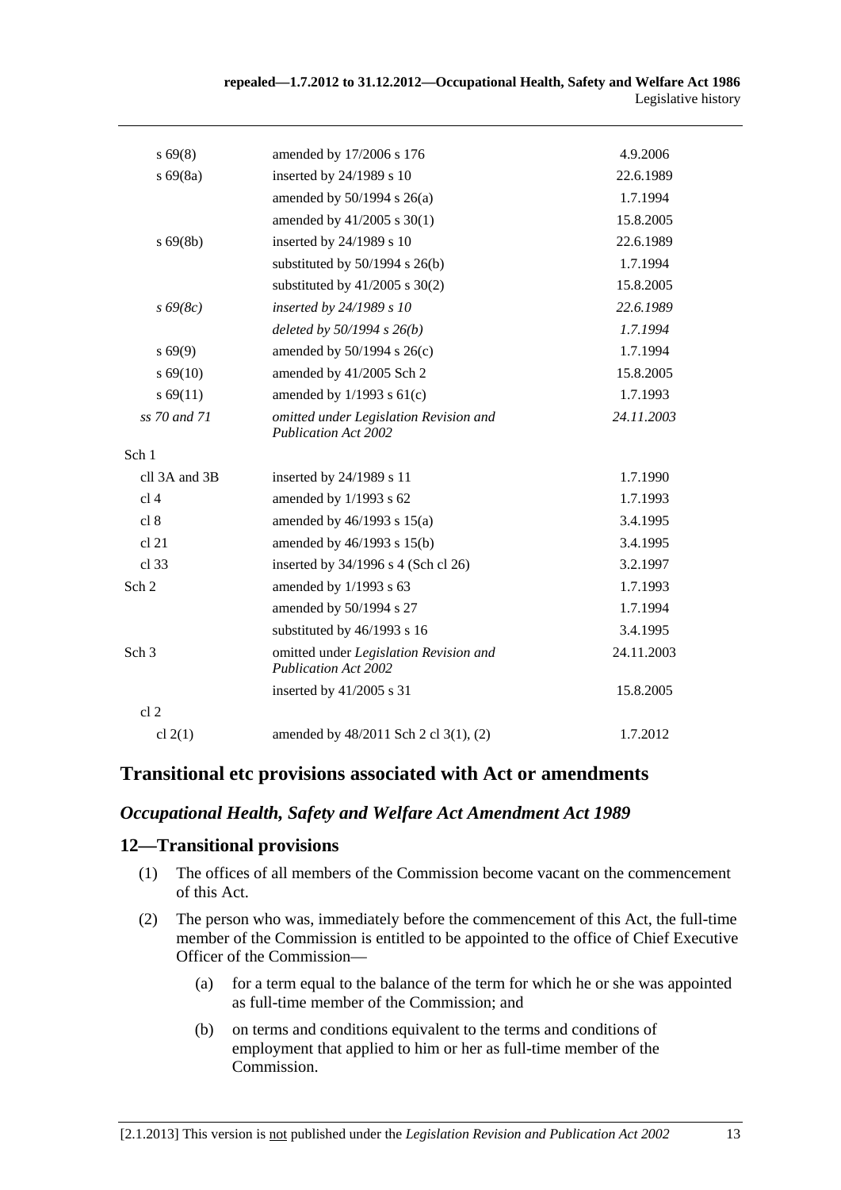| | | |
|---|---|---|
| s 69(8) | amended by 17/2006 s 176 | 4.9.2006 |
| s 69(8a) | inserted by 24/1989 s 10 | 22.6.1989 |
| | amended by 50/1994 s 26(a) | 1.7.1994 |
| | amended by 41/2005 s 30(1) | 15.8.2005 |
| s 69(8b) | inserted by 24/1989 s 10 | 22.6.1989 |
| | substituted by 50/1994 s 26(b) | 1.7.1994 |
| | substituted by 41/2005 s 30(2) | 15.8.2005 |
| *s 69(8c)* | *inserted by 24/1989 s 10* | *22.6.1989* |
| | *deleted by 50/1994 s 26(b)* | *1.7.1994* |
| s 69(9) | amended by 50/1994 s 26(c) | 1.7.1994 |
| s 69(10) | amended by 41/2005 Sch 2 | 15.8.2005 |
| s 69(11) | amended by 1/1993 s 61(c) | 1.7.1993 |
| *ss 70 and 71* | *omitted under Legislation Revision and Publication Act 2002* | *24.11.2003* |
| Sch 1 | | |
| cll 3A and 3B | inserted by 24/1989 s 11 | 1.7.1990 |
| cl 4 | amended by 1/1993 s 62 | 1.7.1993 |
| cl 8 | amended by 46/1993 s 15(a) | 3.4.1995 |
| cl 21 | amended by 46/1993 s 15(b) | 3.4.1995 |
| cl 33 | inserted by 34/1996 s 4 (Sch cl 26) | 3.2.1997 |
| Sch 2 | amended by 1/1993 s 63 | 1.7.1993 |
| | amended by 50/1994 s 27 | 1.7.1994 |
| | substituted by 46/1993 s 16 | 3.4.1995 |
| Sch 3 | omitted under *Legislation Revision and Publication Act 2002* | 24.11.2003 |
| | inserted by 41/2005 s 31 | 15.8.2005 |
| cl 2 | | |
| cl 2(1) | amended by 48/2011 Sch 2 cl 3(1), (2) | 1.7.2012 |

## Transitional etc provisions associated with Act or amendments

### *Occupational Health, Safety and Welfare Act Amendment Act 1989*

### 12—Transitional provisions

(1) The offices of all members of the Commission become vacant on the commencement of this Act.

(2) The person who was, immediately before the commencement of this Act, the full-time member of the Commission is entitled to be appointed to the office of Chief Executive Officer of the Commission—

(a) for a term equal to the balance of the term for which he or she was appointed as full-time member of the Commission; and

(b) on terms and conditions equivalent to the terms and conditions of employment that applied to him or her as full-time member of the Commission.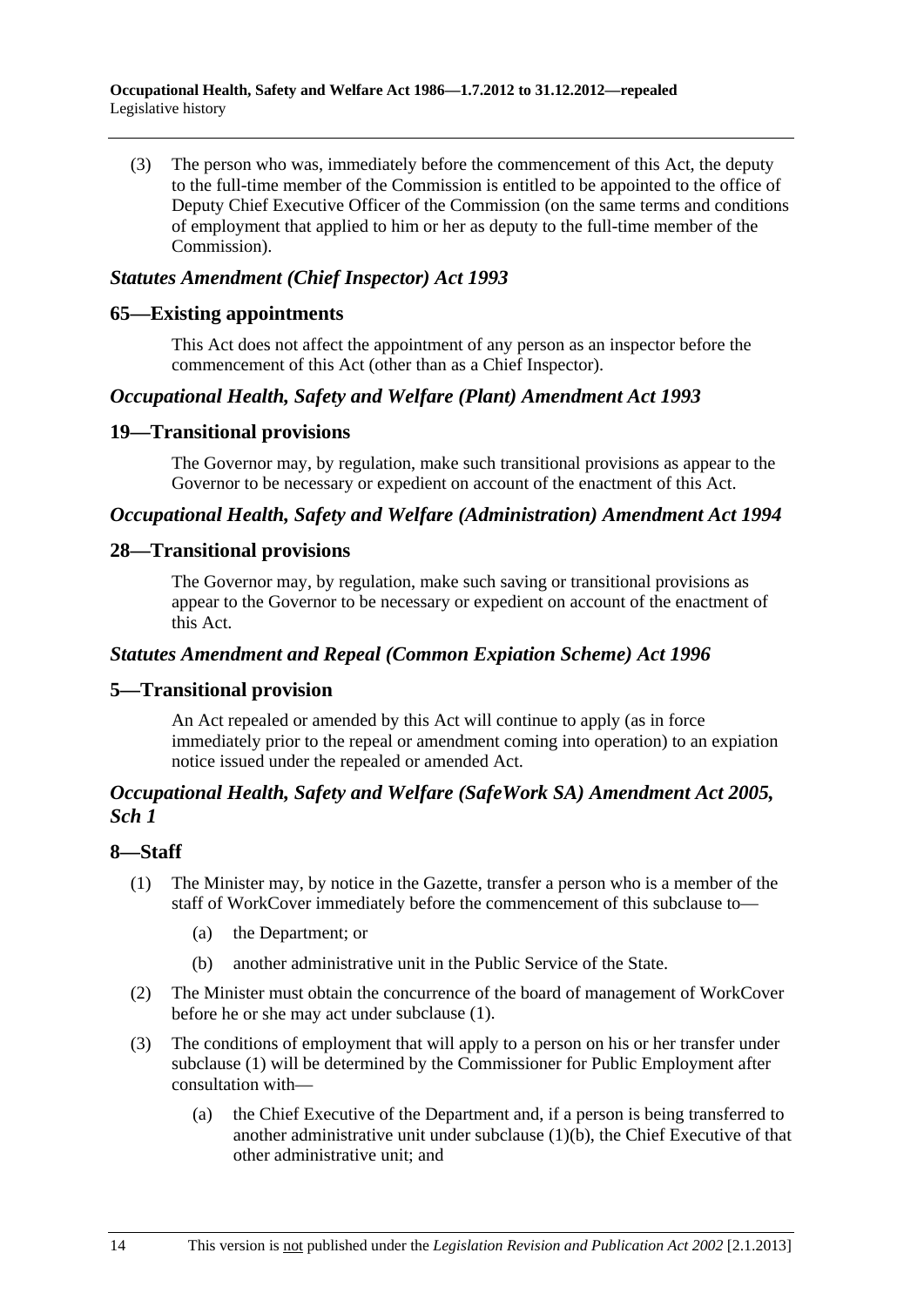(3) The person who was, immediately before the commencement of this Act, the deputy to the full-time member of the Commission is entitled to be appointed to the office of Deputy Chief Executive Officer of the Commission (on the same terms and conditions of employment that applied to him or her as deputy to the full-time member of the Commission).

### *Statutes Amendment (Chief Inspector) Act 1993*

## 65—Existing appointments

This Act does not affect the appointment of any person as an inspector before the commencement of this Act (other than as a Chief Inspector).

### *Occupational Health, Safety and Welfare (Plant) Amendment Act 1993*

## 19—Transitional provisions

The Governor may, by regulation, make such transitional provisions as appear to the Governor to be necessary or expedient on account of the enactment of this Act.

### *Occupational Health, Safety and Welfare (Administration) Amendment Act 1994*

## 28—Transitional provisions

The Governor may, by regulation, make such saving or transitional provisions as appear to the Governor to be necessary or expedient on account of the enactment of this Act.

### *Statutes Amendment and Repeal (Common Expiation Scheme) Act 1996*

## 5—Transitional provision

An Act repealed or amended by this Act will continue to apply (as in force immediately prior to the repeal or amendment coming into operation) to an expiation notice issued under the repealed or amended Act.

### *Occupational Health, Safety and Welfare (SafeWork SA) Amendment Act 2005, Sch 1*

## 8—Staff

(1) The Minister may, by notice in the Gazette, transfer a person who is a member of the staff of WorkCover immediately before the commencement of this subclause to—

(a) the Department; or

(b) another administrative unit in the Public Service of the State.

(2) The Minister must obtain the concurrence of the board of management of WorkCover before he or she may act under subclause (1).

(3) The conditions of employment that will apply to a person on his or her transfer under subclause (1) will be determined by the Commissioner for Public Employment after consultation with—

(a) the Chief Executive of the Department and, if a person is being transferred to another administrative unit under subclause (1)(b), the Chief Executive of that other administrative unit; and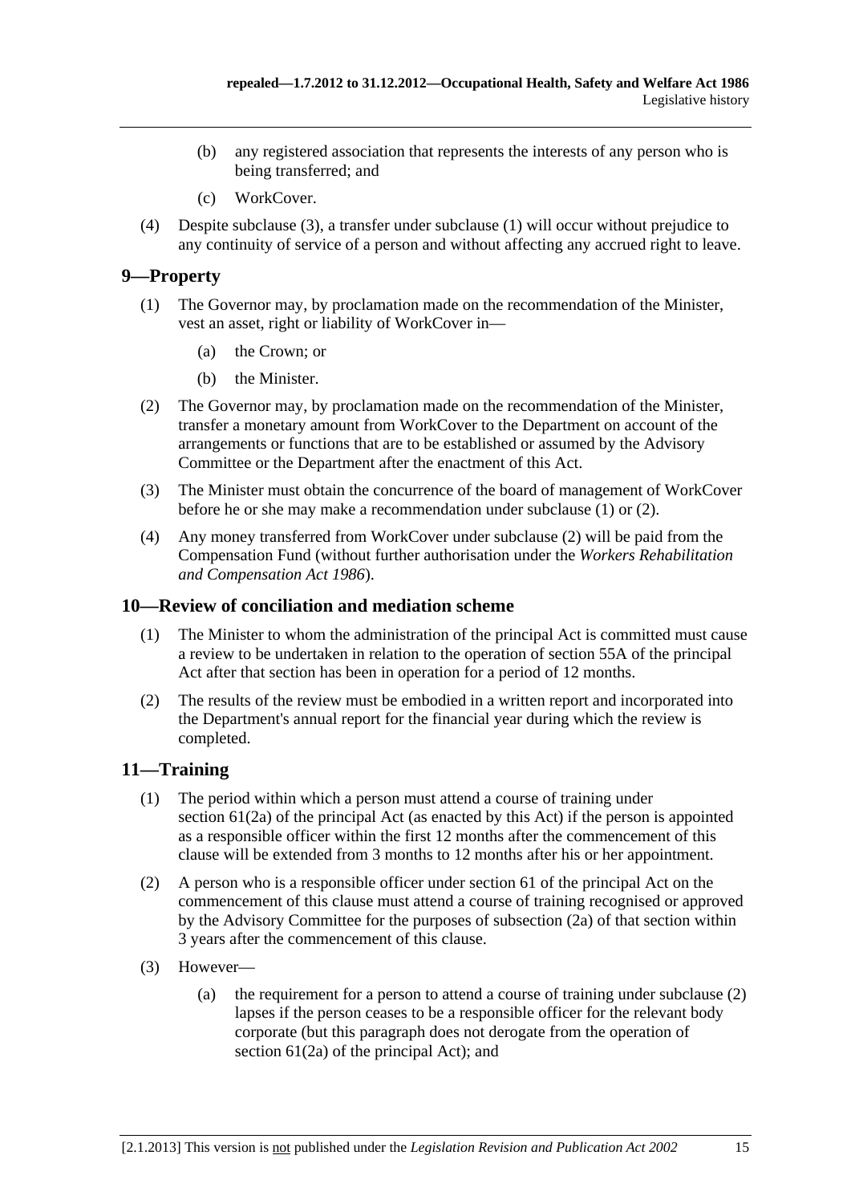(b) any registered association that represents the interests of any person who is being transferred; and

(c) WorkCover.

(4) Despite subclause (3), a transfer under subclause (1) will occur without prejudice to any continuity of service of a person and without affecting any accrued right to leave.

## 9—Property

(1) The Governor may, by proclamation made on the recommendation of the Minister, vest an asset, right or liability of WorkCover in—

(a) the Crown; or

(b) the Minister.

(2) The Governor may, by proclamation made on the recommendation of the Minister, transfer a monetary amount from WorkCover to the Department on account of the arrangements or functions that are to be established or assumed by the Advisory Committee or the Department after the enactment of this Act.

(3) The Minister must obtain the concurrence of the board of management of WorkCover before he or she may make a recommendation under subclause (1) or (2).

(4) Any money transferred from WorkCover under subclause (2) will be paid from the Compensation Fund (without further authorisation under the *Workers Rehabilitation and Compensation Act 1986*).

## 10—Review of conciliation and mediation scheme

(1) The Minister to whom the administration of the principal Act is committed must cause a review to be undertaken in relation to the operation of section 55A of the principal Act after that section has been in operation for a period of 12 months.

(2) The results of the review must be embodied in a written report and incorporated into the Department's annual report for the financial year during which the review is completed.

## 11—Training

(1) The period within which a person must attend a course of training under section 61(2a) of the principal Act (as enacted by this Act) if the person is appointed as a responsible officer within the first 12 months after the commencement of this clause will be extended from 3 months to 12 months after his or her appointment.

(2) A person who is a responsible officer under section 61 of the principal Act on the commencement of this clause must attend a course of training recognised or approved by the Advisory Committee for the purposes of subsection (2a) of that section within 3 years after the commencement of this clause.

(3) However—

(a) the requirement for a person to attend a course of training under subclause (2) lapses if the person ceases to be a responsible officer for the relevant body corporate (but this paragraph does not derogate from the operation of section 61(2a) of the principal Act); and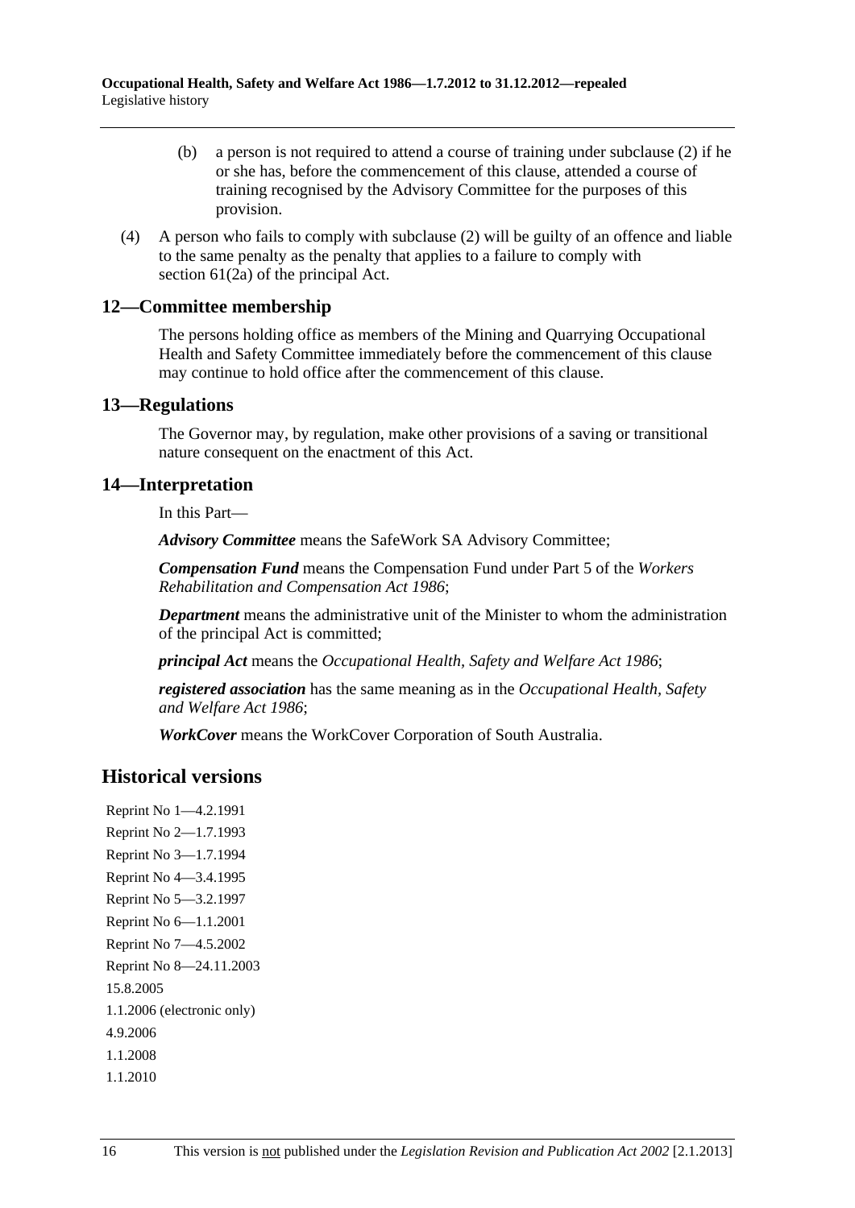(b) a person is not required to attend a course of training under subclause (2) if he or she has, before the commencement of this clause, attended a course of training recognised by the Advisory Committee for the purposes of this provision.

(4) A person who fails to comply with subclause (2) will be guilty of an offence and liable to the same penalty as the penalty that applies to a failure to comply with section 61(2a) of the principal Act.

### 12—Committee membership

The persons holding office as members of the Mining and Quarrying Occupational Health and Safety Committee immediately before the commencement of this clause may continue to hold office after the commencement of this clause.

### 13—Regulations

The Governor may, by regulation, make other provisions of a saving or transitional nature consequent on the enactment of this Act.

### 14—Interpretation

In this Part—

***Advisory Committee*** means the SafeWork SA Advisory Committee;

***Compensation Fund*** means the Compensation Fund under Part 5 of the *Workers Rehabilitation and Compensation Act 1986*;

***Department*** means the administrative unit of the Minister to whom the administration of the principal Act is committed;

***principal Act*** means the *Occupational Health, Safety and Welfare Act 1986*;

***registered association*** has the same meaning as in the *Occupational Health, Safety and Welfare Act 1986*;

***WorkCover*** means the WorkCover Corporation of South Australia.

## Historical versions

Reprint No 1—4.2.1991

Reprint No 2—1.7.1993

Reprint No 3—1.7.1994

Reprint No 4—3.4.1995

Reprint No 5—3.2.1997

Reprint No 6—1.1.2001

Reprint No 7—4.5.2002

Reprint No 8—24.11.2003

15.8.2005

1.1.2006 (electronic only)

4.9.2006

1.1.2008

1.1.2010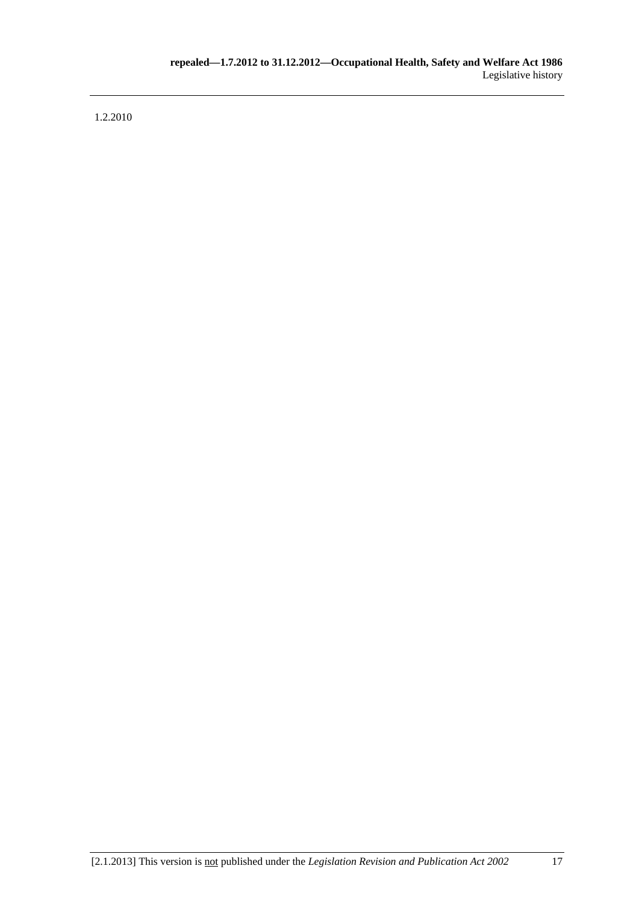1.2.2010